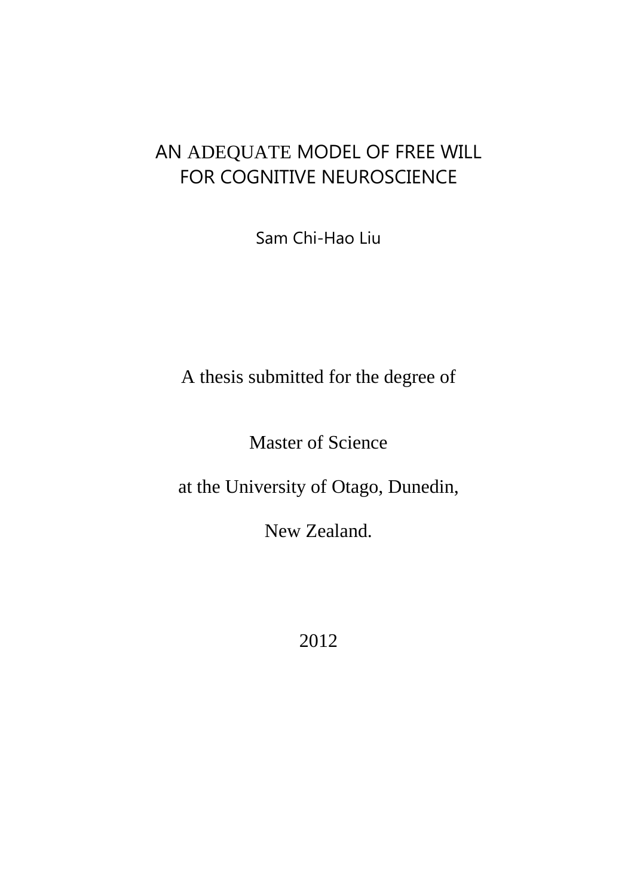# AN ADEQUATE MODEL OF FREE WILL FOR COGNITIVE NEUROSCIENCE

Sam Chi-Hao Liu

A thesis submitted for the degree of

Master of Science

at the University of Otago, Dunedin,

New Zealand.

2012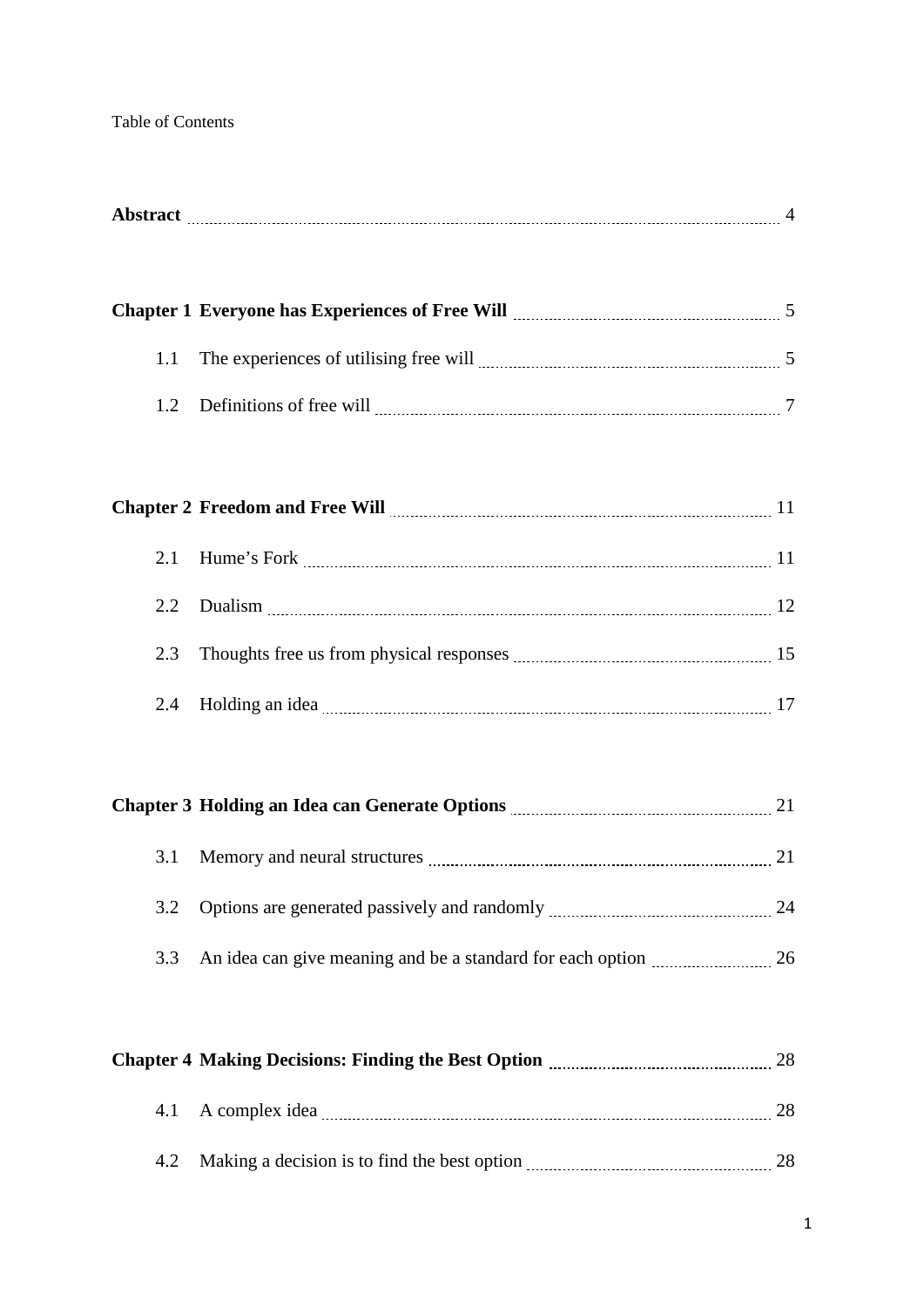Table of Contents

| | | |
|---|---|---|
| **Abstract** | | 4 |
| **Chapter 1** | **Everyone has Experiences of Free Will** | 5 |
| 1.1 | The experiences of utilising free will | 5 |
| 1.2 | Definitions of free will | 7 |
| **Chapter 2** | **Freedom and Free Will** | 11 |
| 2.1 | Hume’s Fork | 11 |
| 2.2 | Dualism | 12 |
| 2.3 | Thoughts free us from physical responses | 15 |
| 2.4 | Holding an idea | 17 |
| **Chapter 3** | **Holding an Idea can Generate Options** | 21 |
| 3.1 | Memory and neural structures | 21 |
| 3.2 | Options are generated passively and randomly | 24 |
| 3.3 | An idea can give meaning and be a standard for each option | 26 |
| **Chapter 4** | **Making Decisions: Finding the Best Option** | 28 |
| 4.1 | A complex idea | 28 |
| 4.2 | Making a decision is to find the best option | 28 |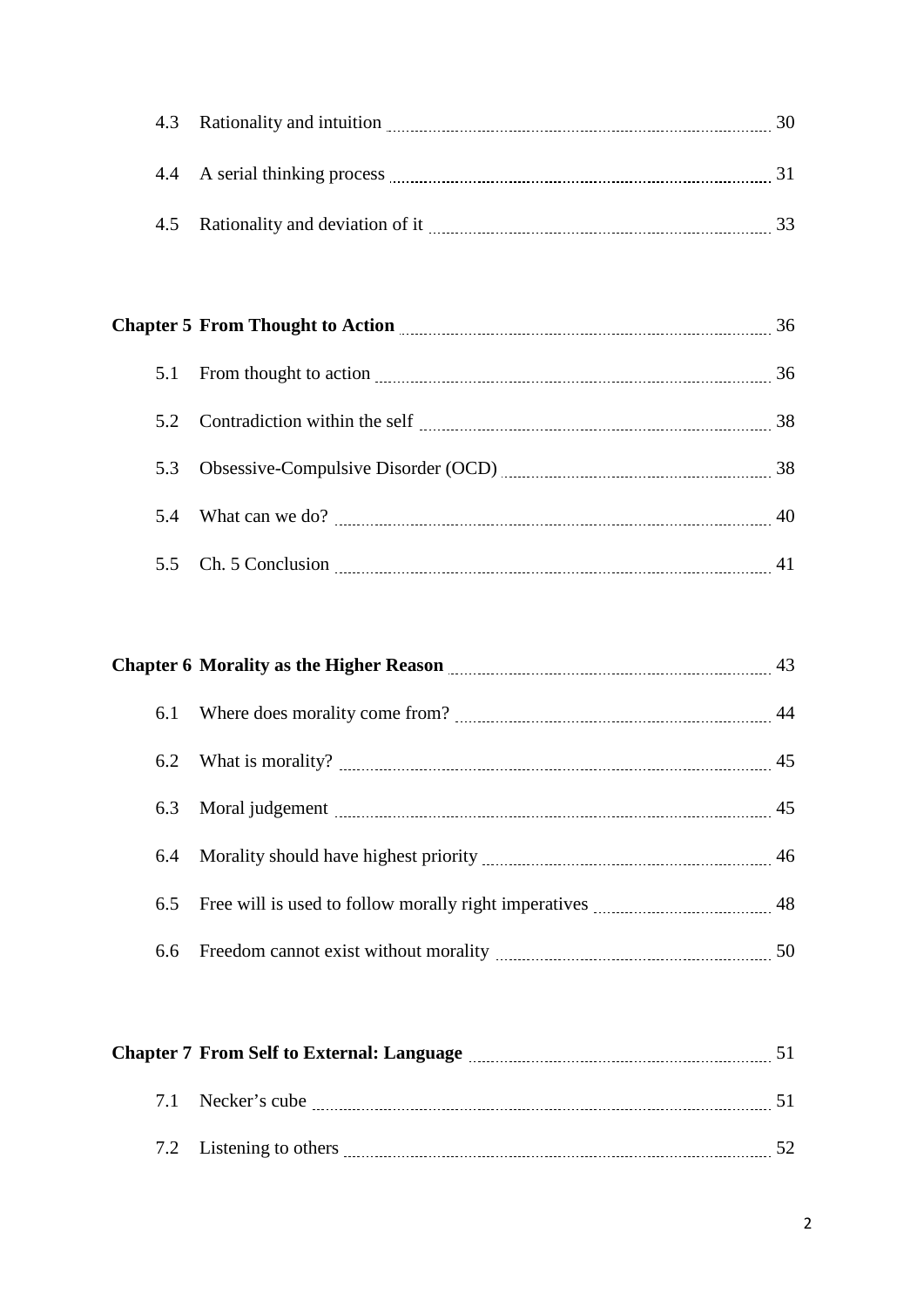4.3 Rationality and intuition ........ 30

4.4 A serial thinking process ........ 31

4.5 Rationality and deviation of it ........ 33

**Chapter 5 From Thought to Action** ........ 36

5.1 From thought to action ........ 36

5.2 Contradiction within the self ........ 38

5.3 Obsessive-Compulsive Disorder (OCD) ........ 38

5.4 What can we do? ........ 40

5.5 Ch. 5 Conclusion ........ 41

**Chapter 6 Morality as the Higher Reason** ........ 43

6.1 Where does morality come from? ........ 44

6.2 What is morality? ........ 45

6.3 Moral judgement ........ 45

6.4 Morality should have highest priority ........ 46

6.5 Free will is used to follow morally right imperatives ........ 48

6.6 Freedom cannot exist without morality ........ 50

**Chapter 7 From Self to External: Language** ........ 51

7.1 Necker's cube ........ 51

7.2 Listening to others ........ 52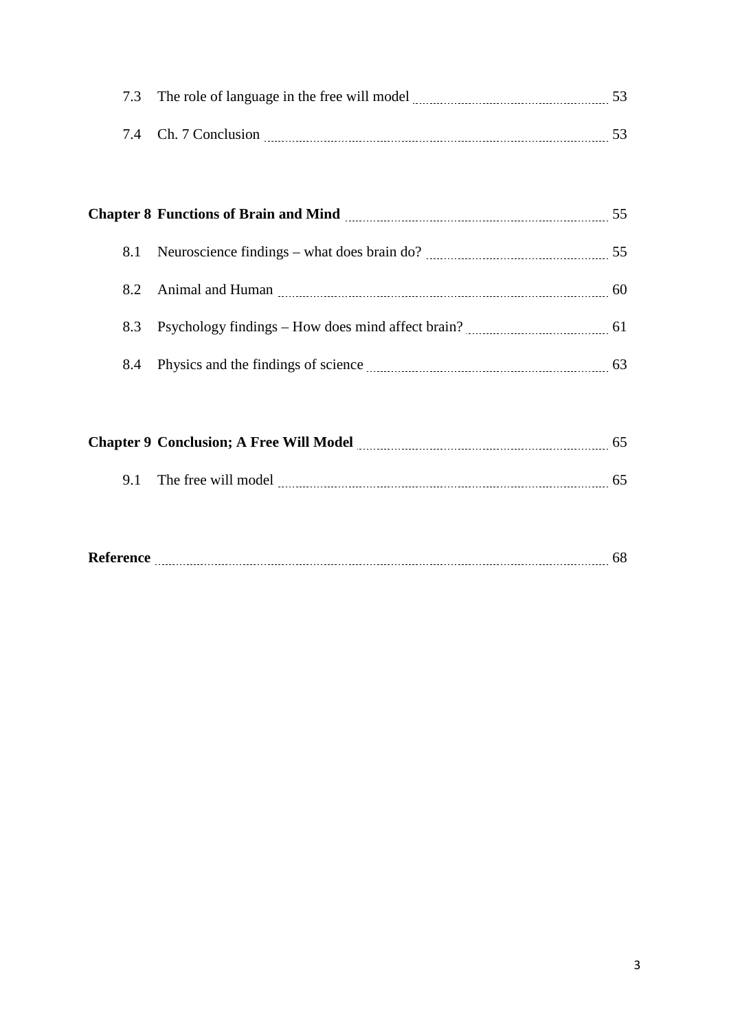7.3 The role of language in the free will model ..... 53

7.4 Ch. 7 Conclusion ..... 53

**Chapter 8 Functions of Brain and Mind** ..... 55

8.1 Neuroscience findings – what does brain do? ..... 55

8.2 Animal and Human ..... 60

8.3 Psychology findings – How does mind affect brain? ..... 61

8.4 Physics and the findings of science ..... 63

**Chapter 9 Conclusion; A Free Will Model** ..... 65

9.1 The free will model ..... 65

**Reference** ..... 68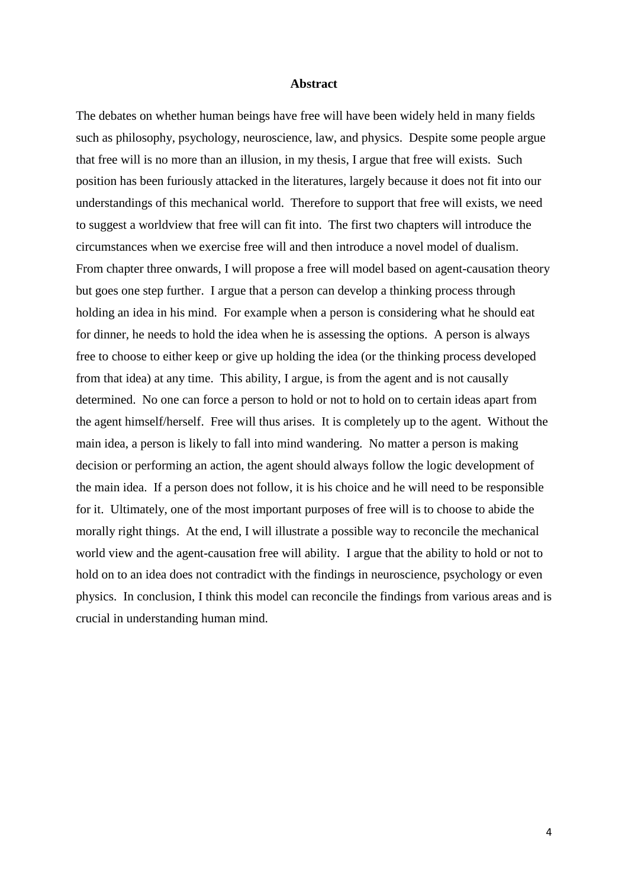# Abstract

The debates on whether human beings have free will have been widely held in many fields such as philosophy, psychology, neuroscience, law, and physics. Despite some people argue that free will is no more than an illusion, in my thesis, I argue that free will exists. Such position has been furiously attacked in the literatures, largely because it does not fit into our understandings of this mechanical world. Therefore to support that free will exists, we need to suggest a worldview that free will can fit into. The first two chapters will introduce the circumstances when we exercise free will and then introduce a novel model of dualism. From chapter three onwards, I will propose a free will model based on agent-causation theory but goes one step further. I argue that a person can develop a thinking process through holding an idea in his mind. For example when a person is considering what he should eat for dinner, he needs to hold the idea when he is assessing the options. A person is always free to choose to either keep or give up holding the idea (or the thinking process developed from that idea) at any time. This ability, I argue, is from the agent and is not causally determined. No one can force a person to hold or not to hold on to certain ideas apart from the agent himself/herself. Free will thus arises. It is completely up to the agent. Without the main idea, a person is likely to fall into mind wandering. No matter a person is making decision or performing an action, the agent should always follow the logic development of the main idea. If a person does not follow, it is his choice and he will need to be responsible for it. Ultimately, one of the most important purposes of free will is to choose to abide the morally right things. At the end, I will illustrate a possible way to reconcile the mechanical world view and the agent-causation free will ability. I argue that the ability to hold or not to hold on to an idea does not contradict with the findings in neuroscience, psychology or even physics. In conclusion, I think this model can reconcile the findings from various areas and is crucial in understanding human mind.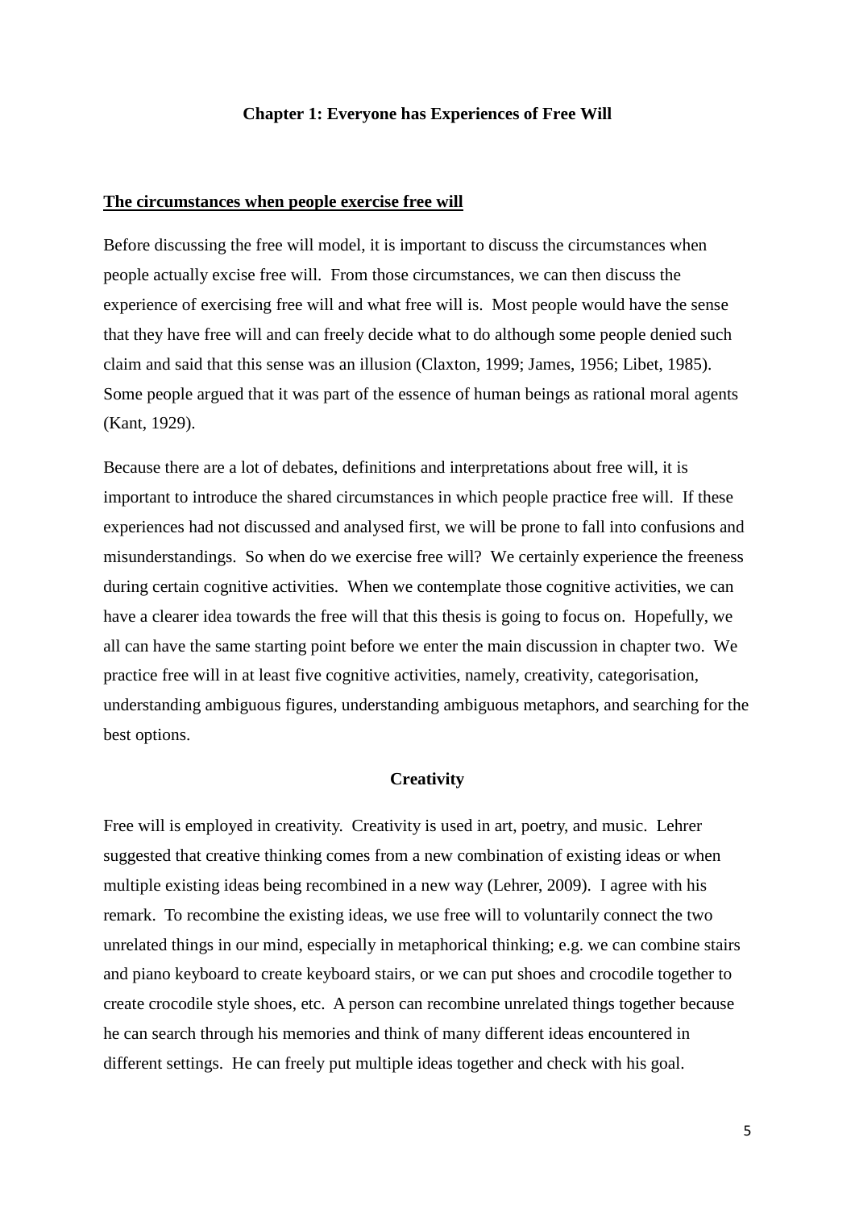## Chapter 1: Everyone has Experiences of Free Will

### The circumstances when people exercise free will

Before discussing the free will model, it is important to discuss the circumstances when people actually excise free will. From those circumstances, we can then discuss the experience of exercising free will and what free will is. Most people would have the sense that they have free will and can freely decide what to do although some people denied such claim and said that this sense was an illusion (Claxton, 1999; James, 1956; Libet, 1985). Some people argued that it was part of the essence of human beings as rational moral agents (Kant, 1929).

Because there are a lot of debates, definitions and interpretations about free will, it is important to introduce the shared circumstances in which people practice free will. If these experiences had not discussed and analysed first, we will be prone to fall into confusions and misunderstandings. So when do we exercise free will? We certainly experience the freeness during certain cognitive activities. When we contemplate those cognitive activities, we can have a clearer idea towards the free will that this thesis is going to focus on. Hopefully, we all can have the same starting point before we enter the main discussion in chapter two. We practice free will in at least five cognitive activities, namely, creativity, categorisation, understanding ambiguous figures, understanding ambiguous metaphors, and searching for the best options.

#### Creativity

Free will is employed in creativity. Creativity is used in art, poetry, and music. Lehrer suggested that creative thinking comes from a new combination of existing ideas or when multiple existing ideas being recombined in a new way (Lehrer, 2009). I agree with his remark. To recombine the existing ideas, we use free will to voluntarily connect the two unrelated things in our mind, especially in metaphorical thinking; e.g. we can combine stairs and piano keyboard to create keyboard stairs, or we can put shoes and crocodile together to create crocodile style shoes, etc. A person can recombine unrelated things together because he can search through his memories and think of many different ideas encountered in different settings. He can freely put multiple ideas together and check with his goal.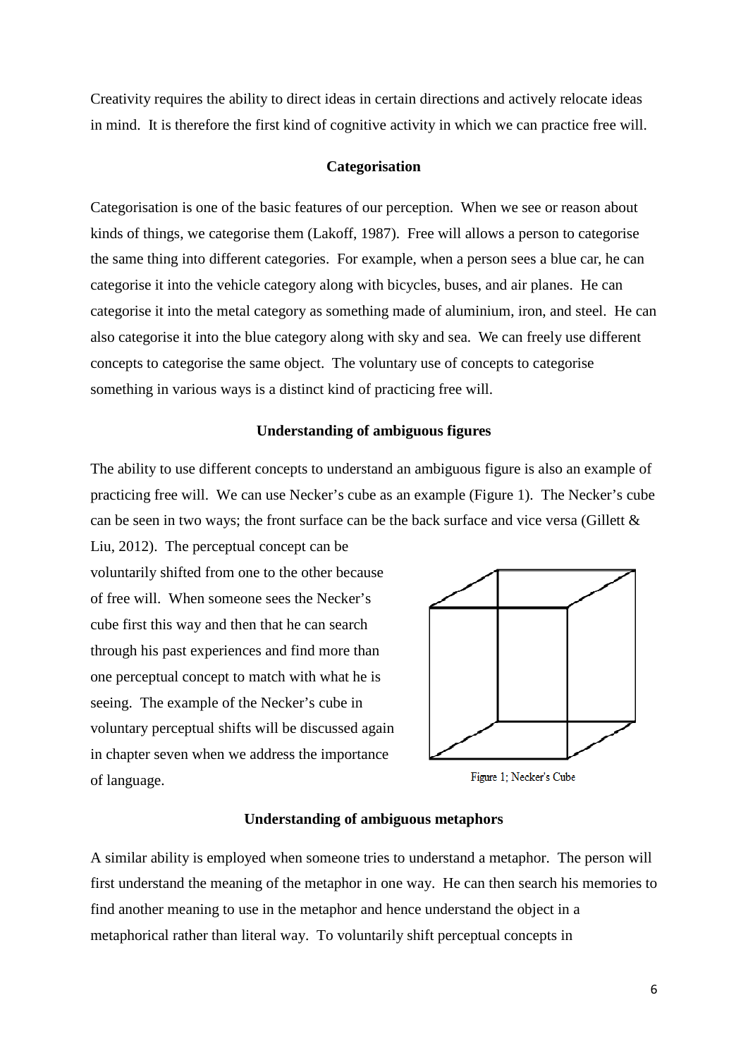Creativity requires the ability to direct ideas in certain directions and actively relocate ideas in mind. It is therefore the first kind of cognitive activity in which we can practice free will.

### Categorisation

Categorisation is one of the basic features of our perception. When we see or reason about kinds of things, we categorise them (Lakoff, 1987). Free will allows a person to categorise the same thing into different categories. For example, when a person sees a blue car, he can categorise it into the vehicle category along with bicycles, buses, and air planes. He can categorise it into the metal category as something made of aluminium, iron, and steel. He can also categorise it into the blue category along with sky and sea. We can freely use different concepts to categorise the same object. The voluntary use of concepts to categorise something in various ways is a distinct kind of practicing free will.

### Understanding of ambiguous figures

The ability to use different concepts to understand an ambiguous figure is also an example of practicing free will. We can use Necker's cube as an example (Figure 1). The Necker's cube can be seen in two ways; the front surface can be the back surface and vice versa (Gillett & Liu, 2012). The perceptual concept can be voluntarily shifted from one to the other because of free will. When someone sees the Necker's cube first this way and then that he can search through his past experiences and find more than one perceptual concept to match with what he is seeing. The example of the Necker's cube in voluntary perceptual shifts will be discussed again in chapter seven when we address the importance of language.

Figure 1: Necker's Cube

### Understanding of ambiguous metaphors

A similar ability is employed when someone tries to understand a metaphor. The person will first understand the meaning of the metaphor in one way. He can then search his memories to find another meaning to use in the metaphor and hence understand the object in a metaphorical rather than literal way. To voluntarily shift perceptual concepts in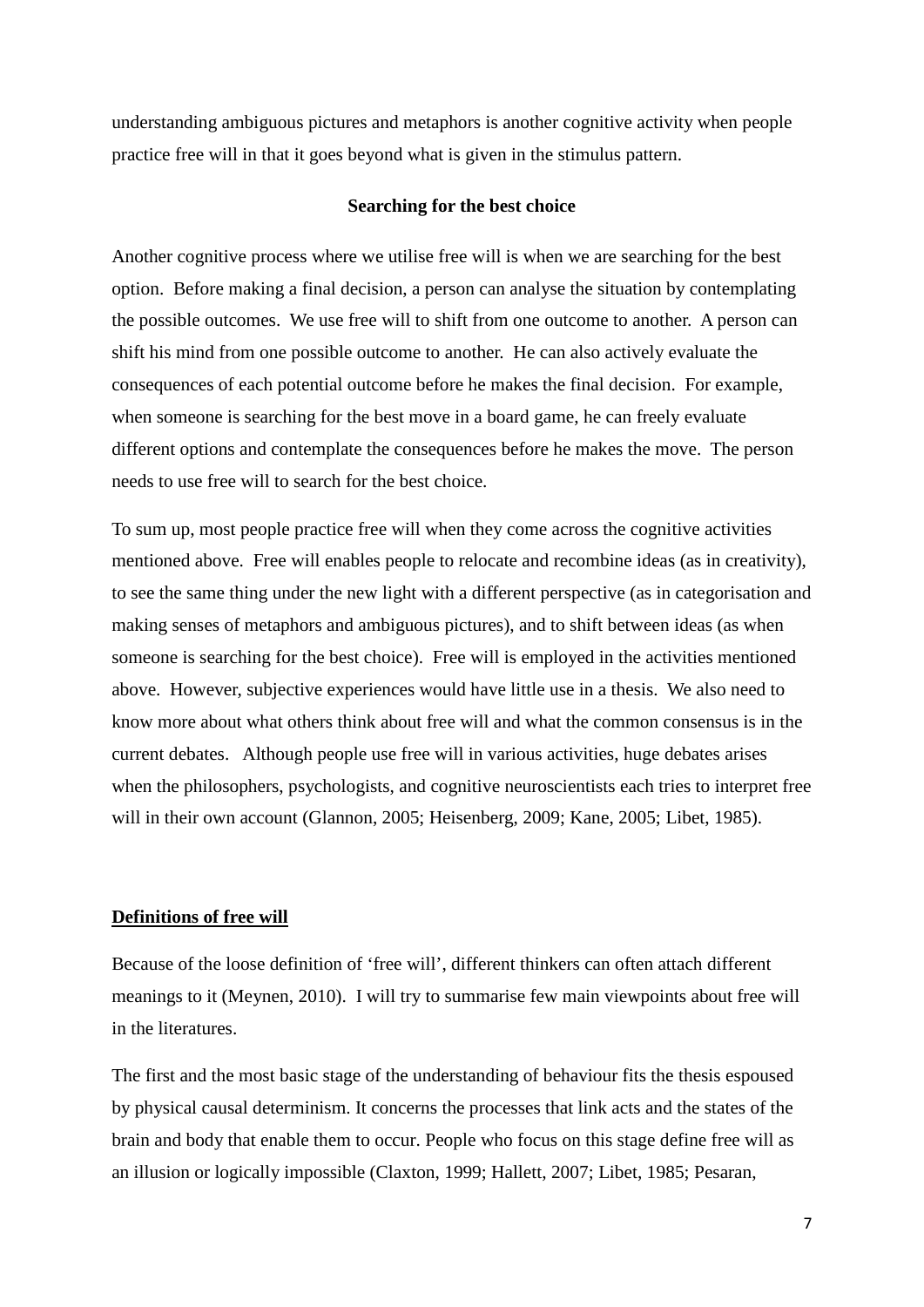understanding ambiguous pictures and metaphors is another cognitive activity when people practice free will in that it goes beyond what is given in the stimulus pattern.

**Searching for the best choice**

Another cognitive process where we utilise free will is when we are searching for the best option. Before making a final decision, a person can analyse the situation by contemplating the possible outcomes. We use free will to shift from one outcome to another. A person can shift his mind from one possible outcome to another. He can also actively evaluate the consequences of each potential outcome before he makes the final decision. For example, when someone is searching for the best move in a board game, he can freely evaluate different options and contemplate the consequences before he makes the move. The person needs to use free will to search for the best choice.

To sum up, most people practice free will when they come across the cognitive activities mentioned above. Free will enables people to relocate and recombine ideas (as in creativity), to see the same thing under the new light with a different perspective (as in categorisation and making senses of metaphors and ambiguous pictures), and to shift between ideas (as when someone is searching for the best choice). Free will is employed in the activities mentioned above. However, subjective experiences would have little use in a thesis. We also need to know more about what others think about free will and what the common consensus is in the current debates. Although people use free will in various activities, huge debates arises when the philosophers, psychologists, and cognitive neuroscientists each tries to interpret free will in their own account (Glannon, 2005; Heisenberg, 2009; Kane, 2005; Libet, 1985).

## Definitions of free will

Because of the loose definition of 'free will', different thinkers can often attach different meanings to it (Meynen, 2010). I will try to summarise few main viewpoints about free will in the literatures.

The first and the most basic stage of the understanding of behaviour fits the thesis espoused by physical causal determinism. It concerns the processes that link acts and the states of the brain and body that enable them to occur. People who focus on this stage define free will as an illusion or logically impossible (Claxton, 1999; Hallett, 2007; Libet, 1985; Pesaran,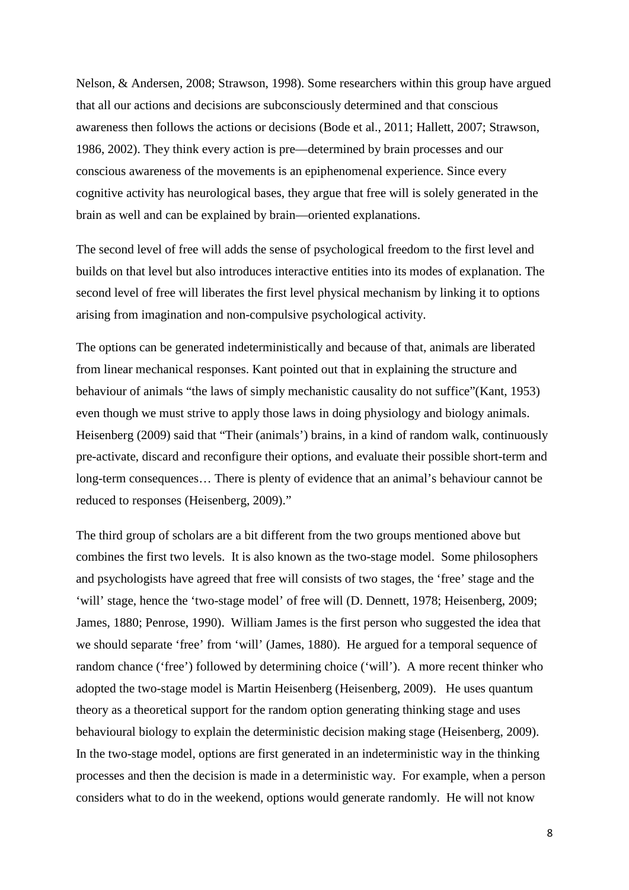Nelson, & Andersen, 2008; Strawson, 1998). Some researchers within this group have argued that all our actions and decisions are subconsciously determined and that conscious awareness then follows the actions or decisions (Bode et al., 2011; Hallett, 2007; Strawson, 1986, 2002). They think every action is pre—determined by brain processes and our conscious awareness of the movements is an epiphenomenal experience. Since every cognitive activity has neurological bases, they argue that free will is solely generated in the brain as well and can be explained by brain—oriented explanations.

The second level of free will adds the sense of psychological freedom to the first level and builds on that level but also introduces interactive entities into its modes of explanation. The second level of free will liberates the first level physical mechanism by linking it to options arising from imagination and non-compulsive psychological activity.

The options can be generated indeterministically and because of that, animals are liberated from linear mechanical responses. Kant pointed out that in explaining the structure and behaviour of animals "the laws of simply mechanistic causality do not suffice"(Kant, 1953) even though we must strive to apply those laws in doing physiology and biology animals. Heisenberg (2009) said that "Their (animals') brains, in a kind of random walk, continuously pre-activate, discard and reconfigure their options, and evaluate their possible short-term and long-term consequences… There is plenty of evidence that an animal's behaviour cannot be reduced to responses (Heisenberg, 2009)."

The third group of scholars are a bit different from the two groups mentioned above but combines the first two levels. It is also known as the two-stage model. Some philosophers and psychologists have agreed that free will consists of two stages, the 'free' stage and the 'will' stage, hence the 'two-stage model' of free will (D. Dennett, 1978; Heisenberg, 2009; James, 1880; Penrose, 1990). William James is the first person who suggested the idea that we should separate 'free' from 'will' (James, 1880). He argued for a temporal sequence of random chance ('free') followed by determining choice ('will'). A more recent thinker who adopted the two-stage model is Martin Heisenberg (Heisenberg, 2009). He uses quantum theory as a theoretical support for the random option generating thinking stage and uses behavioural biology to explain the deterministic decision making stage (Heisenberg, 2009). In the two-stage model, options are first generated in an indeterministic way in the thinking processes and then the decision is made in a deterministic way. For example, when a person considers what to do in the weekend, options would generate randomly. He will not know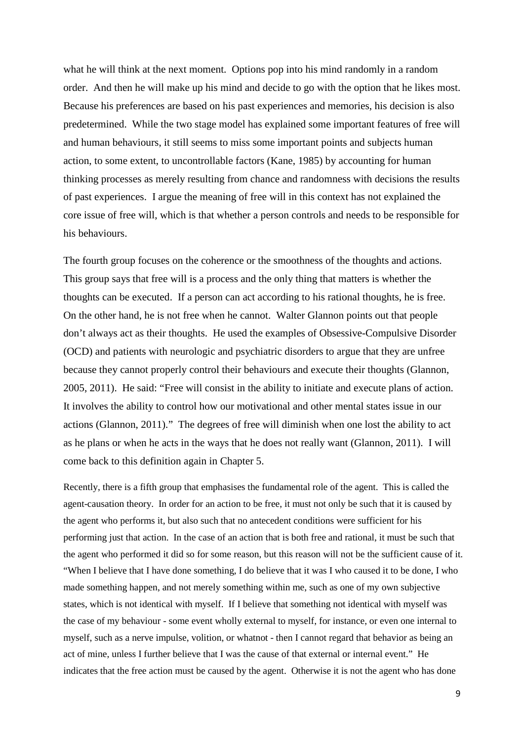what he will think at the next moment. Options pop into his mind randomly in a random order. And then he will make up his mind and decide to go with the option that he likes most. Because his preferences are based on his past experiences and memories, his decision is also predetermined. While the two stage model has explained some important features of free will and human behaviours, it still seems to miss some important points and subjects human action, to some extent, to uncontrollable factors (Kane, 1985) by accounting for human thinking processes as merely resulting from chance and randomness with decisions the results of past experiences. I argue the meaning of free will in this context has not explained the core issue of free will, which is that whether a person controls and needs to be responsible for his behaviours.

The fourth group focuses on the coherence or the smoothness of the thoughts and actions. This group says that free will is a process and the only thing that matters is whether the thoughts can be executed. If a person can act according to his rational thoughts, he is free. On the other hand, he is not free when he cannot. Walter Glannon points out that people don't always act as their thoughts. He used the examples of Obsessive-Compulsive Disorder (OCD) and patients with neurologic and psychiatric disorders to argue that they are unfree because they cannot properly control their behaviours and execute their thoughts (Glannon, 2005, 2011). He said: "Free will consist in the ability to initiate and execute plans of action. It involves the ability to control how our motivational and other mental states issue in our actions (Glannon, 2011)." The degrees of free will diminish when one lost the ability to act as he plans or when he acts in the ways that he does not really want (Glannon, 2011). I will come back to this definition again in Chapter 5.

Recently, there is a fifth group that emphasises the fundamental role of the agent. This is called the agent-causation theory. In order for an action to be free, it must not only be such that it is caused by the agent who performs it, but also such that no antecedent conditions were sufficient for his performing just that action. In the case of an action that is both free and rational, it must be such that the agent who performed it did so for some reason, but this reason will not be the sufficient cause of it. "When I believe that I have done something, I do believe that it was I who caused it to be done, I who made something happen, and not merely something within me, such as one of my own subjective states, which is not identical with myself. If I believe that something not identical with myself was the case of my behaviour - some event wholly external to myself, for instance, or even one internal to myself, such as a nerve impulse, volition, or whatnot - then I cannot regard that behavior as being an act of mine, unless I further believe that I was the cause of that external or internal event." He indicates that the free action must be caused by the agent. Otherwise it is not the agent who has done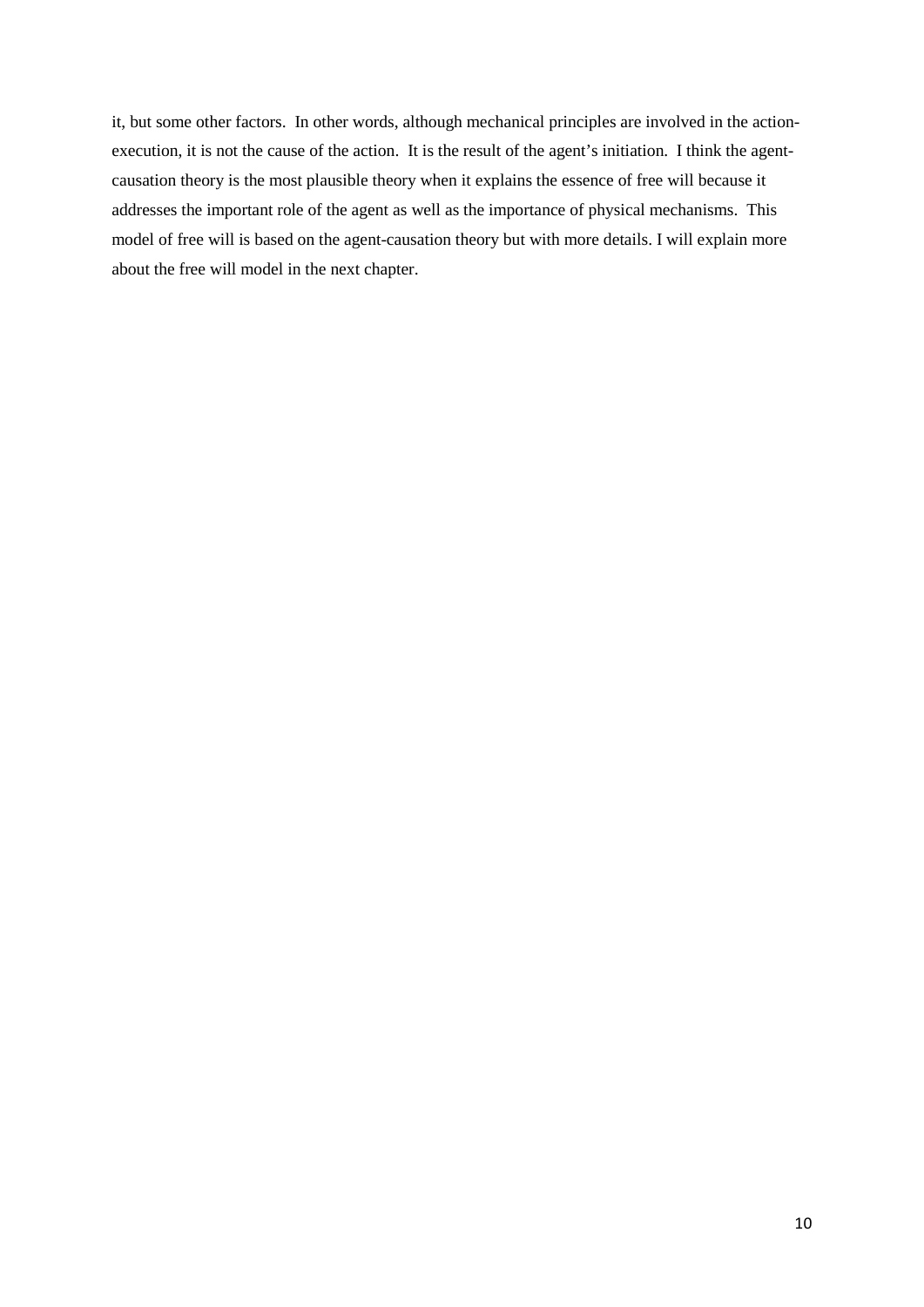it, but some other factors. In other words, although mechanical principles are involved in the action-execution, it is not the cause of the action. It is the result of the agent's initiation. I think the agent-causation theory is the most plausible theory when it explains the essence of free will because it addresses the important role of the agent as well as the importance of physical mechanisms. This model of free will is based on the agent-causation theory but with more details. I will explain more about the free will model in the next chapter.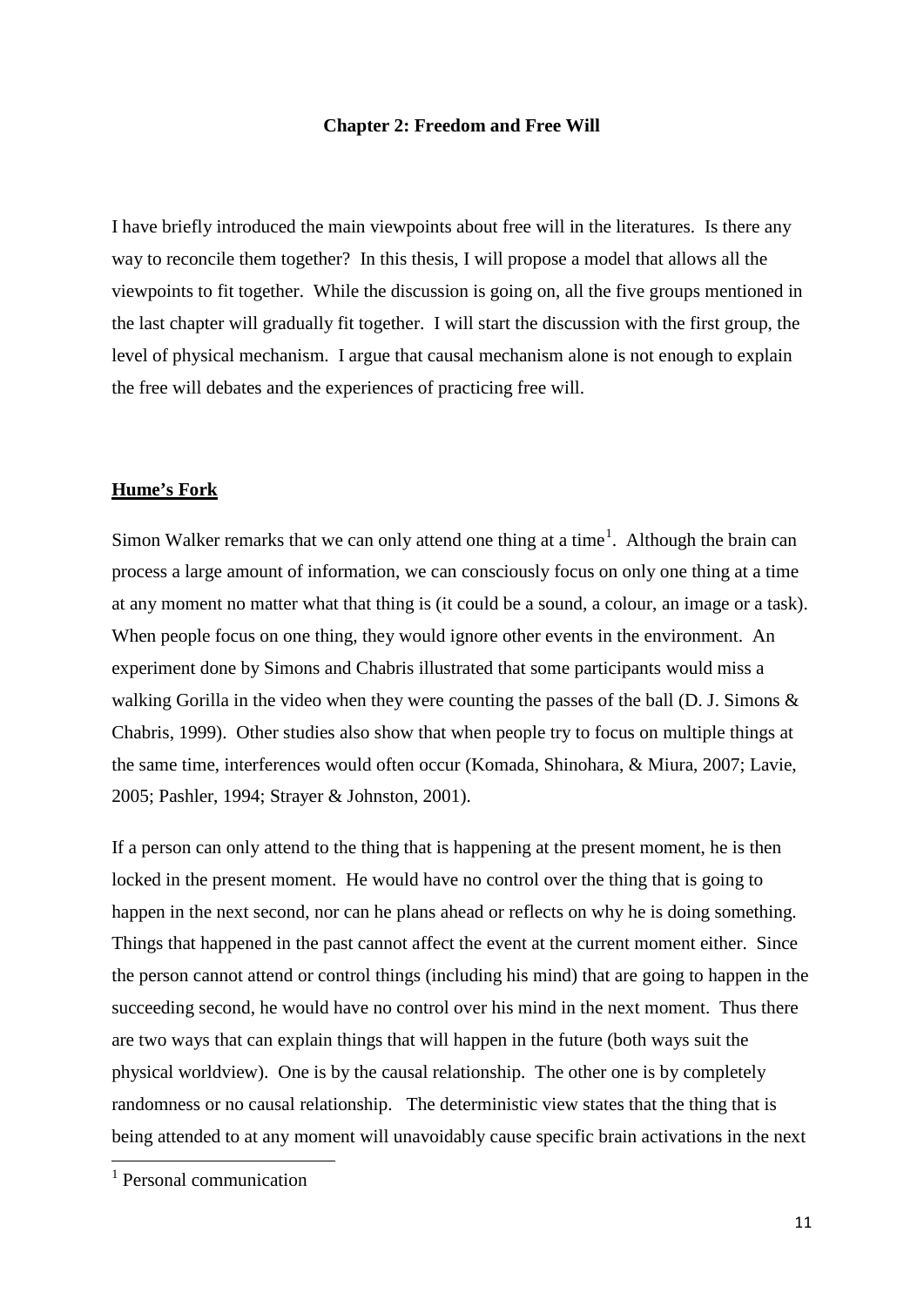## Chapter 2: Freedom and Free Will

I have briefly introduced the main viewpoints about free will in the literatures. Is there any way to reconcile them together? In this thesis, I will propose a model that allows all the viewpoints to fit together. While the discussion is going on, all the five groups mentioned in the last chapter will gradually fit together. I will start the discussion with the first group, the level of physical mechanism. I argue that causal mechanism alone is not enough to explain the free will debates and the experiences of practicing free will.

### **Hume's Fork**

Simon Walker remarks that we can only attend one thing at a time[1]. Although the brain can process a large amount of information, we can consciously focus on only one thing at a time at any moment no matter what that thing is (it could be a sound, a colour, an image or a task). When people focus on one thing, they would ignore other events in the environment. An experiment done by Simons and Chabris illustrated that some participants would miss a walking Gorilla in the video when they were counting the passes of the ball (D. J. Simons & Chabris, 1999). Other studies also show that when people try to focus on multiple things at the same time, interferences would often occur (Komada, Shinohara, & Miura, 2007; Lavie, 2005; Pashler, 1994; Strayer & Johnston, 2001).

If a person can only attend to the thing that is happening at the present moment, he is then locked in the present moment. He would have no control over the thing that is going to happen in the next second, nor can he plans ahead or reflects on why he is doing something. Things that happened in the past cannot affect the event at the current moment either. Since the person cannot attend or control things (including his mind) that are going to happen in the succeeding second, he would have no control over his mind in the next moment. Thus there are two ways that can explain things that will happen in the future (both ways suit the physical worldview). One is by the causal relationship. The other one is by completely randomness or no causal relationship. The deterministic view states that the thing that is being attended to at any moment will unavoidably cause specific brain activations in the next

[1] Personal communication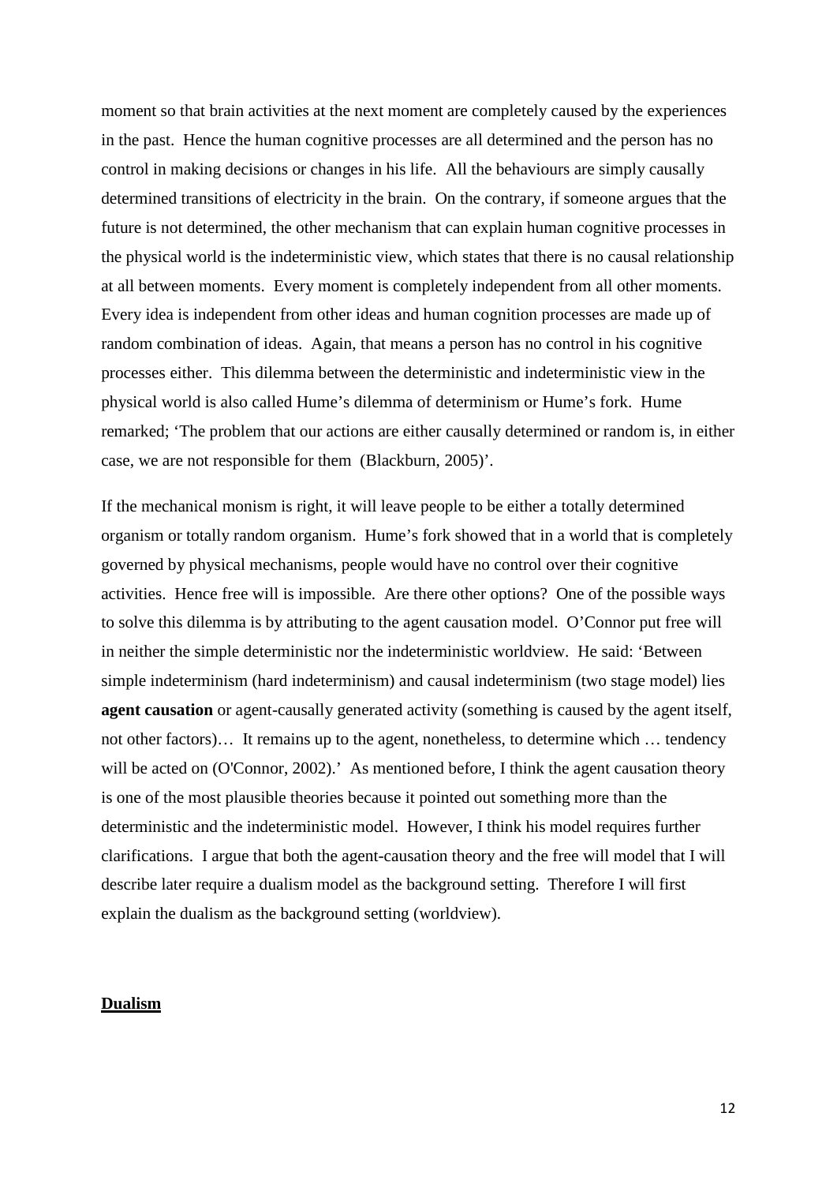moment so that brain activities at the next moment are completely caused by the experiences in the past. Hence the human cognitive processes are all determined and the person has no control in making decisions or changes in his life. All the behaviours are simply causally determined transitions of electricity in the brain. On the contrary, if someone argues that the future is not determined, the other mechanism that can explain human cognitive processes in the physical world is the indeterministic view, which states that there is no causal relationship at all between moments. Every moment is completely independent from all other moments. Every idea is independent from other ideas and human cognition processes are made up of random combination of ideas. Again, that means a person has no control in his cognitive processes either. This dilemma between the deterministic and indeterministic view in the physical world is also called Hume's dilemma of determinism or Hume's fork. Hume remarked; 'The problem that our actions are either causally determined or random is, in either case, we are not responsible for them (Blackburn, 2005)'.

If the mechanical monism is right, it will leave people to be either a totally determined organism or totally random organism. Hume's fork showed that in a world that is completely governed by physical mechanisms, people would have no control over their cognitive activities. Hence free will is impossible. Are there other options? One of the possible ways to solve this dilemma is by attributing to the agent causation model. O'Connor put free will in neither the simple deterministic nor the indeterministic worldview. He said: 'Between simple indeterminism (hard indeterminism) and causal indeterminism (two stage model) lies **agent causation** or agent-causally generated activity (something is caused by the agent itself, not other factors)… It remains up to the agent, nonetheless, to determine which … tendency will be acted on (O'Connor, 2002).' As mentioned before, I think the agent causation theory is one of the most plausible theories because it pointed out something more than the deterministic and the indeterministic model. However, I think his model requires further clarifications. I argue that both the agent-causation theory and the free will model that I will describe later require a dualism model as the background setting. Therefore I will first explain the dualism as the background setting (worldview).

## Dualism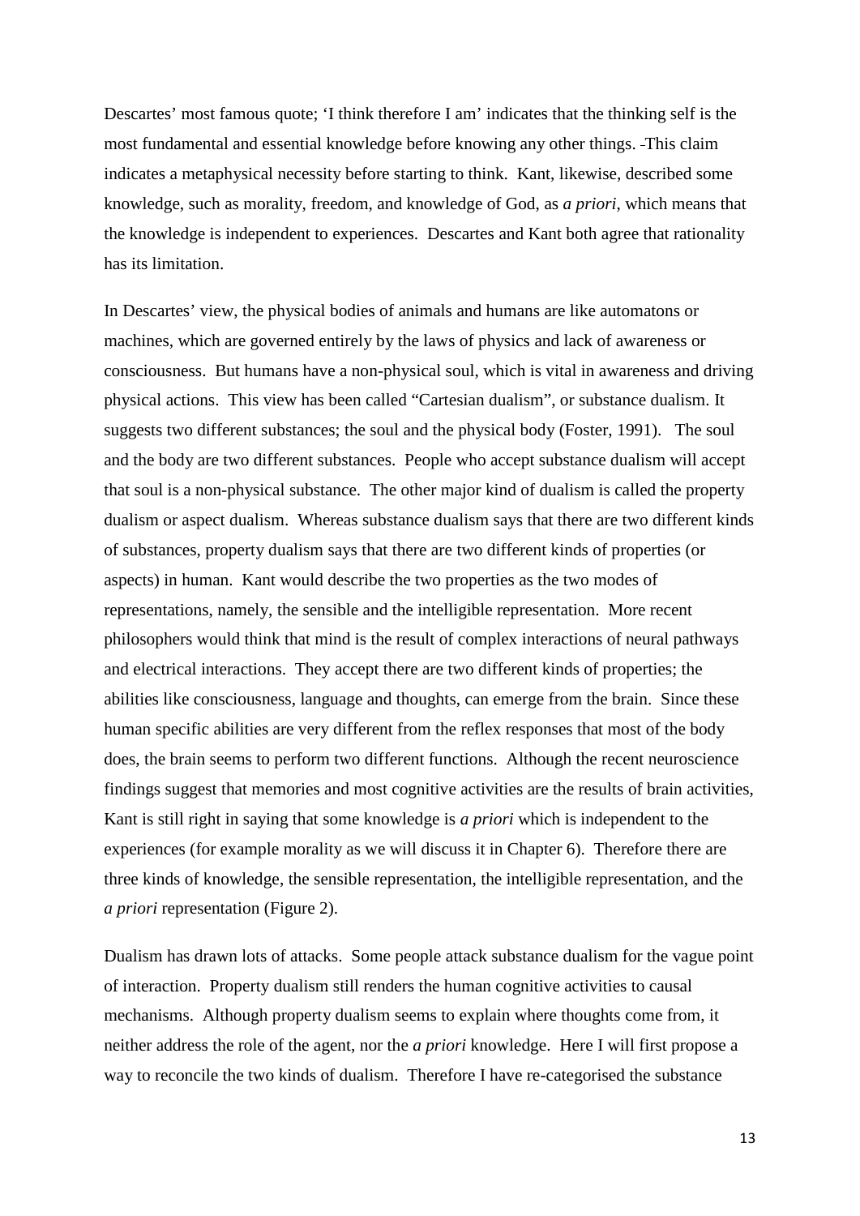Descartes' most famous quote; 'I think therefore I am' indicates that the thinking self is the most fundamental and essential knowledge before knowing any other things. This claim indicates a metaphysical necessity before starting to think. Kant, likewise, described some knowledge, such as morality, freedom, and knowledge of God, as *a priori*, which means that the knowledge is independent to experiences. Descartes and Kant both agree that rationality has its limitation.

In Descartes' view, the physical bodies of animals and humans are like automatons or machines, which are governed entirely by the laws of physics and lack of awareness or consciousness. But humans have a non-physical soul, which is vital in awareness and driving physical actions. This view has been called "Cartesian dualism", or substance dualism. It suggests two different substances; the soul and the physical body (Foster, 1991). The soul and the body are two different substances. People who accept substance dualism will accept that soul is a non-physical substance. The other major kind of dualism is called the property dualism or aspect dualism. Whereas substance dualism says that there are two different kinds of substances, property dualism says that there are two different kinds of properties (or aspects) in human. Kant would describe the two properties as the two modes of representations, namely, the sensible and the intelligible representation. More recent philosophers would think that mind is the result of complex interactions of neural pathways and electrical interactions. They accept there are two different kinds of properties; the abilities like consciousness, language and thoughts, can emerge from the brain. Since these human specific abilities are very different from the reflex responses that most of the body does, the brain seems to perform two different functions. Although the recent neuroscience findings suggest that memories and most cognitive activities are the results of brain activities, Kant is still right in saying that some knowledge is *a priori* which is independent to the experiences (for example morality as we will discuss it in Chapter 6). Therefore there are three kinds of knowledge, the sensible representation, the intelligible representation, and the *a priori* representation (Figure 2).

Dualism has drawn lots of attacks. Some people attack substance dualism for the vague point of interaction. Property dualism still renders the human cognitive activities to causal mechanisms. Although property dualism seems to explain where thoughts come from, it neither address the role of the agent, nor the *a priori* knowledge. Here I will first propose a way to reconcile the two kinds of dualism. Therefore I have re-categorised the substance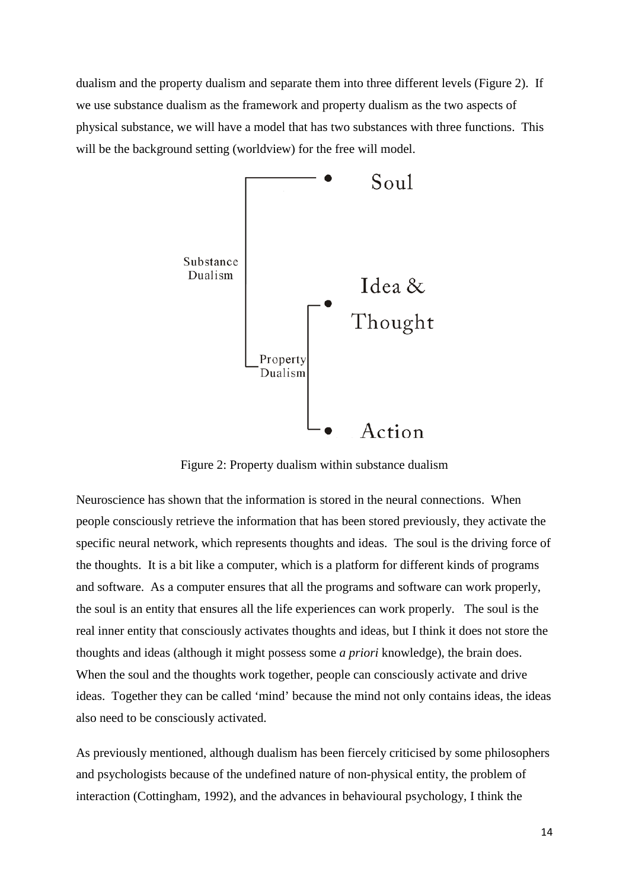dualism and the property dualism and separate them into three different levels (Figure 2). If we use substance dualism as the framework and property dualism as the two aspects of physical substance, we will have a model that has two substances with three functions. This will be the background setting (worldview) for the free will model.

Figure 2: Property dualism within substance dualism

Neuroscience has shown that the information is stored in the neural connections. When people consciously retrieve the information that has been stored previously, they activate the specific neural network, which represents thoughts and ideas. The soul is the driving force of the thoughts. It is a bit like a computer, which is a platform for different kinds of programs and software. As a computer ensures that all the programs and software can work properly, the soul is an entity that ensures all the life experiences can work properly. The soul is the real inner entity that consciously activates thoughts and ideas, but I think it does not store the thoughts and ideas (although it might possess some *a priori* knowledge), the brain does. When the soul and the thoughts work together, people can consciously activate and drive ideas. Together they can be called 'mind' because the mind not only contains ideas, the ideas also need to be consciously activated.

As previously mentioned, although dualism has been fiercely criticised by some philosophers and psychologists because of the undefined nature of non-physical entity, the problem of interaction (Cottingham, 1992), and the advances in behavioural psychology, I think the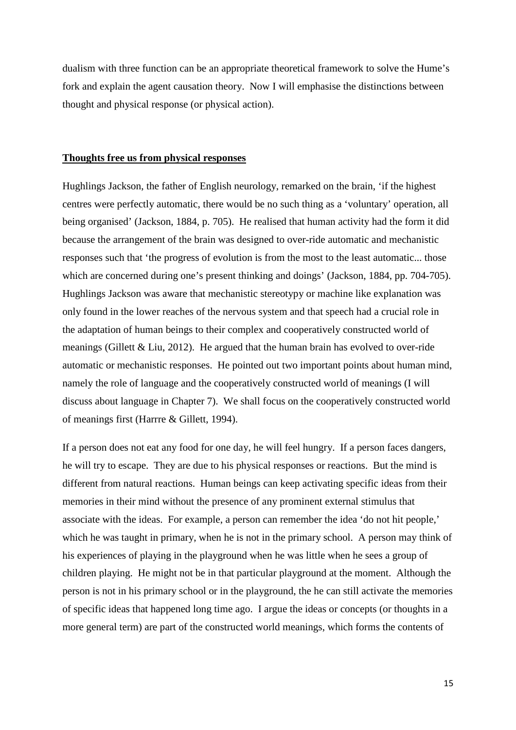dualism with three function can be an appropriate theoretical framework to solve the Hume's fork and explain the agent causation theory. Now I will emphasise the distinctions between thought and physical response (or physical action).

**Thoughts free us from physical responses**

Hughlings Jackson, the father of English neurology, remarked on the brain, 'if the highest centres were perfectly automatic, there would be no such thing as a 'voluntary' operation, all being organised' (Jackson, 1884, p. 705). He realised that human activity had the form it did because the arrangement of the brain was designed to over-ride automatic and mechanistic responses such that 'the progress of evolution is from the most to the least automatic... those which are concerned during one's present thinking and doings' (Jackson, 1884, pp. 704-705). Hughlings Jackson was aware that mechanistic stereotypy or machine like explanation was only found in the lower reaches of the nervous system and that speech had a crucial role in the adaptation of human beings to their complex and cooperatively constructed world of meanings (Gillett & Liu, 2012). He argued that the human brain has evolved to over-ride automatic or mechanistic responses. He pointed out two important points about human mind, namely the role of language and the cooperatively constructed world of meanings (I will discuss about language in Chapter 7). We shall focus on the cooperatively constructed world of meanings first (Harrre & Gillett, 1994).

If a person does not eat any food for one day, he will feel hungry. If a person faces dangers, he will try to escape. They are due to his physical responses or reactions. But the mind is different from natural reactions. Human beings can keep activating specific ideas from their memories in their mind without the presence of any prominent external stimulus that associate with the ideas. For example, a person can remember the idea 'do not hit people,' which he was taught in primary, when he is not in the primary school. A person may think of his experiences of playing in the playground when he was little when he sees a group of children playing. He might not be in that particular playground at the moment. Although the person is not in his primary school or in the playground, the he can still activate the memories of specific ideas that happened long time ago. I argue the ideas or concepts (or thoughts in a more general term) are part of the constructed world meanings, which forms the contents of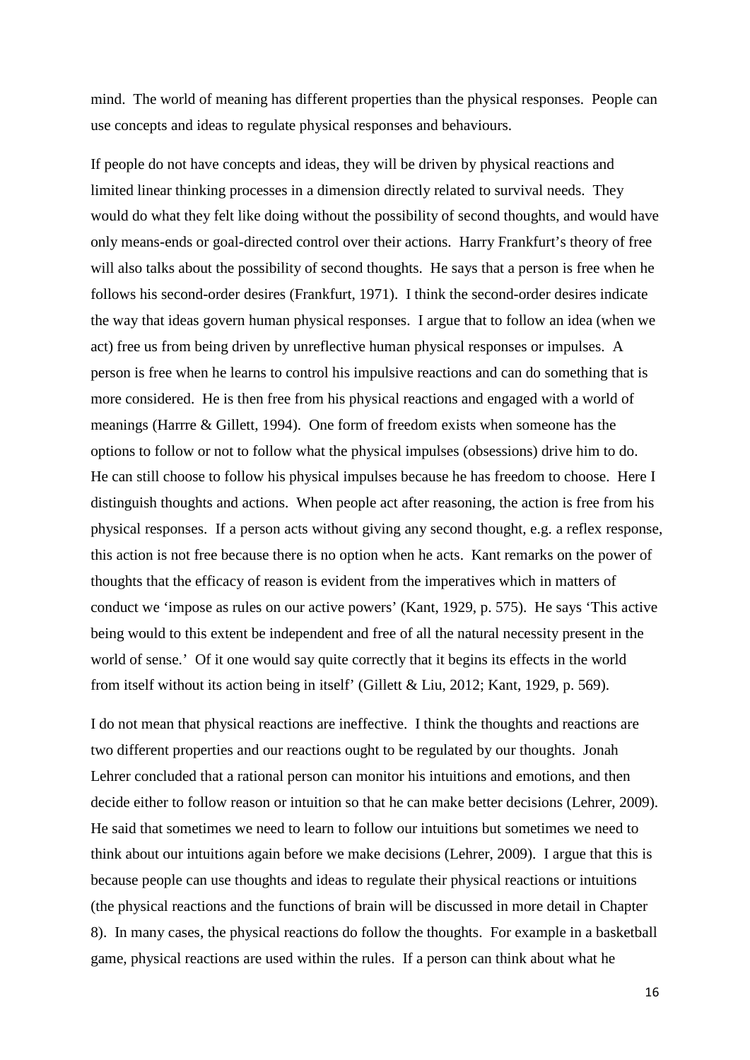mind. The world of meaning has different properties than the physical responses. People can use concepts and ideas to regulate physical responses and behaviours.

If people do not have concepts and ideas, they will be driven by physical reactions and limited linear thinking processes in a dimension directly related to survival needs. They would do what they felt like doing without the possibility of second thoughts, and would have only means-ends or goal-directed control over their actions. Harry Frankfurt's theory of free will also talks about the possibility of second thoughts. He says that a person is free when he follows his second-order desires (Frankfurt, 1971). I think the second-order desires indicate the way that ideas govern human physical responses. I argue that to follow an idea (when we act) free us from being driven by unreflective human physical responses or impulses. A person is free when he learns to control his impulsive reactions and can do something that is more considered. He is then free from his physical reactions and engaged with a world of meanings (Harrre & Gillett, 1994). One form of freedom exists when someone has the options to follow or not to follow what the physical impulses (obsessions) drive him to do. He can still choose to follow his physical impulses because he has freedom to choose. Here I distinguish thoughts and actions. When people act after reasoning, the action is free from his physical responses. If a person acts without giving any second thought, e.g. a reflex response, this action is not free because there is no option when he acts. Kant remarks on the power of thoughts that the efficacy of reason is evident from the imperatives which in matters of conduct we 'impose as rules on our active powers' (Kant, 1929, p. 575). He says 'This active being would to this extent be independent and free of all the natural necessity present in the world of sense.' Of it one would say quite correctly that it begins its effects in the world from itself without its action being in itself' (Gillett & Liu, 2012; Kant, 1929, p. 569).

I do not mean that physical reactions are ineffective. I think the thoughts and reactions are two different properties and our reactions ought to be regulated by our thoughts. Jonah Lehrer concluded that a rational person can monitor his intuitions and emotions, and then decide either to follow reason or intuition so that he can make better decisions (Lehrer, 2009). He said that sometimes we need to learn to follow our intuitions but sometimes we need to think about our intuitions again before we make decisions (Lehrer, 2009). I argue that this is because people can use thoughts and ideas to regulate their physical reactions or intuitions (the physical reactions and the functions of brain will be discussed in more detail in Chapter 8). In many cases, the physical reactions do follow the thoughts. For example in a basketball game, physical reactions are used within the rules. If a person can think about what he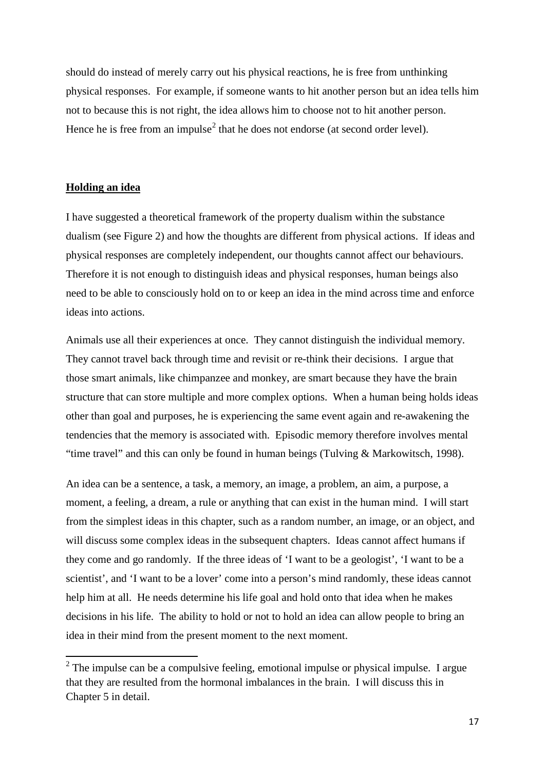should do instead of merely carry out his physical reactions, he is free from unthinking physical responses. For example, if someone wants to hit another person but an idea tells him not to because this is not right, the idea allows him to choose not to hit another person. Hence he is free from an impulse[2] that he does not endorse (at second order level).

## Holding an idea

I have suggested a theoretical framework of the property dualism within the substance dualism (see Figure 2) and how the thoughts are different from physical actions. If ideas and physical responses are completely independent, our thoughts cannot affect our behaviours. Therefore it is not enough to distinguish ideas and physical responses, human beings also need to be able to consciously hold on to or keep an idea in the mind across time and enforce ideas into actions.

Animals use all their experiences at once. They cannot distinguish the individual memory. They cannot travel back through time and revisit or re-think their decisions. I argue that those smart animals, like chimpanzee and monkey, are smart because they have the brain structure that can store multiple and more complex options. When a human being holds ideas other than goal and purposes, he is experiencing the same event again and re-awakening the tendencies that the memory is associated with. Episodic memory therefore involves mental "time travel" and this can only be found in human beings (Tulving & Markowitsch, 1998).

An idea can be a sentence, a task, a memory, an image, a problem, an aim, a purpose, a moment, a feeling, a dream, a rule or anything that can exist in the human mind. I will start from the simplest ideas in this chapter, such as a random number, an image, or an object, and will discuss some complex ideas in the subsequent chapters. Ideas cannot affect humans if they come and go randomly. If the three ideas of 'I want to be a geologist', 'I want to be a scientist', and 'I want to be a lover' come into a person's mind randomly, these ideas cannot help him at all. He needs determine his life goal and hold onto that idea when he makes decisions in his life. The ability to hold or not to hold an idea can allow people to bring an idea in their mind from the present moment to the next moment.

---

[2] The impulse can be a compulsive feeling, emotional impulse or physical impulse. I argue that they are resulted from the hormonal imbalances in the brain. I will discuss this in Chapter 5 in detail.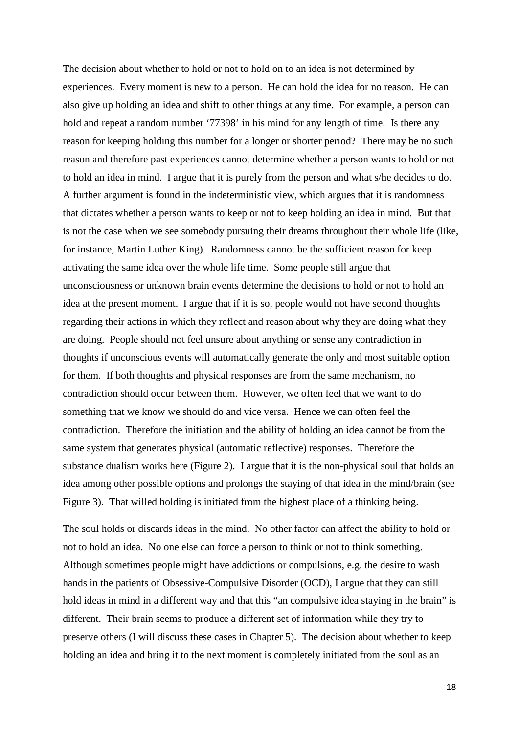The decision about whether to hold or not to hold on to an idea is not determined by experiences. Every moment is new to a person. He can hold the idea for no reason. He can also give up holding an idea and shift to other things at any time. For example, a person can hold and repeat a random number '77398' in his mind for any length of time. Is there any reason for keeping holding this number for a longer or shorter period? There may be no such reason and therefore past experiences cannot determine whether a person wants to hold or not to hold an idea in mind. I argue that it is purely from the person and what s/he decides to do. A further argument is found in the indeterministic view, which argues that it is randomness that dictates whether a person wants to keep or not to keep holding an idea in mind. But that is not the case when we see somebody pursuing their dreams throughout their whole life (like, for instance, Martin Luther King). Randomness cannot be the sufficient reason for keep activating the same idea over the whole life time. Some people still argue that unconsciousness or unknown brain events determine the decisions to hold or not to hold an idea at the present moment. I argue that if it is so, people would not have second thoughts regarding their actions in which they reflect and reason about why they are doing what they are doing. People should not feel unsure about anything or sense any contradiction in thoughts if unconscious events will automatically generate the only and most suitable option for them. If both thoughts and physical responses are from the same mechanism, no contradiction should occur between them. However, we often feel that we want to do something that we know we should do and vice versa. Hence we can often feel the contradiction. Therefore the initiation and the ability of holding an idea cannot be from the same system that generates physical (automatic reflective) responses. Therefore the substance dualism works here (Figure 2). I argue that it is the non-physical soul that holds an idea among other possible options and prolongs the staying of that idea in the mind/brain (see Figure 3). That willed holding is initiated from the highest place of a thinking being.

The soul holds or discards ideas in the mind. No other factor can affect the ability to hold or not to hold an idea. No one else can force a person to think or not to think something. Although sometimes people might have addictions or compulsions, e.g. the desire to wash hands in the patients of Obsessive-Compulsive Disorder (OCD), I argue that they can still hold ideas in mind in a different way and that this "an compulsive idea staying in the brain" is different. Their brain seems to produce a different set of information while they try to preserve others (I will discuss these cases in Chapter 5). The decision about whether to keep holding an idea and bring it to the next moment is completely initiated from the soul as an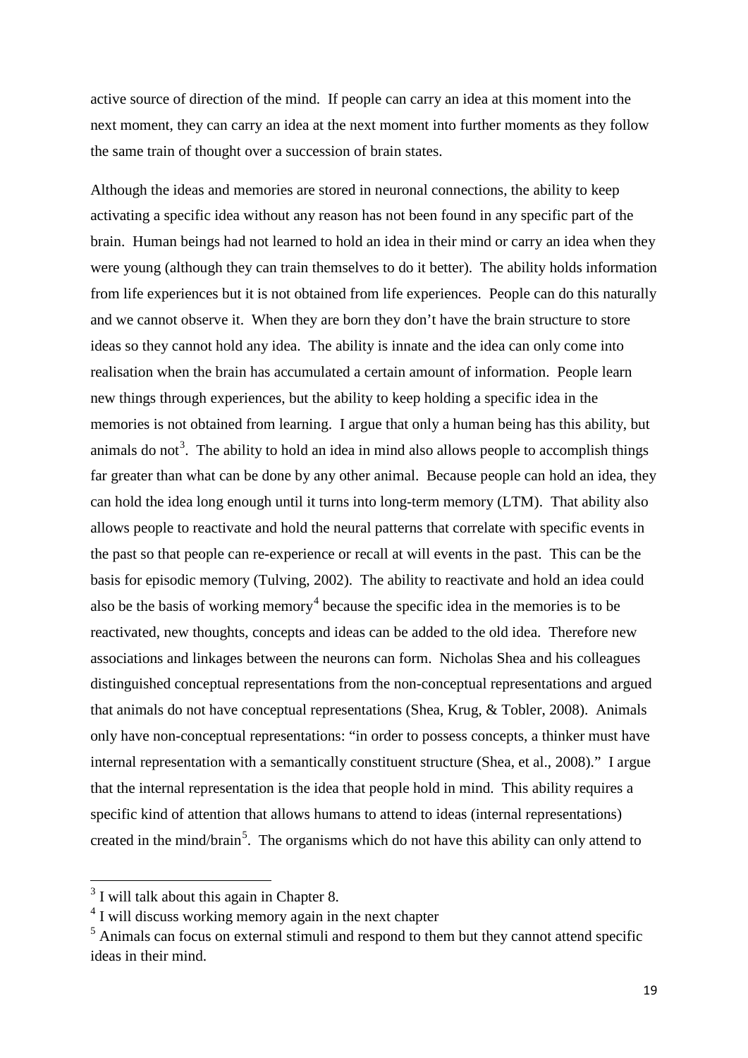active source of direction of the mind. If people can carry an idea at this moment into the next moment, they can carry an idea at the next moment into further moments as they follow the same train of thought over a succession of brain states.

Although the ideas and memories are stored in neuronal connections, the ability to keep activating a specific idea without any reason has not been found in any specific part of the brain. Human beings had not learned to hold an idea in their mind or carry an idea when they were young (although they can train themselves to do it better). The ability holds information from life experiences but it is not obtained from life experiences. People can do this naturally and we cannot observe it. When they are born they don't have the brain structure to store ideas so they cannot hold any idea. The ability is innate and the idea can only come into realisation when the brain has accumulated a certain amount of information. People learn new things through experiences, but the ability to keep holding a specific idea in the memories is not obtained from learning. I argue that only a human being has this ability, but animals do not[3]. The ability to hold an idea in mind also allows people to accomplish things far greater than what can be done by any other animal. Because people can hold an idea, they can hold the idea long enough until it turns into long-term memory (LTM). That ability also allows people to reactivate and hold the neural patterns that correlate with specific events in the past so that people can re-experience or recall at will events in the past. This can be the basis for episodic memory (Tulving, 2002). The ability to reactivate and hold an idea could also be the basis of working memory[4] because the specific idea in the memories is to be reactivated, new thoughts, concepts and ideas can be added to the old idea. Therefore new associations and linkages between the neurons can form. Nicholas Shea and his colleagues distinguished conceptual representations from the non-conceptual representations and argued that animals do not have conceptual representations (Shea, Krug, & Tobler, 2008). Animals only have non-conceptual representations: "in order to possess concepts, a thinker must have internal representation with a semantically constituent structure (Shea, et al., 2008)." I argue that the internal representation is the idea that people hold in mind. This ability requires a specific kind of attention that allows humans to attend to ideas (internal representations) created in the mind/brain[5]. The organisms which do not have this ability can only attend to

---

[3] I will talk about this again in Chapter 8.

[4] I will discuss working memory again in the next chapter

[5] Animals can focus on external stimuli and respond to them but they cannot attend specific ideas in their mind.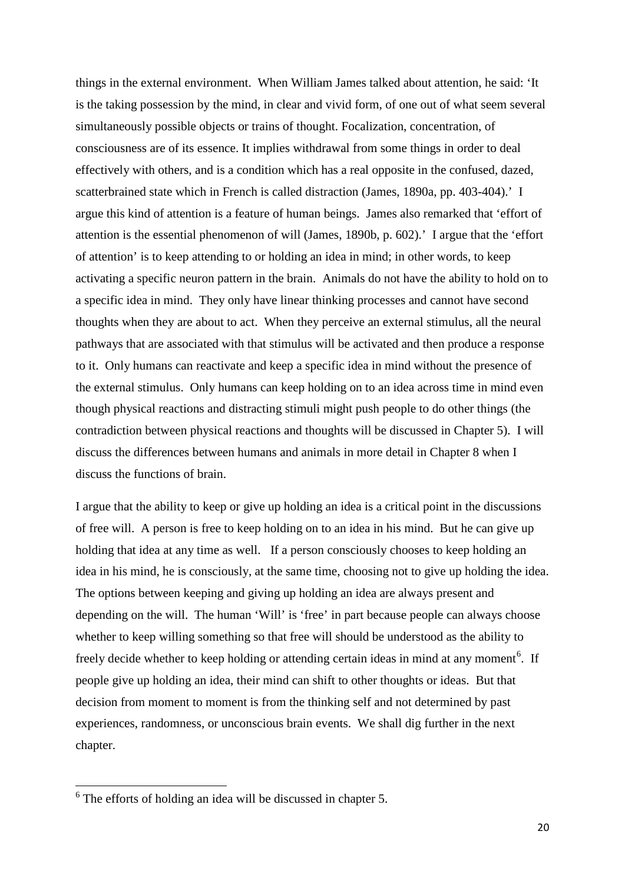things in the external environment. When William James talked about attention, he said: 'It is the taking possession by the mind, in clear and vivid form, of one out of what seem several simultaneously possible objects or trains of thought. Focalization, concentration, of consciousness are of its essence. It implies withdrawal from some things in order to deal effectively with others, and is a condition which has a real opposite in the confused, dazed, scatterbrained state which in French is called distraction (James, 1890a, pp. 403-404).' I argue this kind of attention is a feature of human beings. James also remarked that 'effort of attention is the essential phenomenon of will (James, 1890b, p. 602).' I argue that the 'effort of attention' is to keep attending to or holding an idea in mind; in other words, to keep activating a specific neuron pattern in the brain. Animals do not have the ability to hold on to a specific idea in mind. They only have linear thinking processes and cannot have second thoughts when they are about to act. When they perceive an external stimulus, all the neural pathways that are associated with that stimulus will be activated and then produce a response to it. Only humans can reactivate and keep a specific idea in mind without the presence of the external stimulus. Only humans can keep holding on to an idea across time in mind even though physical reactions and distracting stimuli might push people to do other things (the contradiction between physical reactions and thoughts will be discussed in Chapter 5). I will discuss the differences between humans and animals in more detail in Chapter 8 when I discuss the functions of brain.

I argue that the ability to keep or give up holding an idea is a critical point in the discussions of free will. A person is free to keep holding on to an idea in his mind. But he can give up holding that idea at any time as well. If a person consciously chooses to keep holding an idea in his mind, he is consciously, at the same time, choosing not to give up holding the idea. The options between keeping and giving up holding an idea are always present and depending on the will. The human 'Will' is 'free' in part because people can always choose whether to keep willing something so that free will should be understood as the ability to freely decide whether to keep holding or attending certain ideas in mind at any moment[6]. If people give up holding an idea, their mind can shift to other thoughts or ideas. But that decision from moment to moment is from the thinking self and not determined by past experiences, randomness, or unconscious brain events. We shall dig further in the next chapter.

[6] The efforts of holding an idea will be discussed in chapter 5.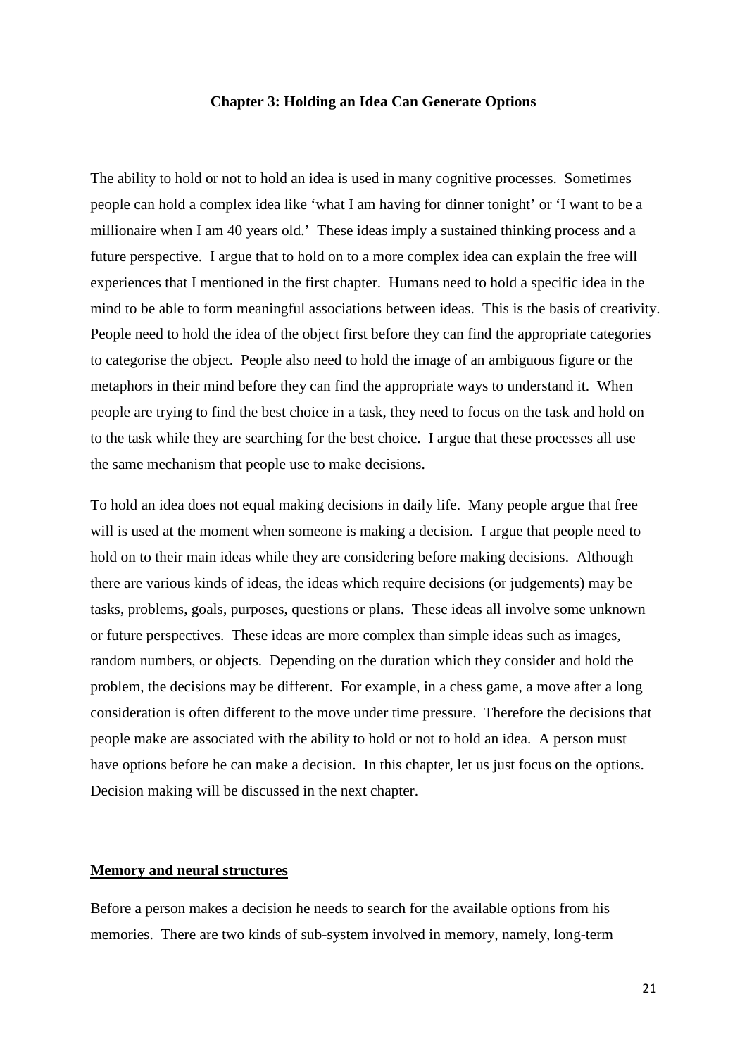## Chapter 3: Holding an Idea Can Generate Options

The ability to hold or not to hold an idea is used in many cognitive processes. Sometimes people can hold a complex idea like 'what I am having for dinner tonight' or 'I want to be a millionaire when I am 40 years old.' These ideas imply a sustained thinking process and a future perspective. I argue that to hold on to a more complex idea can explain the free will experiences that I mentioned in the first chapter. Humans need to hold a specific idea in the mind to be able to form meaningful associations between ideas. This is the basis of creativity. People need to hold the idea of the object first before they can find the appropriate categories to categorise the object. People also need to hold the image of an ambiguous figure or the metaphors in their mind before they can find the appropriate ways to understand it. When people are trying to find the best choice in a task, they need to focus on the task and hold on to the task while they are searching for the best choice. I argue that these processes all use the same mechanism that people use to make decisions.

To hold an idea does not equal making decisions in daily life. Many people argue that free will is used at the moment when someone is making a decision. I argue that people need to hold on to their main ideas while they are considering before making decisions. Although there are various kinds of ideas, the ideas which require decisions (or judgements) may be tasks, problems, goals, purposes, questions or plans. These ideas all involve some unknown or future perspectives. These ideas are more complex than simple ideas such as images, random numbers, or objects. Depending on the duration which they consider and hold the problem, the decisions may be different. For example, in a chess game, a move after a long consideration is often different to the move under time pressure. Therefore the decisions that people make are associated with the ability to hold or not to hold an idea. A person must have options before he can make a decision. In this chapter, let us just focus on the options. Decision making will be discussed in the next chapter.

### Memory and neural structures

Before a person makes a decision he needs to search for the available options from his memories. There are two kinds of sub-system involved in memory, namely, long-term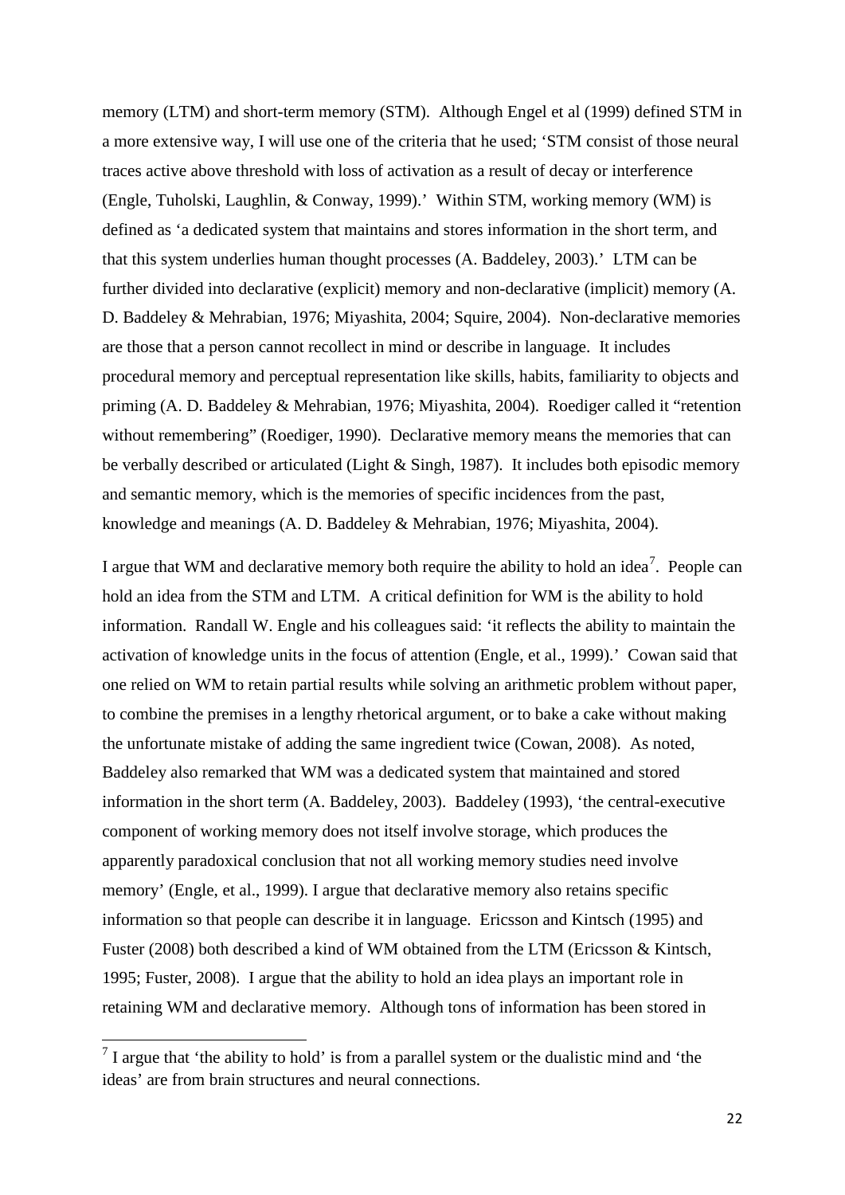memory (LTM) and short-term memory (STM). Although Engel et al (1999) defined STM in a more extensive way, I will use one of the criteria that he used; 'STM consist of those neural traces active above threshold with loss of activation as a result of decay or interference (Engle, Tuholski, Laughlin, & Conway, 1999).' Within STM, working memory (WM) is defined as 'a dedicated system that maintains and stores information in the short term, and that this system underlies human thought processes (A. Baddeley, 2003).' LTM can be further divided into declarative (explicit) memory and non-declarative (implicit) memory (A. D. Baddeley & Mehrabian, 1976; Miyashita, 2004; Squire, 2004). Non-declarative memories are those that a person cannot recollect in mind or describe in language. It includes procedural memory and perceptual representation like skills, habits, familiarity to objects and priming (A. D. Baddeley & Mehrabian, 1976; Miyashita, 2004). Roediger called it "retention without remembering" (Roediger, 1990). Declarative memory means the memories that can be verbally described or articulated (Light & Singh, 1987). It includes both episodic memory and semantic memory, which is the memories of specific incidences from the past, knowledge and meanings (A. D. Baddeley & Mehrabian, 1976; Miyashita, 2004).

I argue that WM and declarative memory both require the ability to hold an idea[7]. People can hold an idea from the STM and LTM. A critical definition for WM is the ability to hold information. Randall W. Engle and his colleagues said: 'it reflects the ability to maintain the activation of knowledge units in the focus of attention (Engle, et al., 1999).' Cowan said that one relied on WM to retain partial results while solving an arithmetic problem without paper, to combine the premises in a lengthy rhetorical argument, or to bake a cake without making the unfortunate mistake of adding the same ingredient twice (Cowan, 2008). As noted, Baddeley also remarked that WM was a dedicated system that maintained and stored information in the short term (A. Baddeley, 2003). Baddeley (1993), 'the central-executive component of working memory does not itself involve storage, which produces the apparently paradoxical conclusion that not all working memory studies need involve memory' (Engle, et al., 1999). I argue that declarative memory also retains specific information so that people can describe it in language. Ericsson and Kintsch (1995) and Fuster (2008) both described a kind of WM obtained from the LTM (Ericsson & Kintsch, 1995; Fuster, 2008). I argue that the ability to hold an idea plays an important role in retaining WM and declarative memory. Although tons of information has been stored in

[7] I argue that 'the ability to hold' is from a parallel system or the dualistic mind and 'the ideas' are from brain structures and neural connections.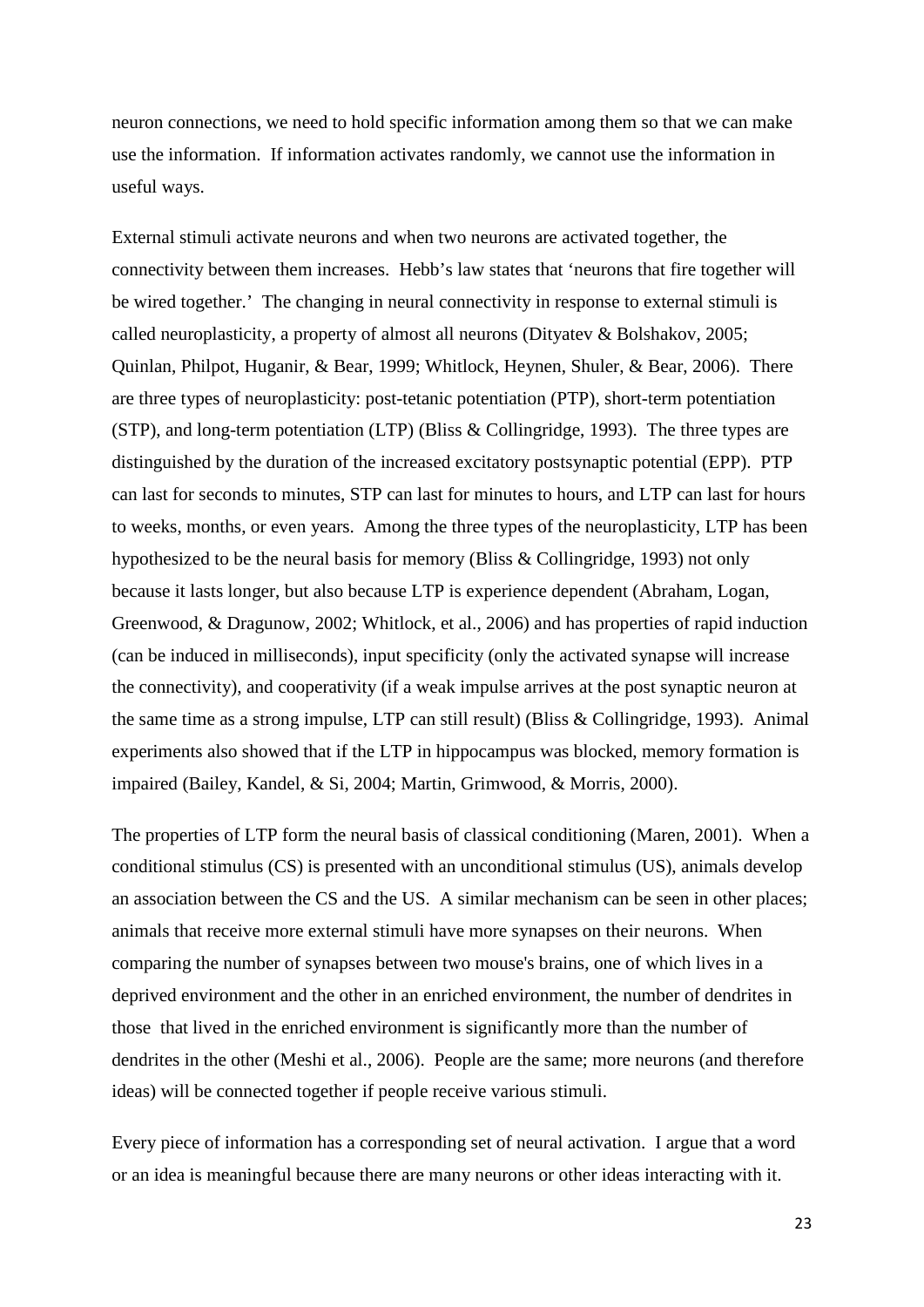neuron connections, we need to hold specific information among them so that we can make use the information. If information activates randomly, we cannot use the information in useful ways.

External stimuli activate neurons and when two neurons are activated together, the connectivity between them increases. Hebb's law states that 'neurons that fire together will be wired together.' The changing in neural connectivity in response to external stimuli is called neuroplasticity, a property of almost all neurons (Dityatev & Bolshakov, 2005; Quinlan, Philpot, Huganir, & Bear, 1999; Whitlock, Heynen, Shuler, & Bear, 2006). There are three types of neuroplasticity: post-tetanic potentiation (PTP), short-term potentiation (STP), and long-term potentiation (LTP) (Bliss & Collingridge, 1993). The three types are distinguished by the duration of the increased excitatory postsynaptic potential (EPP). PTP can last for seconds to minutes, STP can last for minutes to hours, and LTP can last for hours to weeks, months, or even years. Among the three types of the neuroplasticity, LTP has been hypothesized to be the neural basis for memory (Bliss & Collingridge, 1993) not only because it lasts longer, but also because LTP is experience dependent (Abraham, Logan, Greenwood, & Dragunow, 2002; Whitlock, et al., 2006) and has properties of rapid induction (can be induced in milliseconds), input specificity (only the activated synapse will increase the connectivity), and cooperativity (if a weak impulse arrives at the post synaptic neuron at the same time as a strong impulse, LTP can still result) (Bliss & Collingridge, 1993). Animal experiments also showed that if the LTP in hippocampus was blocked, memory formation is impaired (Bailey, Kandel, & Si, 2004; Martin, Grimwood, & Morris, 2000).

The properties of LTP form the neural basis of classical conditioning (Maren, 2001). When a conditional stimulus (CS) is presented with an unconditional stimulus (US), animals develop an association between the CS and the US. A similar mechanism can be seen in other places; animals that receive more external stimuli have more synapses on their neurons. When comparing the number of synapses between two mouse's brains, one of which lives in a deprived environment and the other in an enriched environment, the number of dendrites in those that lived in the enriched environment is significantly more than the number of dendrites in the other (Meshi et al., 2006). People are the same; more neurons (and therefore ideas) will be connected together if people receive various stimuli.

Every piece of information has a corresponding set of neural activation. I argue that a word or an idea is meaningful because there are many neurons or other ideas interacting with it.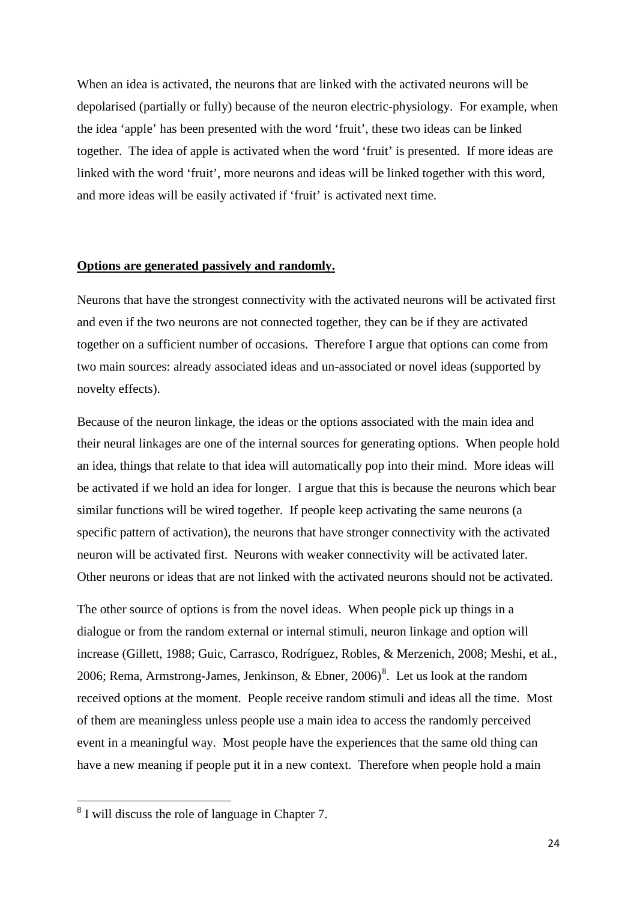When an idea is activated, the neurons that are linked with the activated neurons will be depolarised (partially or fully) because of the neuron electric-physiology. For example, when the idea 'apple' has been presented with the word 'fruit', these two ideas can be linked together. The idea of apple is activated when the word 'fruit' is presented. If more ideas are linked with the word 'fruit', more neurons and ideas will be linked together with this word, and more ideas will be easily activated if 'fruit' is activated next time.

## **Options are generated passively and randomly.**

Neurons that have the strongest connectivity with the activated neurons will be activated first and even if the two neurons are not connected together, they can be if they are activated together on a sufficient number of occasions. Therefore I argue that options can come from two main sources: already associated ideas and un-associated or novel ideas (supported by novelty effects).

Because of the neuron linkage, the ideas or the options associated with the main idea and their neural linkages are one of the internal sources for generating options. When people hold an idea, things that relate to that idea will automatically pop into their mind. More ideas will be activated if we hold an idea for longer. I argue that this is because the neurons which bear similar functions will be wired together. If people keep activating the same neurons (a specific pattern of activation), the neurons that have stronger connectivity with the activated neuron will be activated first. Neurons with weaker connectivity will be activated later. Other neurons or ideas that are not linked with the activated neurons should not be activated.

The other source of options is from the novel ideas. When people pick up things in a dialogue or from the random external or internal stimuli, neuron linkage and option will increase (Gillett, 1988; Guic, Carrasco, Rodríguez, Robles, & Merzenich, 2008; Meshi, et al., 2006; Rema, Armstrong-James, Jenkinson, & Ebner, 2006)[8]. Let us look at the random received options at the moment. People receive random stimuli and ideas all the time. Most of them are meaningless unless people use a main idea to access the randomly perceived event in a meaningful way. Most people have the experiences that the same old thing can have a new meaning if people put it in a new context. Therefore when people hold a main

---

[8] I will discuss the role of language in Chapter 7.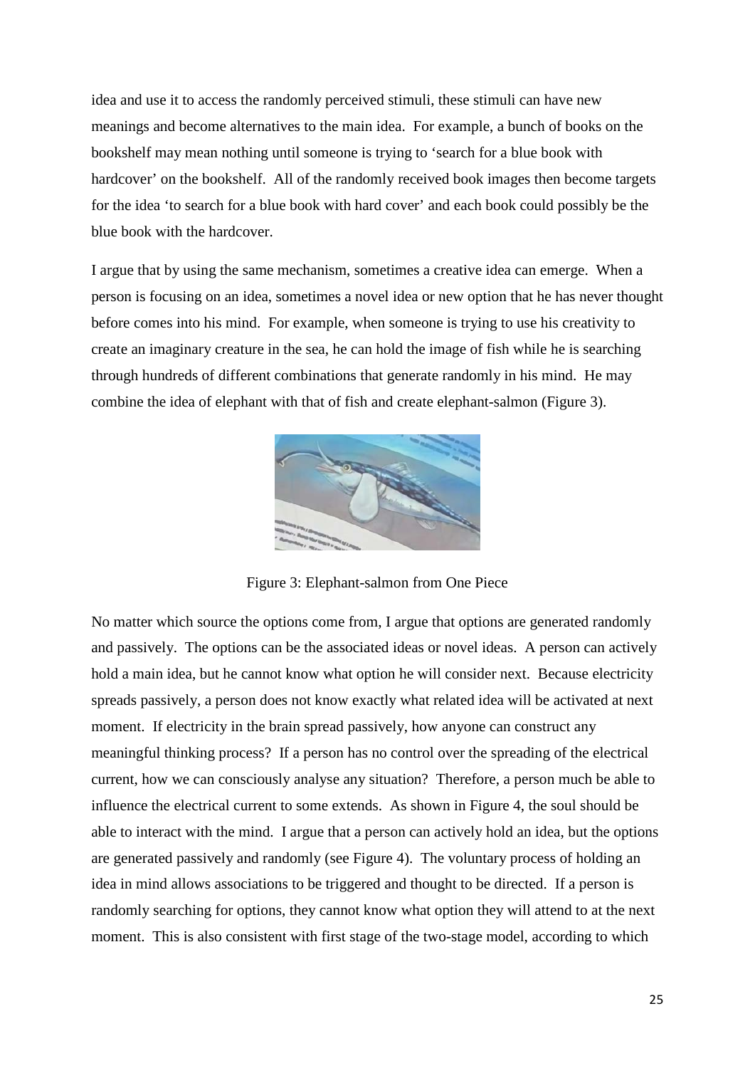idea and use it to access the randomly perceived stimuli, these stimuli can have new meanings and become alternatives to the main idea. For example, a bunch of books on the bookshelf may mean nothing until someone is trying to 'search for a blue book with hardcover' on the bookshelf. All of the randomly received book images then become targets for the idea 'to search for a blue book with hard cover' and each book could possibly be the blue book with the hardcover.

I argue that by using the same mechanism, sometimes a creative idea can emerge. When a person is focusing on an idea, sometimes a novel idea or new option that he has never thought before comes into his mind. For example, when someone is trying to use his creativity to create an imaginary creature in the sea, he can hold the image of fish while he is searching through hundreds of different combinations that generate randomly in his mind. He may combine the idea of elephant with that of fish and create elephant-salmon (Figure 3).

Figure 3: Elephant-salmon from One Piece

No matter which source the options come from, I argue that options are generated randomly and passively. The options can be the associated ideas or novel ideas. A person can actively hold a main idea, but he cannot know what option he will consider next. Because electricity spreads passively, a person does not know exactly what related idea will be activated at next moment. If electricity in the brain spread passively, how anyone can construct any meaningful thinking process? If a person has no control over the spreading of the electrical current, how we can consciously analyse any situation? Therefore, a person much be able to influence the electrical current to some extends. As shown in Figure 4, the soul should be able to interact with the mind. I argue that a person can actively hold an idea, but the options are generated passively and randomly (see Figure 4). The voluntary process of holding an idea in mind allows associations to be triggered and thought to be directed. If a person is randomly searching for options, they cannot know what option they will attend to at the next moment. This is also consistent with first stage of the two-stage model, according to which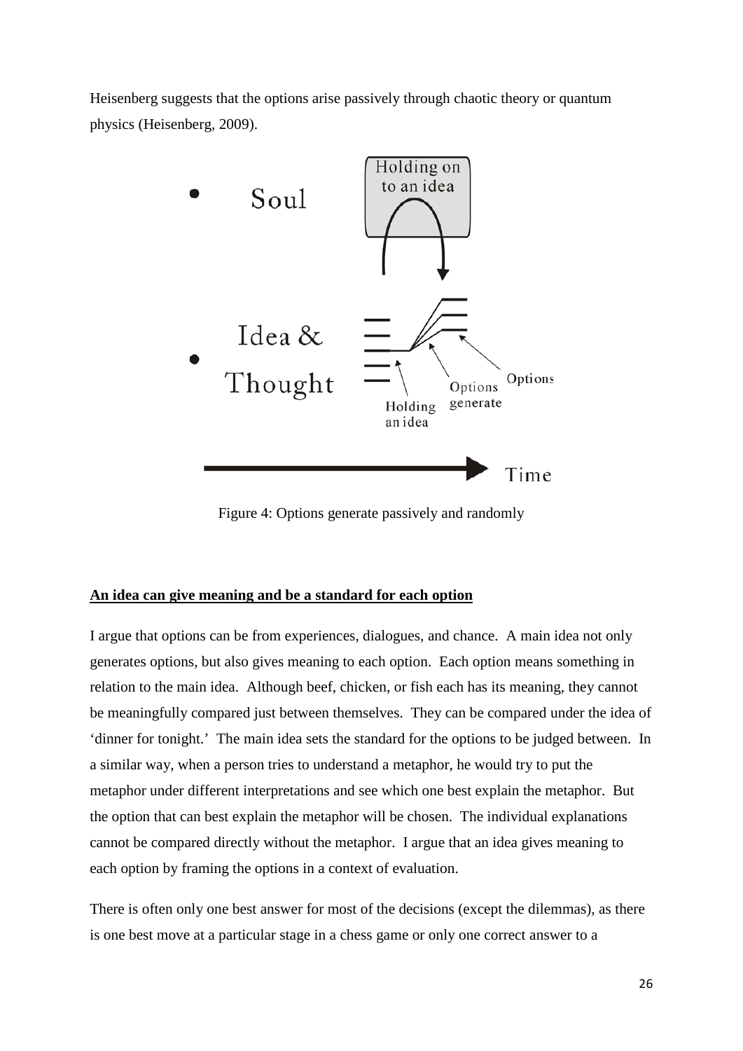Heisenberg suggests that the options arise passively through chaotic theory or quantum physics (Heisenberg, 2009).

Figure 4: Options generate passively and randomly

**An idea can give meaning and be a standard for each option**

I argue that options can be from experiences, dialogues, and chance. A main idea not only generates options, but also gives meaning to each option. Each option means something in relation to the main idea. Although beef, chicken, or fish each has its meaning, they cannot be meaningfully compared just between themselves. They can be compared under the idea of 'dinner for tonight.' The main idea sets the standard for the options to be judged between. In a similar way, when a person tries to understand a metaphor, he would try to put the metaphor under different interpretations and see which one best explain the metaphor. But the option that can best explain the metaphor will be chosen. The individual explanations cannot be compared directly without the metaphor. I argue that an idea gives meaning to each option by framing the options in a context of evaluation.

There is often only one best answer for most of the decisions (except the dilemmas), as there is one best move at a particular stage in a chess game or only one correct answer to a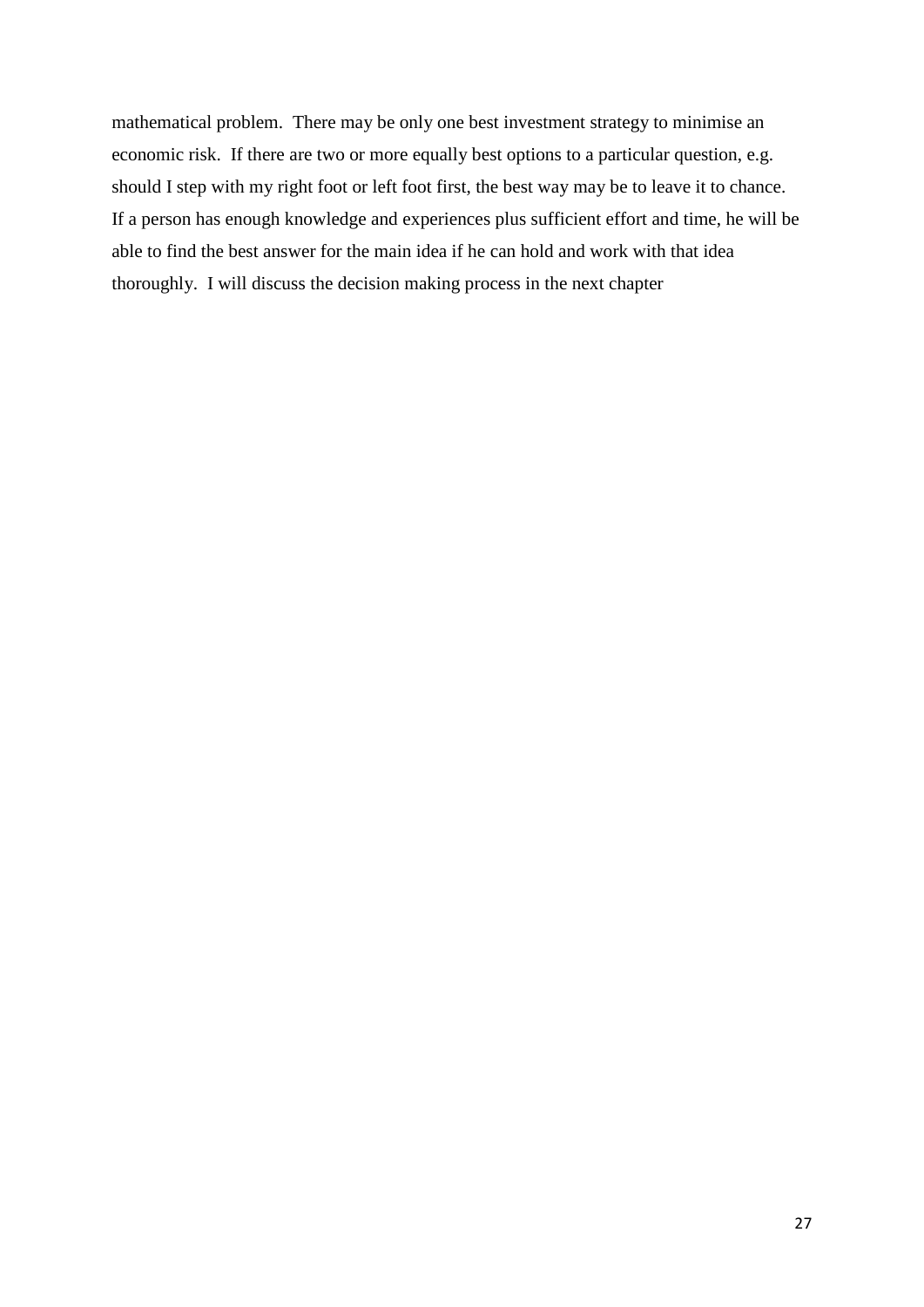mathematical problem. There may be only one best investment strategy to minimise an economic risk. If there are two or more equally best options to a particular question, e.g. should I step with my right foot or left foot first, the best way may be to leave it to chance. If a person has enough knowledge and experiences plus sufficient effort and time, he will be able to find the best answer for the main idea if he can hold and work with that idea thoroughly. I will discuss the decision making process in the next chapter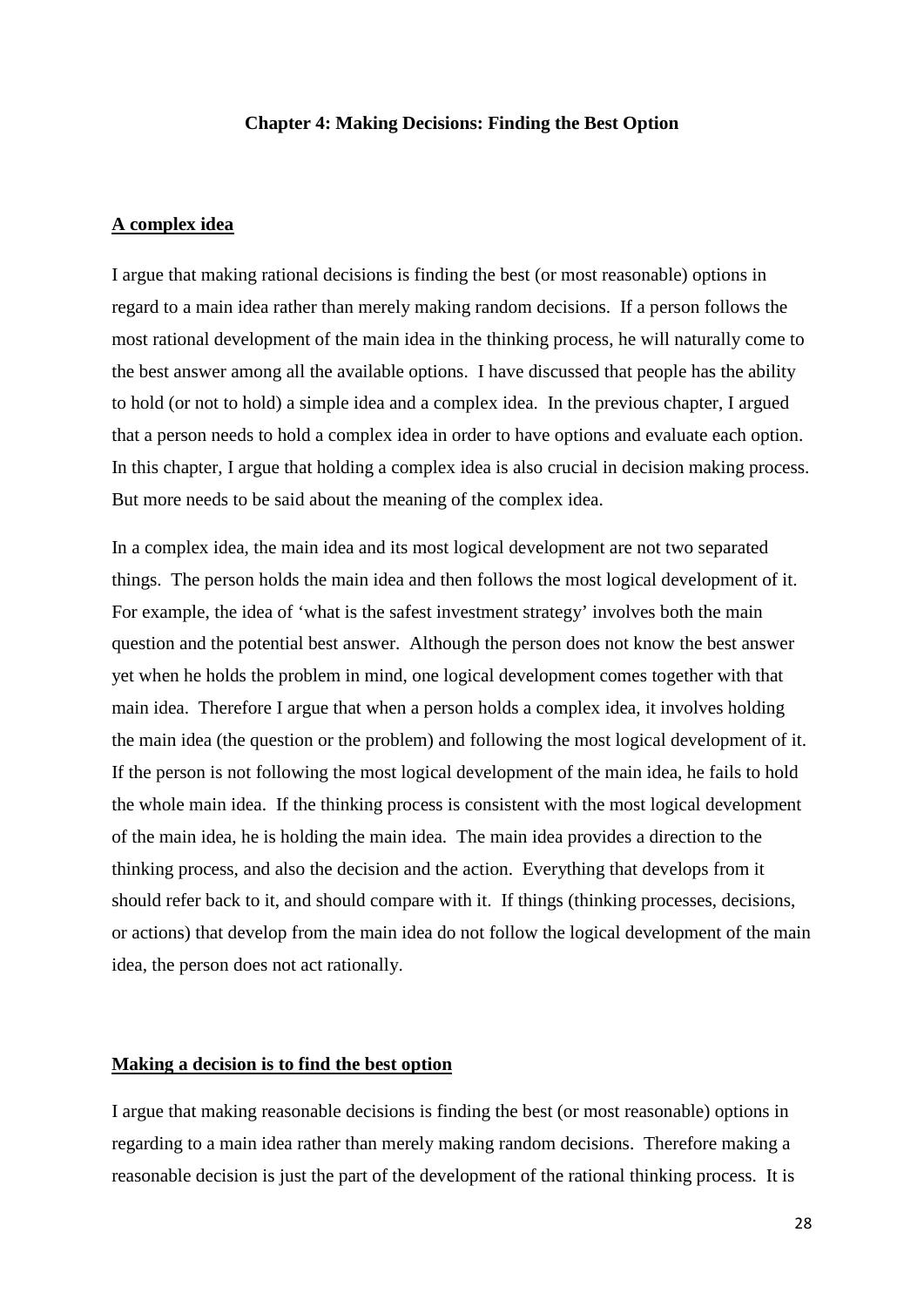## Chapter 4: Making Decisions: Finding the Best Option

### A complex idea

I argue that making rational decisions is finding the best (or most reasonable) options in regard to a main idea rather than merely making random decisions. If a person follows the most rational development of the main idea in the thinking process, he will naturally come to the best answer among all the available options. I have discussed that people has the ability to hold (or not to hold) a simple idea and a complex idea. In the previous chapter, I argued that a person needs to hold a complex idea in order to have options and evaluate each option. In this chapter, I argue that holding a complex idea is also crucial in decision making process. But more needs to be said about the meaning of the complex idea.

In a complex idea, the main idea and its most logical development are not two separated things. The person holds the main idea and then follows the most logical development of it. For example, the idea of 'what is the safest investment strategy' involves both the main question and the potential best answer. Although the person does not know the best answer yet when he holds the problem in mind, one logical development comes together with that main idea. Therefore I argue that when a person holds a complex idea, it involves holding the main idea (the question or the problem) and following the most logical development of it. If the person is not following the most logical development of the main idea, he fails to hold the whole main idea. If the thinking process is consistent with the most logical development of the main idea, he is holding the main idea. The main idea provides a direction to the thinking process, and also the decision and the action. Everything that develops from it should refer back to it, and should compare with it. If things (thinking processes, decisions, or actions) that develop from the main idea do not follow the logical development of the main idea, the person does not act rationally.

### Making a decision is to find the best option

I argue that making reasonable decisions is finding the best (or most reasonable) options in regarding to a main idea rather than merely making random decisions. Therefore making a reasonable decision is just the part of the development of the rational thinking process. It is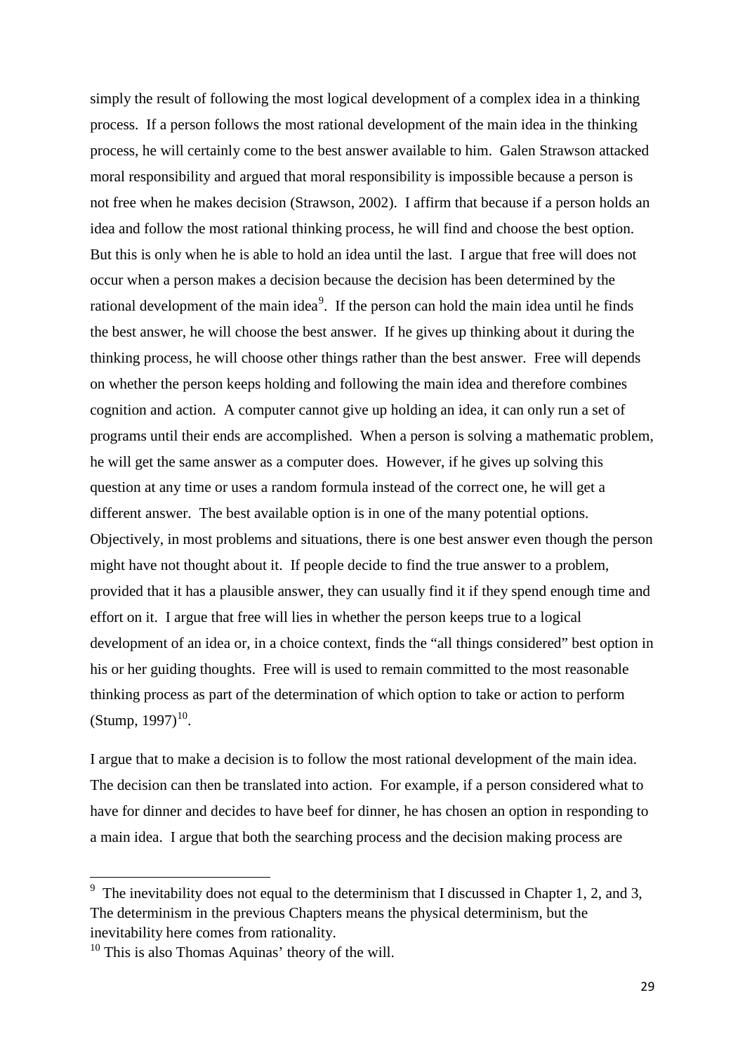simply the result of following the most logical development of a complex idea in a thinking process. If a person follows the most rational development of the main idea in the thinking process, he will certainly come to the best answer available to him. Galen Strawson attacked moral responsibility and argued that moral responsibility is impossible because a person is not free when he makes decision (Strawson, 2002). I affirm that because if a person holds an idea and follow the most rational thinking process, he will find and choose the best option. But this is only when he is able to hold an idea until the last. I argue that free will does not occur when a person makes a decision because the decision has been determined by the rational development of the main idea[9]. If the person can hold the main idea until he finds the best answer, he will choose the best answer. If he gives up thinking about it during the thinking process, he will choose other things rather than the best answer. Free will depends on whether the person keeps holding and following the main idea and therefore combines cognition and action. A computer cannot give up holding an idea, it can only run a set of programs until their ends are accomplished. When a person is solving a mathematic problem, he will get the same answer as a computer does. However, if he gives up solving this question at any time or uses a random formula instead of the correct one, he will get a different answer. The best available option is in one of the many potential options. Objectively, in most problems and situations, there is one best answer even though the person might have not thought about it. If people decide to find the true answer to a problem, provided that it has a plausible answer, they can usually find it if they spend enough time and effort on it. I argue that free will lies in whether the person keeps true to a logical development of an idea or, in a choice context, finds the "all things considered" best option in his or her guiding thoughts. Free will is used to remain committed to the most reasonable thinking process as part of the determination of which option to take or action to perform (Stump, 1997)[10].

I argue that to make a decision is to follow the most rational development of the main idea. The decision can then be translated into action. For example, if a person considered what to have for dinner and decides to have beef for dinner, he has chosen an option in responding to a main idea. I argue that both the searching process and the decision making process are

---

[9] The inevitability does not equal to the determinism that I discussed in Chapter 1, 2, and 3, The determinism in the previous Chapters means the physical determinism, but the inevitability here comes from rationality.

[10] This is also Thomas Aquinas' theory of the will.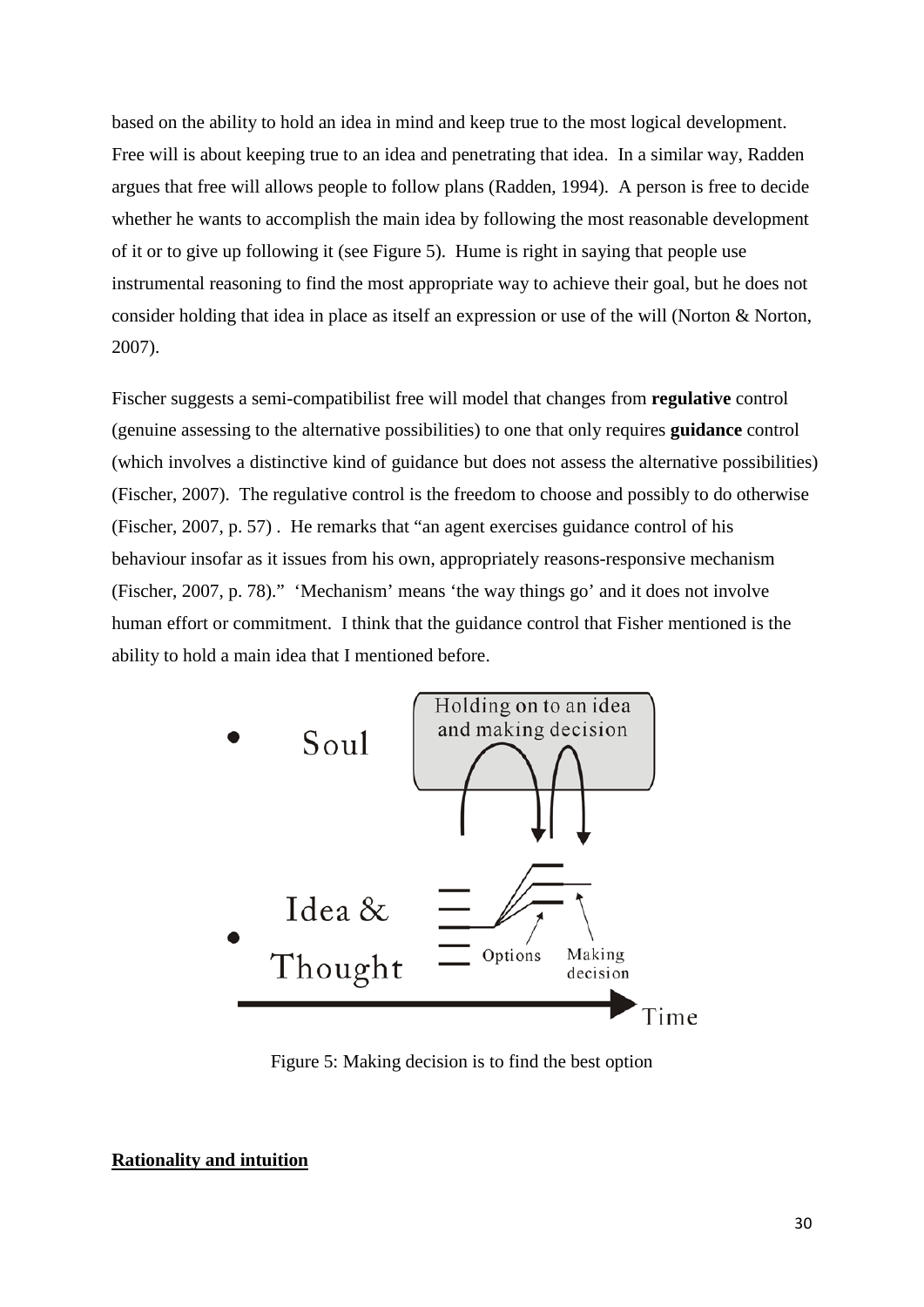based on the ability to hold an idea in mind and keep true to the most logical development. Free will is about keeping true to an idea and penetrating that idea. In a similar way, Radden argues that free will allows people to follow plans (Radden, 1994). A person is free to decide whether he wants to accomplish the main idea by following the most reasonable development of it or to give up following it (see Figure 5). Hume is right in saying that people use instrumental reasoning to find the most appropriate way to achieve their goal, but he does not consider holding that idea in place as itself an expression or use of the will (Norton & Norton, 2007).

Fischer suggests a semi-compatibilist free will model that changes from **regulative** control (genuine assessing to the alternative possibilities) to one that only requires **guidance** control (which involves a distinctive kind of guidance but does not assess the alternative possibilities) (Fischer, 2007). The regulative control is the freedom to choose and possibly to do otherwise (Fischer, 2007, p. 57) . He remarks that "an agent exercises guidance control of his behaviour insofar as it issues from his own, appropriately reasons-responsive mechanism (Fischer, 2007, p. 78)." 'Mechanism' means 'the way things go' and it does not involve human effort or commitment. I think that the guidance control that Fisher mentioned is the ability to hold a main idea that I mentioned before.

Figure 5: Making decision is to find the best option

**Rationality and intuition**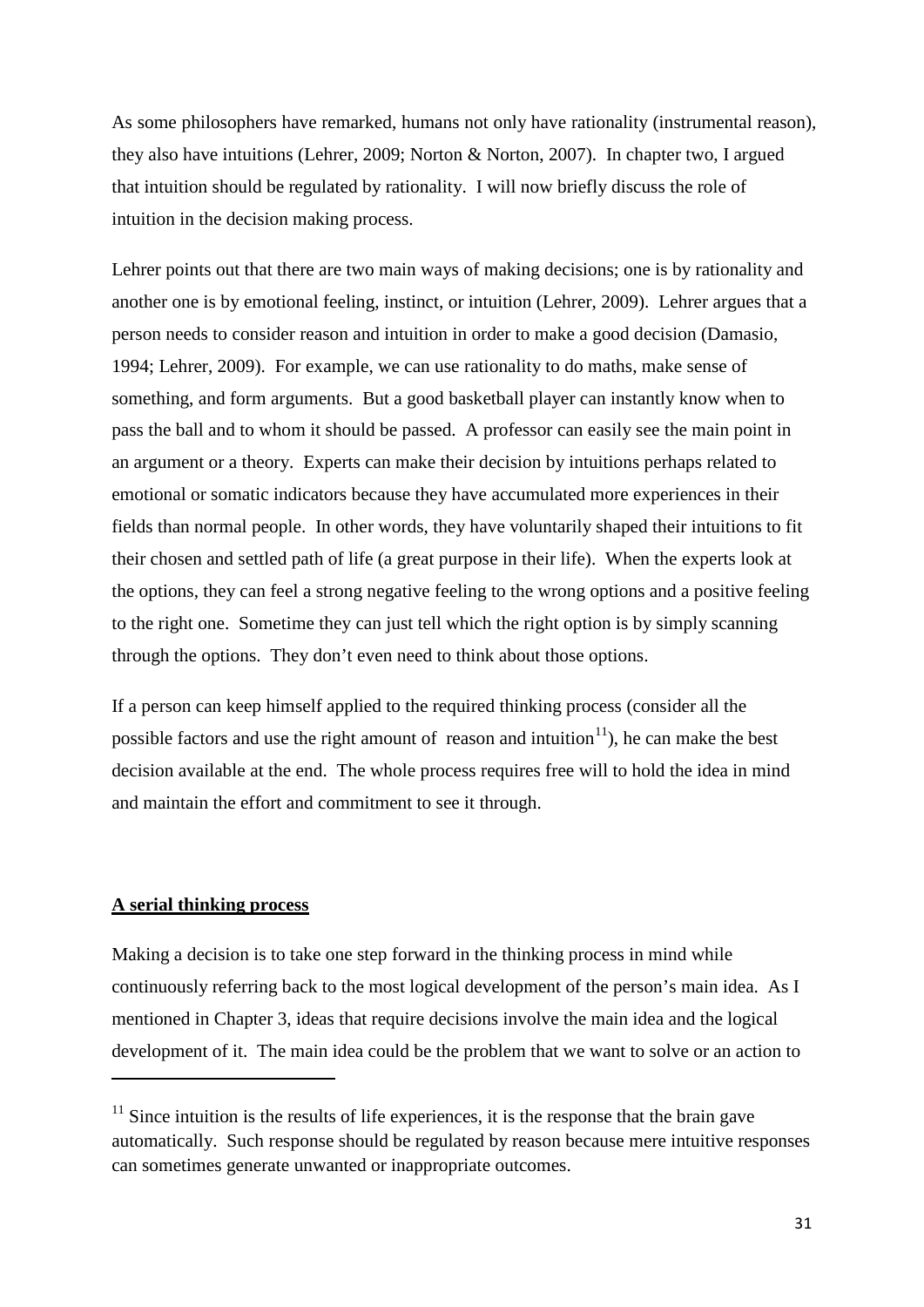As some philosophers have remarked, humans not only have rationality (instrumental reason), they also have intuitions (Lehrer, 2009; Norton & Norton, 2007). In chapter two, I argued that intuition should be regulated by rationality. I will now briefly discuss the role of intuition in the decision making process.

Lehrer points out that there are two main ways of making decisions; one is by rationality and another one is by emotional feeling, instinct, or intuition (Lehrer, 2009). Lehrer argues that a person needs to consider reason and intuition in order to make a good decision (Damasio, 1994; Lehrer, 2009). For example, we can use rationality to do maths, make sense of something, and form arguments. But a good basketball player can instantly know when to pass the ball and to whom it should be passed. A professor can easily see the main point in an argument or a theory. Experts can make their decision by intuitions perhaps related to emotional or somatic indicators because they have accumulated more experiences in their fields than normal people. In other words, they have voluntarily shaped their intuitions to fit their chosen and settled path of life (a great purpose in their life). When the experts look at the options, they can feel a strong negative feeling to the wrong options and a positive feeling to the right one. Sometime they can just tell which the right option is by simply scanning through the options. They don't even need to think about those options.

If a person can keep himself applied to the required thinking process (consider all the possible factors and use the right amount of reason and intuition[11]), he can make the best decision available at the end. The whole process requires free will to hold the idea in mind and maintain the effort and commitment to see it through.

## A serial thinking process

Making a decision is to take one step forward in the thinking process in mind while continuously referring back to the most logical development of the person's main idea. As I mentioned in Chapter 3, ideas that require decisions involve the main idea and the logical development of it. The main idea could be the problem that we want to solve or an action to

---

[11] Since intuition is the results of life experiences, it is the response that the brain gave automatically. Such response should be regulated by reason because mere intuitive responses can sometimes generate unwanted or inappropriate outcomes.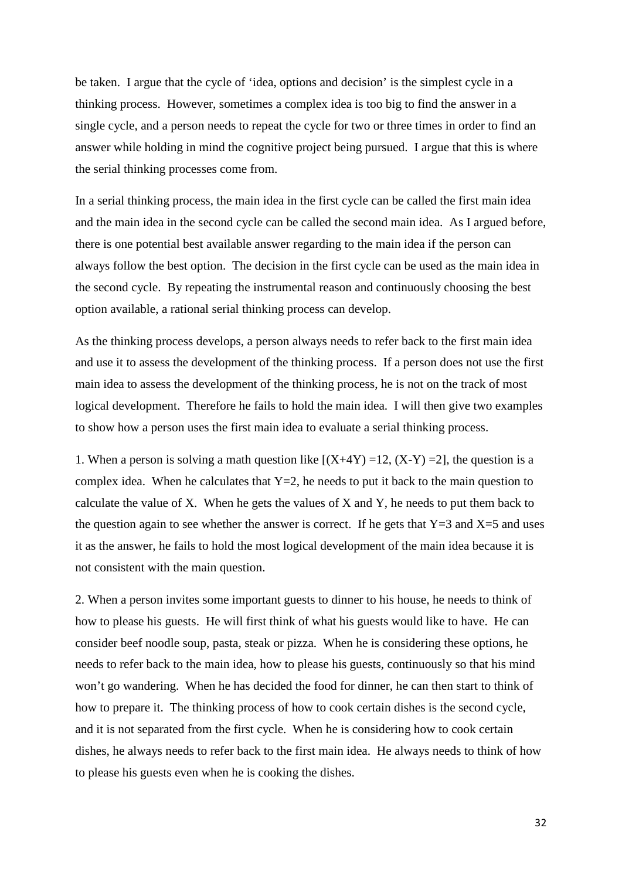be taken. I argue that the cycle of 'idea, options and decision' is the simplest cycle in a thinking process. However, sometimes a complex idea is too big to find the answer in a single cycle, and a person needs to repeat the cycle for two or three times in order to find an answer while holding in mind the cognitive project being pursued. I argue that this is where the serial thinking processes come from.

In a serial thinking process, the main idea in the first cycle can be called the first main idea and the main idea in the second cycle can be called the second main idea. As I argued before, there is one potential best available answer regarding to the main idea if the person can always follow the best option. The decision in the first cycle can be used as the main idea in the second cycle. By repeating the instrumental reason and continuously choosing the best option available, a rational serial thinking process can develop.

As the thinking process develops, a person always needs to refer back to the first main idea and use it to assess the development of the thinking process. If a person does not use the first main idea to assess the development of the thinking process, he is not on the track of most logical development. Therefore he fails to hold the main idea. I will then give two examples to show how a person uses the first main idea to evaluate a serial thinking process.

1. When a person is solving a math question like $[(X+4Y)=12, (X-Y)=2]$, the question is a complex idea. When he calculates that $Y=2$, he needs to put it back to the main question to calculate the value of X. When he gets the values of X and Y, he needs to put them back to the question again to see whether the answer is correct. If he gets that $Y=3$ and $X=5$ and uses it as the answer, he fails to hold the most logical development of the main idea because it is not consistent with the main question.

2. When a person invites some important guests to dinner to his house, he needs to think of how to please his guests. He will first think of what his guests would like to have. He can consider beef noodle soup, pasta, steak or pizza. When he is considering these options, he needs to refer back to the main idea, how to please his guests, continuously so that his mind won't go wandering. When he has decided the food for dinner, he can then start to think of how to prepare it. The thinking process of how to cook certain dishes is the second cycle, and it is not separated from the first cycle. When he is considering how to cook certain dishes, he always needs to refer back to the first main idea. He always needs to think of how to please his guests even when he is cooking the dishes.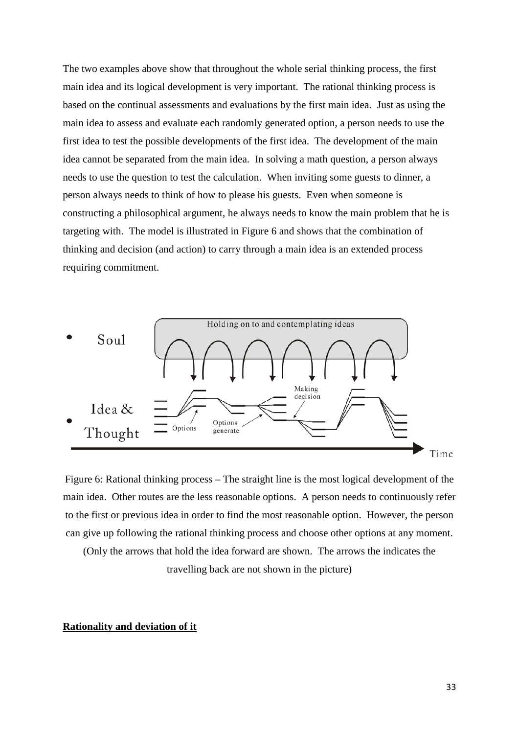The two examples above show that throughout the whole serial thinking process, the first main idea and its logical development is very important. The rational thinking process is based on the continual assessments and evaluations by the first main idea. Just as using the main idea to assess and evaluate each randomly generated option, a person needs to use the first idea to test the possible developments of the first idea. The development of the main idea cannot be separated from the main idea. In solving a math question, a person always needs to use the question to test the calculation. When inviting some guests to dinner, a person always needs to think of how to please his guests. Even when someone is constructing a philosophical argument, he always needs to know the main problem that he is targeting with. The model is illustrated in Figure 6 and shows that the combination of thinking and decision (and action) to carry through a main idea is an extended process requiring commitment.

Figure 6: Rational thinking process – The straight line is the most logical development of the main idea. Other routes are the less reasonable options. A person needs to continuously refer to the first or previous idea in order to find the most reasonable option. However, the person can give up following the rational thinking process and choose other options at any moment. (Only the arrows that hold the idea forward are shown. The arrows the indicates the travelling back are not shown in the picture)

**Rationality and deviation of it**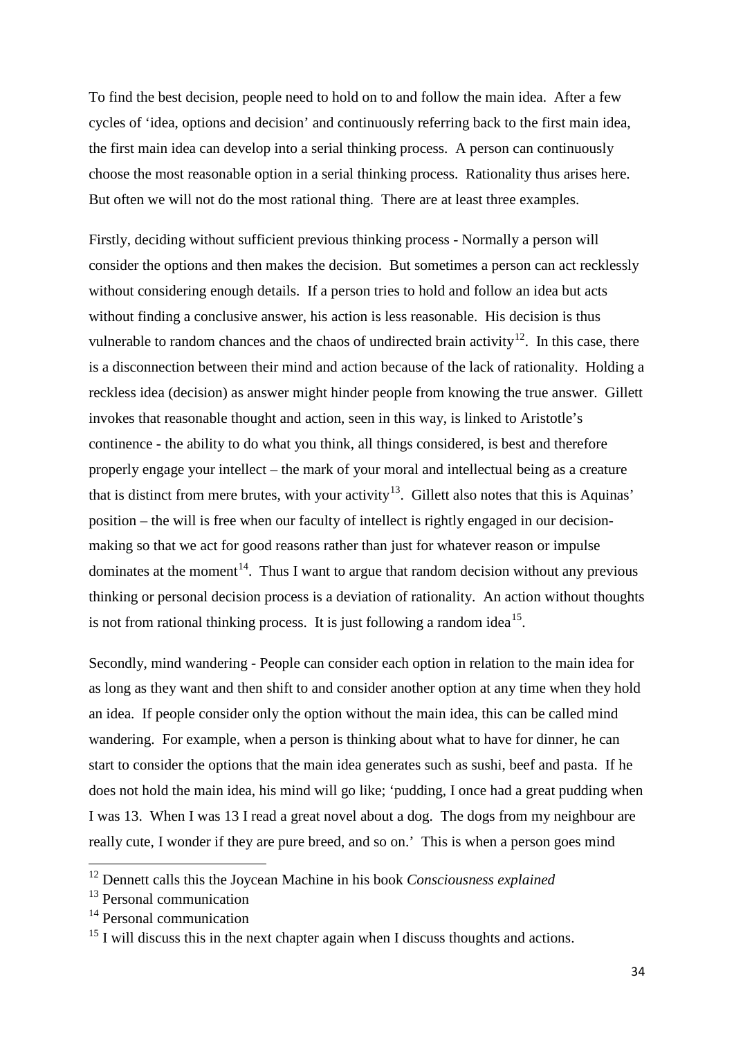To find the best decision, people need to hold on to and follow the main idea. After a few cycles of 'idea, options and decision' and continuously referring back to the first main idea, the first main idea can develop into a serial thinking process. A person can continuously choose the most reasonable option in a serial thinking process. Rationality thus arises here. But often we will not do the most rational thing. There are at least three examples.

Firstly, deciding without sufficient previous thinking process - Normally a person will consider the options and then makes the decision. But sometimes a person can act recklessly without considering enough details. If a person tries to hold and follow an idea but acts without finding a conclusive answer, his action is less reasonable. His decision is thus vulnerable to random chances and the chaos of undirected brain activity[12]. In this case, there is a disconnection between their mind and action because of the lack of rationality. Holding a reckless idea (decision) as answer might hinder people from knowing the true answer. Gillett invokes that reasonable thought and action, seen in this way, is linked to Aristotle's continence - the ability to do what you think, all things considered, is best and therefore properly engage your intellect – the mark of your moral and intellectual being as a creature that is distinct from mere brutes, with your activity[13]. Gillett also notes that this is Aquinas' position – the will is free when our faculty of intellect is rightly engaged in our decision-making so that we act for good reasons rather than just for whatever reason or impulse dominates at the moment[14]. Thus I want to argue that random decision without any previous thinking or personal decision process is a deviation of rationality. An action without thoughts is not from rational thinking process. It is just following a random idea[15].

Secondly, mind wandering - People can consider each option in relation to the main idea for as long as they want and then shift to and consider another option at any time when they hold an idea. If people consider only the option without the main idea, this can be called mind wandering. For example, when a person is thinking about what to have for dinner, he can start to consider the options that the main idea generates such as sushi, beef and pasta. If he does not hold the main idea, his mind will go like; 'pudding, I once had a great pudding when I was 13. When I was 13 I read a great novel about a dog. The dogs from my neighbour are really cute, I wonder if they are pure breed, and so on.' This is when a person goes mind

---

[12] Dennett calls this the Joycean Machine in his book *Consciousness explained*

[13] Personal communication

[14] Personal communication

[15] I will discuss this in the next chapter again when I discuss thoughts and actions.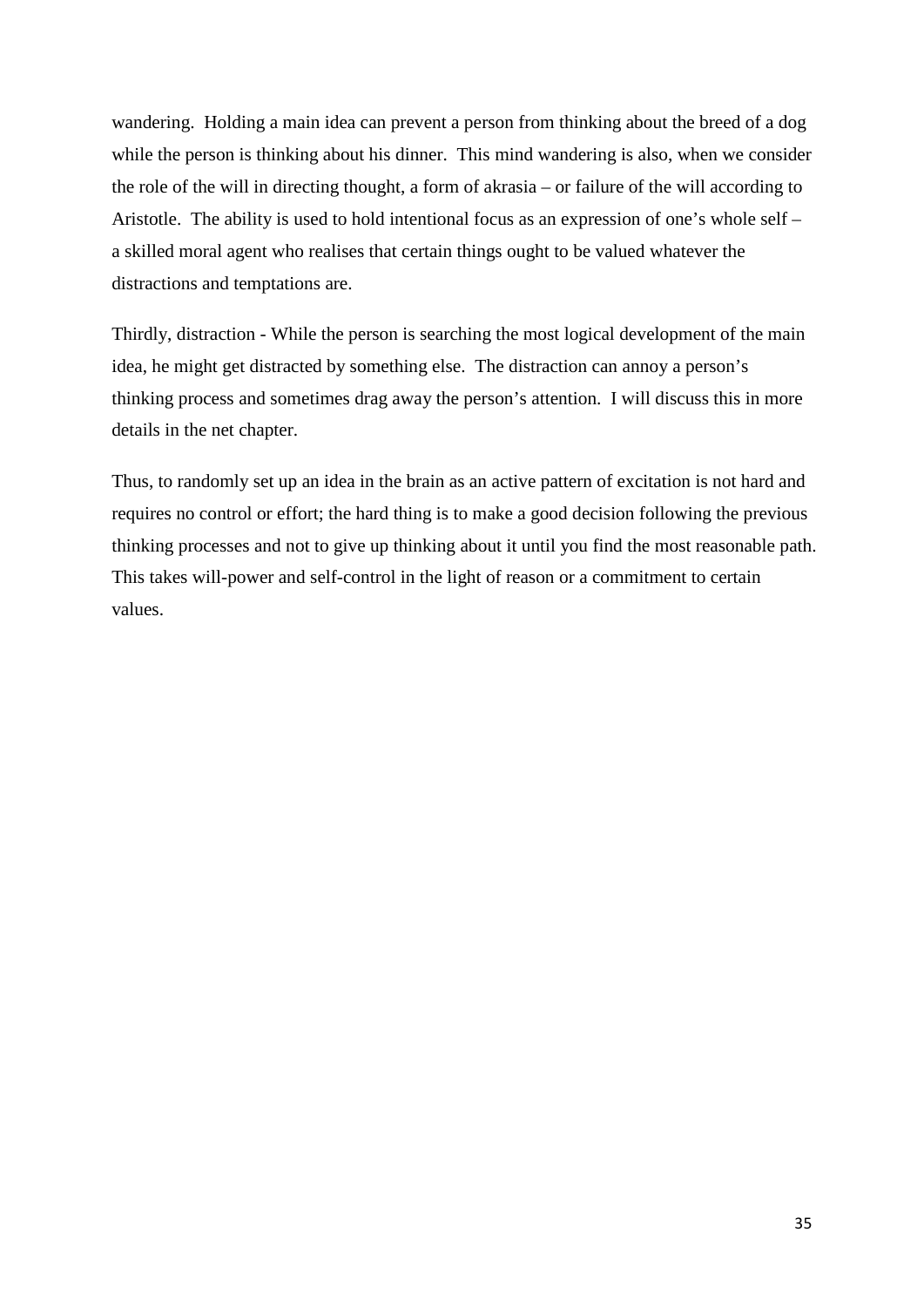wandering. Holding a main idea can prevent a person from thinking about the breed of a dog while the person is thinking about his dinner. This mind wandering is also, when we consider the role of the will in directing thought, a form of akrasia – or failure of the will according to Aristotle. The ability is used to hold intentional focus as an expression of one's whole self – a skilled moral agent who realises that certain things ought to be valued whatever the distractions and temptations are.

Thirdly, distraction - While the person is searching the most logical development of the main idea, he might get distracted by something else. The distraction can annoy a person's thinking process and sometimes drag away the person's attention. I will discuss this in more details in the net chapter.

Thus, to randomly set up an idea in the brain as an active pattern of excitation is not hard and requires no control or effort; the hard thing is to make a good decision following the previous thinking processes and not to give up thinking about it until you find the most reasonable path. This takes will-power and self-control in the light of reason or a commitment to certain values.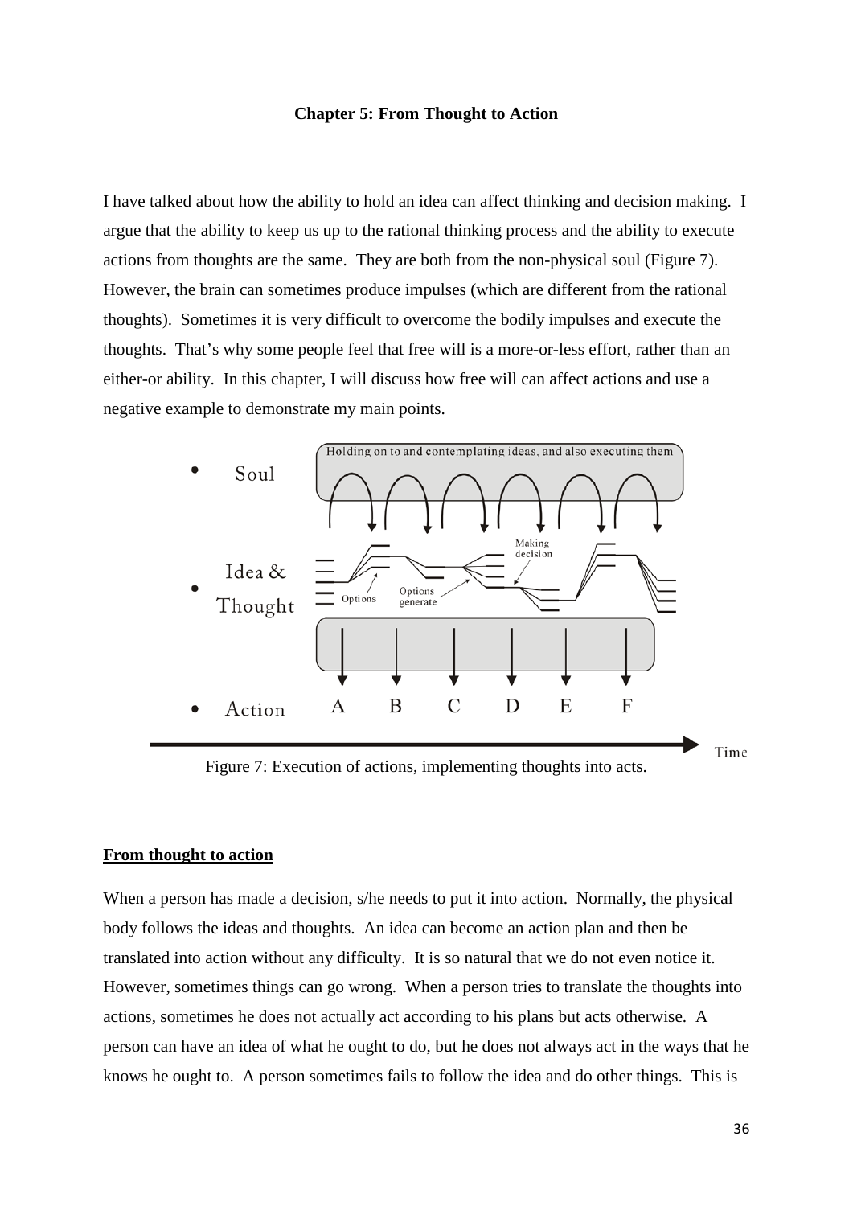**Chapter 5: From Thought to Action**

I have talked about how the ability to hold an idea can affect thinking and decision making. I argue that the ability to keep us up to the rational thinking process and the ability to execute actions from thoughts are the same. They are both from the non-physical soul (Figure 7). However, the brain can sometimes produce impulses (which are different from the rational thoughts). Sometimes it is very difficult to overcome the bodily impulses and execute the thoughts. That's why some people feel that free will is a more-or-less effort, rather than an either-or ability. In this chapter, I will discuss how free will can affect actions and use a negative example to demonstrate my main points.

Figure 7: Execution of actions, implementing thoughts into acts.

## From thought to action

When a person has made a decision, s/he needs to put it into action. Normally, the physical body follows the ideas and thoughts. An idea can become an action plan and then be translated into action without any difficulty. It is so natural that we do not even notice it. However, sometimes things can go wrong. When a person tries to translate the thoughts into actions, sometimes he does not actually act according to his plans but acts otherwise. A person can have an idea of what he ought to do, but he does not always act in the ways that he knows he ought to. A person sometimes fails to follow the idea and do other things. This is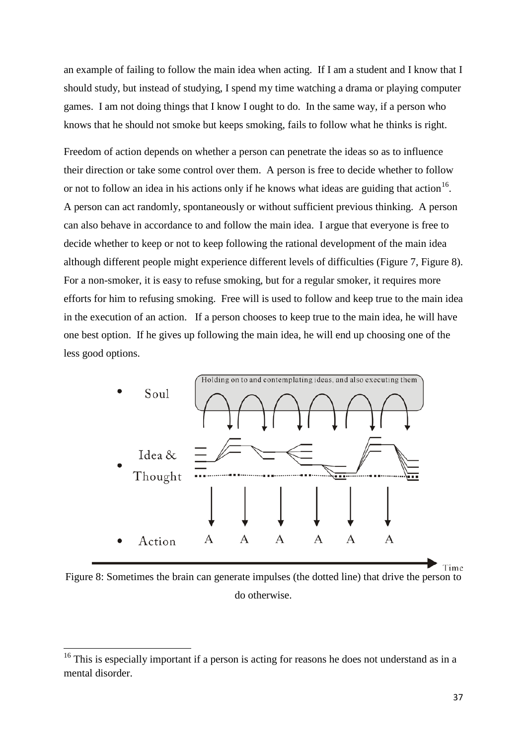an example of failing to follow the main idea when acting. If I am a student and I know that I should study, but instead of studying, I spend my time watching a drama or playing computer games. I am not doing things that I know I ought to do. In the same way, if a person who knows that he should not smoke but keeps smoking, fails to follow what he thinks is right.

Freedom of action depends on whether a person can penetrate the ideas so as to influence their direction or take some control over them. A person is free to decide whether to follow or not to follow an idea in his actions only if he knows what ideas are guiding that action[16]. A person can act randomly, spontaneously or without sufficient previous thinking. A person can also behave in accordance to and follow the main idea. I argue that everyone is free to decide whether to keep or not to keep following the rational development of the main idea although different people might experience different levels of difficulties (Figure 7, Figure 8). For a non-smoker, it is easy to refuse smoking, but for a regular smoker, it requires more efforts for him to refusing smoking. Free will is used to follow and keep true to the main idea in the execution of an action. If a person chooses to keep true to the main idea, he will have one best option. If he gives up following the main idea, he will end up choosing one of the less good options.

Figure 8: Sometimes the brain can generate impulses (the dotted line) that drive the person to do otherwise.

[16] This is especially important if a person is acting for reasons he does not understand as in a mental disorder.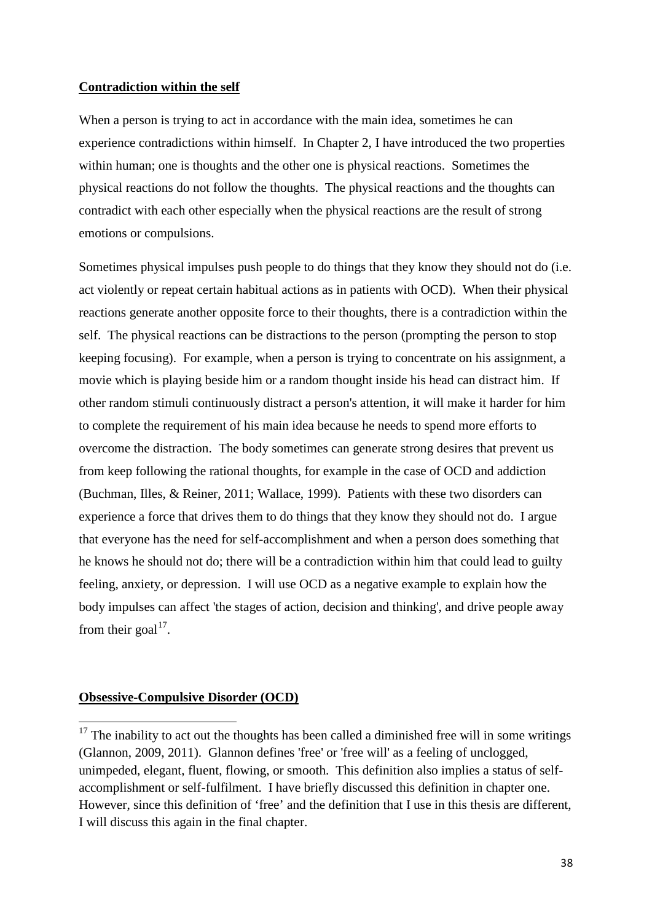**Contradiction within the self**

When a person is trying to act in accordance with the main idea, sometimes he can experience contradictions within himself. In Chapter 2, I have introduced the two properties within human; one is thoughts and the other one is physical reactions. Sometimes the physical reactions do not follow the thoughts. The physical reactions and the thoughts can contradict with each other especially when the physical reactions are the result of strong emotions or compulsions.

Sometimes physical impulses push people to do things that they know they should not do (i.e. act violently or repeat certain habitual actions as in patients with OCD). When their physical reactions generate another opposite force to their thoughts, there is a contradiction within the self. The physical reactions can be distractions to the person (prompting the person to stop keeping focusing). For example, when a person is trying to concentrate on his assignment, a movie which is playing beside him or a random thought inside his head can distract him. If other random stimuli continuously distract a person's attention, it will make it harder for him to complete the requirement of his main idea because he needs to spend more efforts to overcome the distraction. The body sometimes can generate strong desires that prevent us from keep following the rational thoughts, for example in the case of OCD and addiction (Buchman, Illes, & Reiner, 2011; Wallace, 1999). Patients with these two disorders can experience a force that drives them to do things that they know they should not do. I argue that everyone has the need for self-accomplishment and when a person does something that he knows he should not do; there will be a contradiction within him that could lead to guilty feeling, anxiety, or depression. I will use OCD as a negative example to explain how the body impulses can affect 'the stages of action, decision and thinking', and drive people away from their goal[17].

**Obsessive-Compulsive Disorder (OCD)**

[17] The inability to act out the thoughts has been called a diminished free will in some writings (Glannon, 2009, 2011). Glannon defines 'free' or 'free will' as a feeling of unclogged, unimpeded, elegant, fluent, flowing, or smooth. This definition also implies a status of self-accomplishment or self-fulfilment. I have briefly discussed this definition in chapter one. However, since this definition of 'free' and the definition that I use in this thesis are different, I will discuss this again in the final chapter.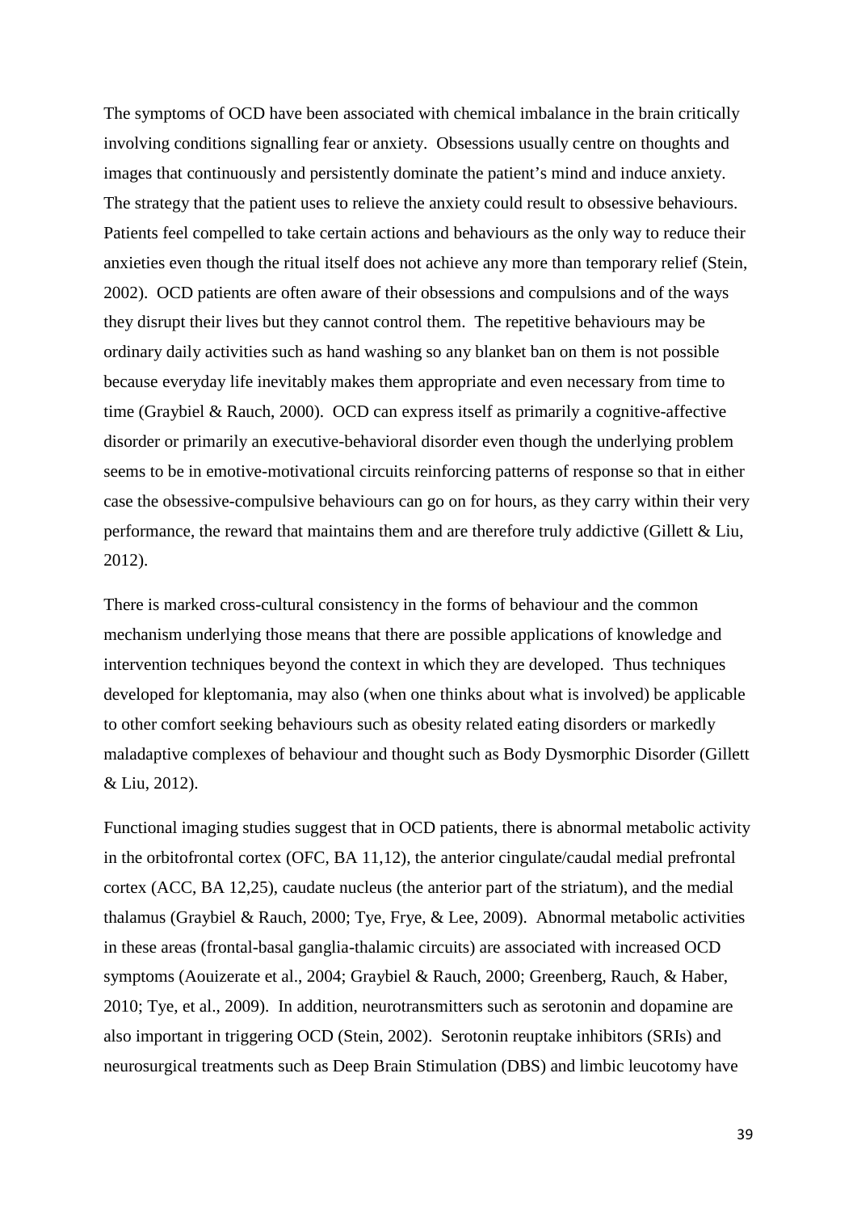The symptoms of OCD have been associated with chemical imbalance in the brain critically involving conditions signalling fear or anxiety. Obsessions usually centre on thoughts and images that continuously and persistently dominate the patient's mind and induce anxiety. The strategy that the patient uses to relieve the anxiety could result to obsessive behaviours. Patients feel compelled to take certain actions and behaviours as the only way to reduce their anxieties even though the ritual itself does not achieve any more than temporary relief (Stein, 2002). OCD patients are often aware of their obsessions and compulsions and of the ways they disrupt their lives but they cannot control them. The repetitive behaviours may be ordinary daily activities such as hand washing so any blanket ban on them is not possible because everyday life inevitably makes them appropriate and even necessary from time to time (Graybiel & Rauch, 2000). OCD can express itself as primarily a cognitive-affective disorder or primarily an executive-behavioral disorder even though the underlying problem seems to be in emotive-motivational circuits reinforcing patterns of response so that in either case the obsessive-compulsive behaviours can go on for hours, as they carry within their very performance, the reward that maintains them and are therefore truly addictive (Gillett & Liu, 2012).

There is marked cross-cultural consistency in the forms of behaviour and the common mechanism underlying those means that there are possible applications of knowledge and intervention techniques beyond the context in which they are developed. Thus techniques developed for kleptomania, may also (when one thinks about what is involved) be applicable to other comfort seeking behaviours such as obesity related eating disorders or markedly maladaptive complexes of behaviour and thought such as Body Dysmorphic Disorder (Gillett & Liu, 2012).

Functional imaging studies suggest that in OCD patients, there is abnormal metabolic activity in the orbitofrontal cortex (OFC, BA 11,12), the anterior cingulate/caudal medial prefrontal cortex (ACC, BA 12,25), caudate nucleus (the anterior part of the striatum), and the medial thalamus (Graybiel & Rauch, 2000; Tye, Frye, & Lee, 2009). Abnormal metabolic activities in these areas (frontal-basal ganglia-thalamic circuits) are associated with increased OCD symptoms (Aouizerate et al., 2004; Graybiel & Rauch, 2000; Greenberg, Rauch, & Haber, 2010; Tye, et al., 2009). In addition, neurotransmitters such as serotonin and dopamine are also important in triggering OCD (Stein, 2002). Serotonin reuptake inhibitors (SRIs) and neurosurgical treatments such as Deep Brain Stimulation (DBS) and limbic leucotomy have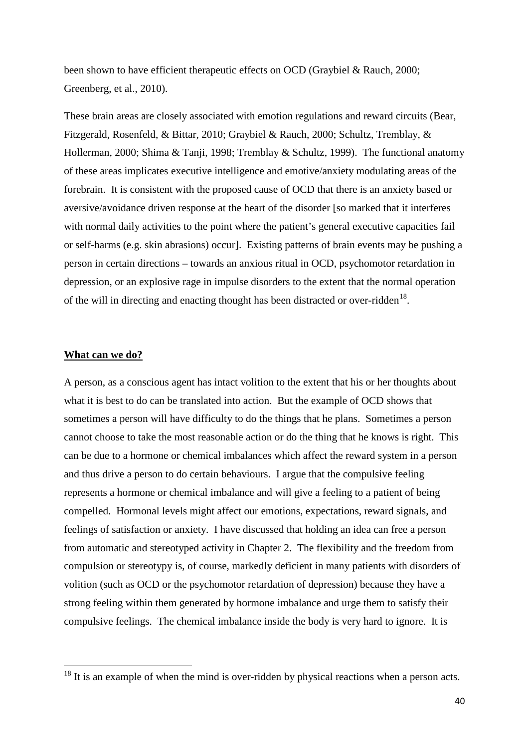been shown to have efficient therapeutic effects on OCD (Graybiel & Rauch, 2000; Greenberg, et al., 2010).

These brain areas are closely associated with emotion regulations and reward circuits (Bear, Fitzgerald, Rosenfeld, & Bittar, 2010; Graybiel & Rauch, 2000; Schultz, Tremblay, & Hollerman, 2000; Shima & Tanji, 1998; Tremblay & Schultz, 1999). The functional anatomy of these areas implicates executive intelligence and emotive/anxiety modulating areas of the forebrain. It is consistent with the proposed cause of OCD that there is an anxiety based or aversive/avoidance driven response at the heart of the disorder [so marked that it interferes with normal daily activities to the point where the patient's general executive capacities fail or self-harms (e.g. skin abrasions) occur]. Existing patterns of brain events may be pushing a person in certain directions – towards an anxious ritual in OCD, psychomotor retardation in depression, or an explosive rage in impulse disorders to the extent that the normal operation of the will in directing and enacting thought has been distracted or over-ridden[18].

**What can we do?**

A person, as a conscious agent has intact volition to the extent that his or her thoughts about what it is best to do can be translated into action. But the example of OCD shows that sometimes a person will have difficulty to do the things that he plans. Sometimes a person cannot choose to take the most reasonable action or do the thing that he knows is right. This can be due to a hormone or chemical imbalances which affect the reward system in a person and thus drive a person to do certain behaviours. I argue that the compulsive feeling represents a hormone or chemical imbalance and will give a feeling to a patient of being compelled. Hormonal levels might affect our emotions, expectations, reward signals, and feelings of satisfaction or anxiety. I have discussed that holding an idea can free a person from automatic and stereotyped activity in Chapter 2. The flexibility and the freedom from compulsion or stereotypy is, of course, markedly deficient in many patients with disorders of volition (such as OCD or the psychomotor retardation of depression) because they have a strong feeling within them generated by hormone imbalance and urge them to satisfy their compulsive feelings. The chemical imbalance inside the body is very hard to ignore. It is

[18] It is an example of when the mind is over-ridden by physical reactions when a person acts.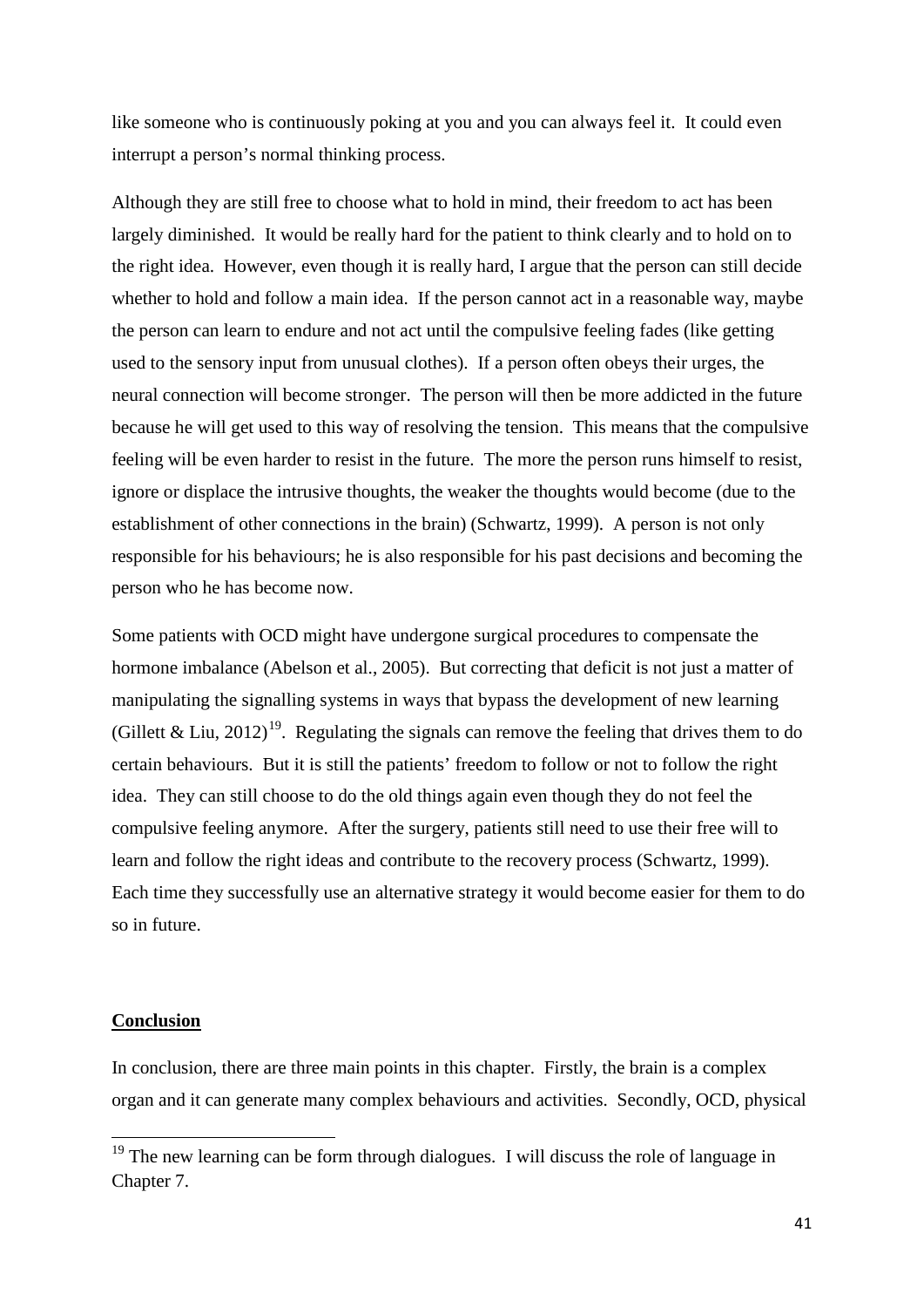like someone who is continuously poking at you and you can always feel it. It could even interrupt a person's normal thinking process.

Although they are still free to choose what to hold in mind, their freedom to act has been largely diminished. It would be really hard for the patient to think clearly and to hold on to the right idea. However, even though it is really hard, I argue that the person can still decide whether to hold and follow a main idea. If the person cannot act in a reasonable way, maybe the person can learn to endure and not act until the compulsive feeling fades (like getting used to the sensory input from unusual clothes). If a person often obeys their urges, the neural connection will become stronger. The person will then be more addicted in the future because he will get used to this way of resolving the tension. This means that the compulsive feeling will be even harder to resist in the future. The more the person runs himself to resist, ignore or displace the intrusive thoughts, the weaker the thoughts would become (due to the establishment of other connections in the brain) (Schwartz, 1999). A person is not only responsible for his behaviours; he is also responsible for his past decisions and becoming the person who he has become now.

Some patients with OCD might have undergone surgical procedures to compensate the hormone imbalance (Abelson et al., 2005). But correcting that deficit is not just a matter of manipulating the signalling systems in ways that bypass the development of new learning (Gillett & Liu, 2012)[19]. Regulating the signals can remove the feeling that drives them to do certain behaviours. But it is still the patients' freedom to follow or not to follow the right idea. They can still choose to do the old things again even though they do not feel the compulsive feeling anymore. After the surgery, patients still need to use their free will to learn and follow the right ideas and contribute to the recovery process (Schwartz, 1999). Each time they successfully use an alternative strategy it would become easier for them to do so in future.

## Conclusion

In conclusion, there are three main points in this chapter. Firstly, the brain is a complex organ and it can generate many complex behaviours and activities. Secondly, OCD, physical

[19] The new learning can be form through dialogues. I will discuss the role of language in Chapter 7.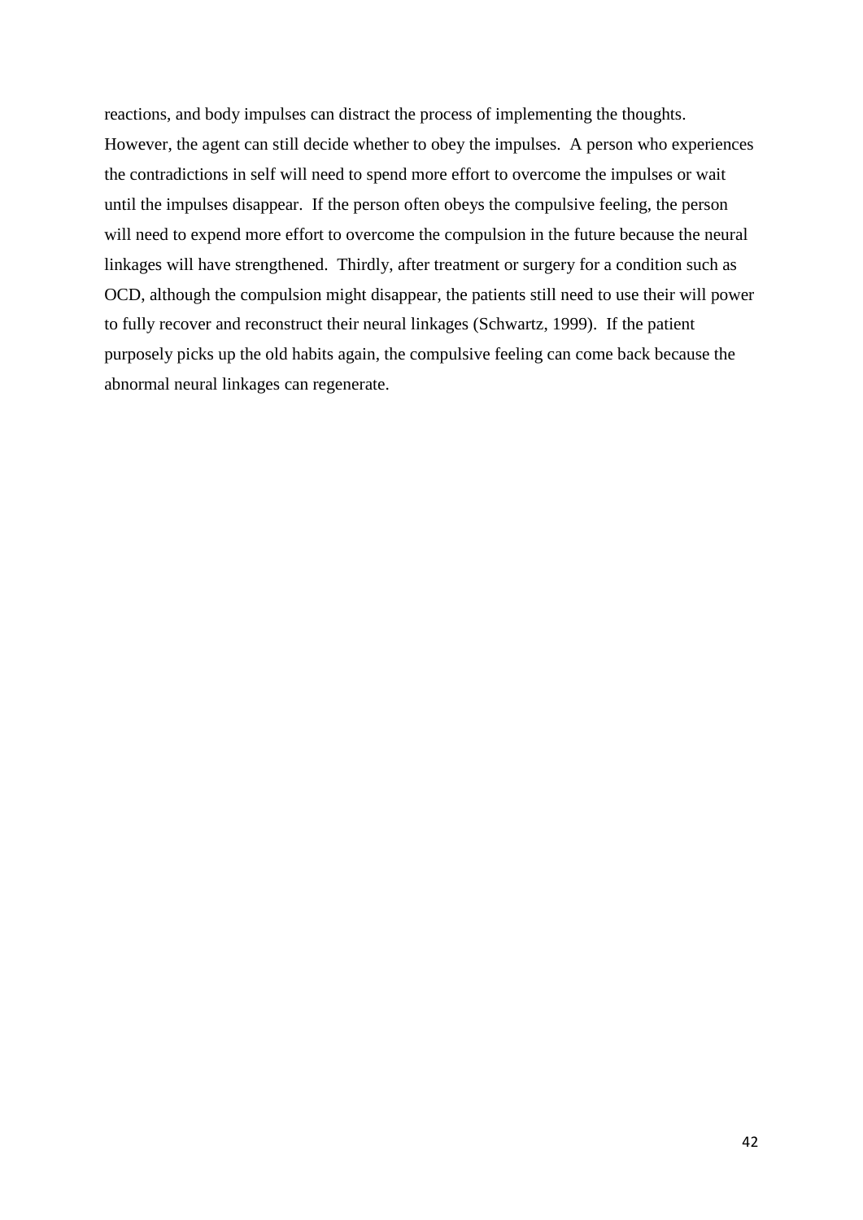reactions, and body impulses can distract the process of implementing the thoughts. However, the agent can still decide whether to obey the impulses. A person who experiences the contradictions in self will need to spend more effort to overcome the impulses or wait until the impulses disappear. If the person often obeys the compulsive feeling, the person will need to expend more effort to overcome the compulsion in the future because the neural linkages will have strengthened. Thirdly, after treatment or surgery for a condition such as OCD, although the compulsion might disappear, the patients still need to use their will power to fully recover and reconstruct their neural linkages (Schwartz, 1999). If the patient purposely picks up the old habits again, the compulsive feeling can come back because the abnormal neural linkages can regenerate.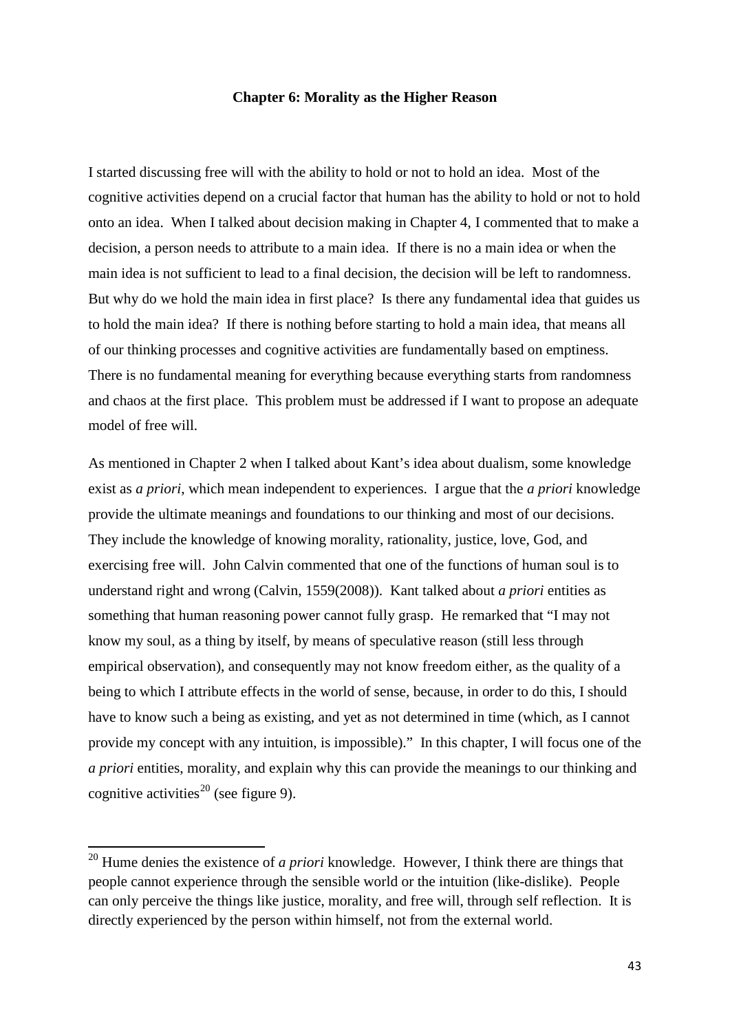## Chapter 6: Morality as the Higher Reason

I started discussing free will with the ability to hold or not to hold an idea. Most of the cognitive activities depend on a crucial factor that human has the ability to hold or not to hold onto an idea. When I talked about decision making in Chapter 4, I commented that to make a decision, a person needs to attribute to a main idea. If there is no a main idea or when the main idea is not sufficient to lead to a final decision, the decision will be left to randomness. But why do we hold the main idea in first place? Is there any fundamental idea that guides us to hold the main idea? If there is nothing before starting to hold a main idea, that means all of our thinking processes and cognitive activities are fundamentally based on emptiness. There is no fundamental meaning for everything because everything starts from randomness and chaos at the first place. This problem must be addressed if I want to propose an adequate model of free will.

As mentioned in Chapter 2 when I talked about Kant's idea about dualism, some knowledge exist as *a priori*, which mean independent to experiences. I argue that the *a priori* knowledge provide the ultimate meanings and foundations to our thinking and most of our decisions. They include the knowledge of knowing morality, rationality, justice, love, God, and exercising free will. John Calvin commented that one of the functions of human soul is to understand right and wrong (Calvin, 1559(2008)). Kant talked about *a priori* entities as something that human reasoning power cannot fully grasp. He remarked that "I may not know my soul, as a thing by itself, by means of speculative reason (still less through empirical observation), and consequently may not know freedom either, as the quality of a being to which I attribute effects in the world of sense, because, in order to do this, I should have to know such a being as existing, and yet as not determined in time (which, as I cannot provide my concept with any intuition, is impossible)." In this chapter, I will focus one of the *a priori* entities, morality, and explain why this can provide the meanings to our thinking and cognitive activities[20] (see figure 9).

[20] Hume denies the existence of *a priori* knowledge. However, I think there are things that people cannot experience through the sensible world or the intuition (like-dislike). People can only perceive the things like justice, morality, and free will, through self reflection. It is directly experienced by the person within himself, not from the external world.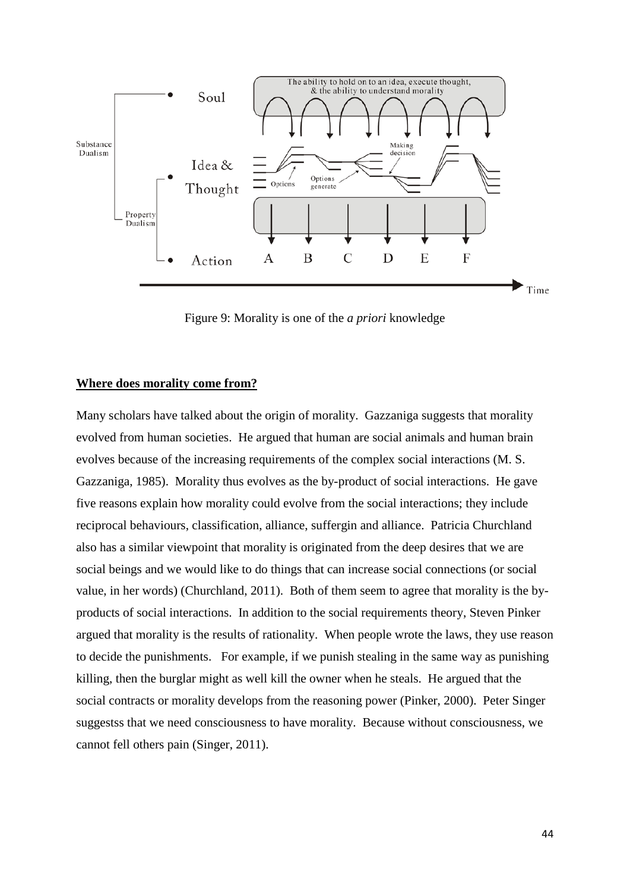Figure 9: Morality is one of the *a priori* knowledge

**Where does morality come from?**

Many scholars have talked about the origin of morality. Gazzaniga suggests that morality evolved from human societies. He argued that human are social animals and human brain evolves because of the increasing requirements of the complex social interactions (M. S. Gazzaniga, 1985). Morality thus evolves as the by-product of social interactions. He gave five reasons explain how morality could evolve from the social interactions; they include reciprocal behaviours, classification, alliance, suffergin and alliance. Patricia Churchland also has a similar viewpoint that morality is originated from the deep desires that we are social beings and we would like to do things that can increase social connections (or social value, in her words) (Churchland, 2011). Both of them seem to agree that morality is the by-products of social interactions. In addition to the social requirements theory, Steven Pinker argued that morality is the results of rationality. When people wrote the laws, they use reason to decide the punishments. For example, if we punish stealing in the same way as punishing killing, then the burglar might as well kill the owner when he steals. He argued that the social contracts or morality develops from the reasoning power (Pinker, 2000). Peter Singer suggestss that we need consciousness to have morality. Because without consciousness, we cannot fell others pain (Singer, 2011).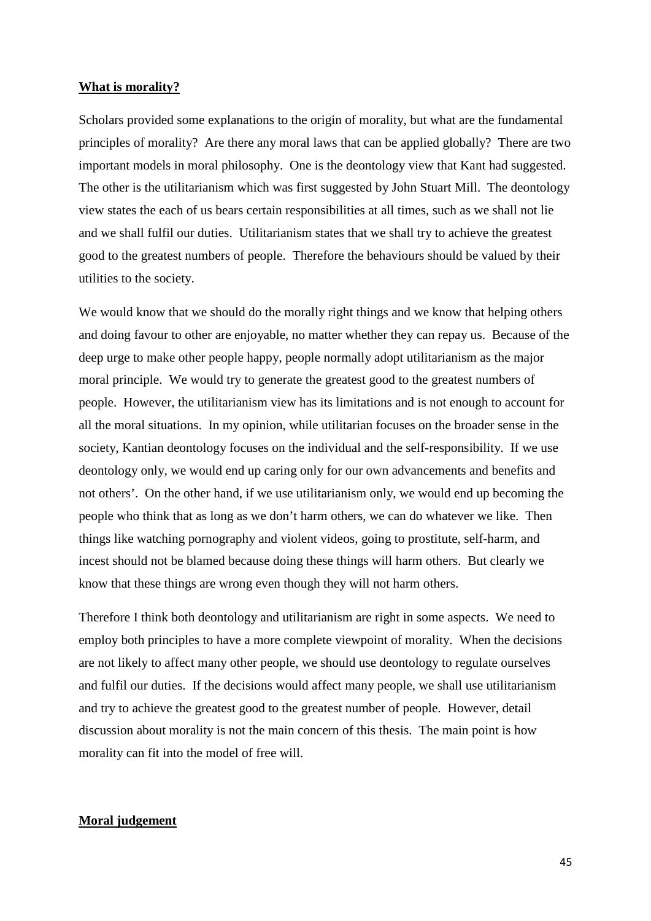**What is morality?**

Scholars provided some explanations to the origin of morality, but what are the fundamental principles of morality? Are there any moral laws that can be applied globally? There are two important models in moral philosophy. One is the deontology view that Kant had suggested. The other is the utilitarianism which was first suggested by John Stuart Mill. The deontology view states the each of us bears certain responsibilities at all times, such as we shall not lie and we shall fulfil our duties. Utilitarianism states that we shall try to achieve the greatest good to the greatest numbers of people. Therefore the behaviours should be valued by their utilities to the society.

We would know that we should do the morally right things and we know that helping others and doing favour to other are enjoyable, no matter whether they can repay us. Because of the deep urge to make other people happy, people normally adopt utilitarianism as the major moral principle. We would try to generate the greatest good to the greatest numbers of people. However, the utilitarianism view has its limitations and is not enough to account for all the moral situations. In my opinion, while utilitarian focuses on the broader sense in the society, Kantian deontology focuses on the individual and the self-responsibility. If we use deontology only, we would end up caring only for our own advancements and benefits and not others'. On the other hand, if we use utilitarianism only, we would end up becoming the people who think that as long as we don't harm others, we can do whatever we like. Then things like watching pornography and violent videos, going to prostitute, self-harm, and incest should not be blamed because doing these things will harm others. But clearly we know that these things are wrong even though they will not harm others.

Therefore I think both deontology and utilitarianism are right in some aspects. We need to employ both principles to have a more complete viewpoint of morality. When the decisions are not likely to affect many other people, we should use deontology to regulate ourselves and fulfil our duties. If the decisions would affect many people, we shall use utilitarianism and try to achieve the greatest good to the greatest number of people. However, detail discussion about morality is not the main concern of this thesis. The main point is how morality can fit into the model of free will.

**Moral judgement**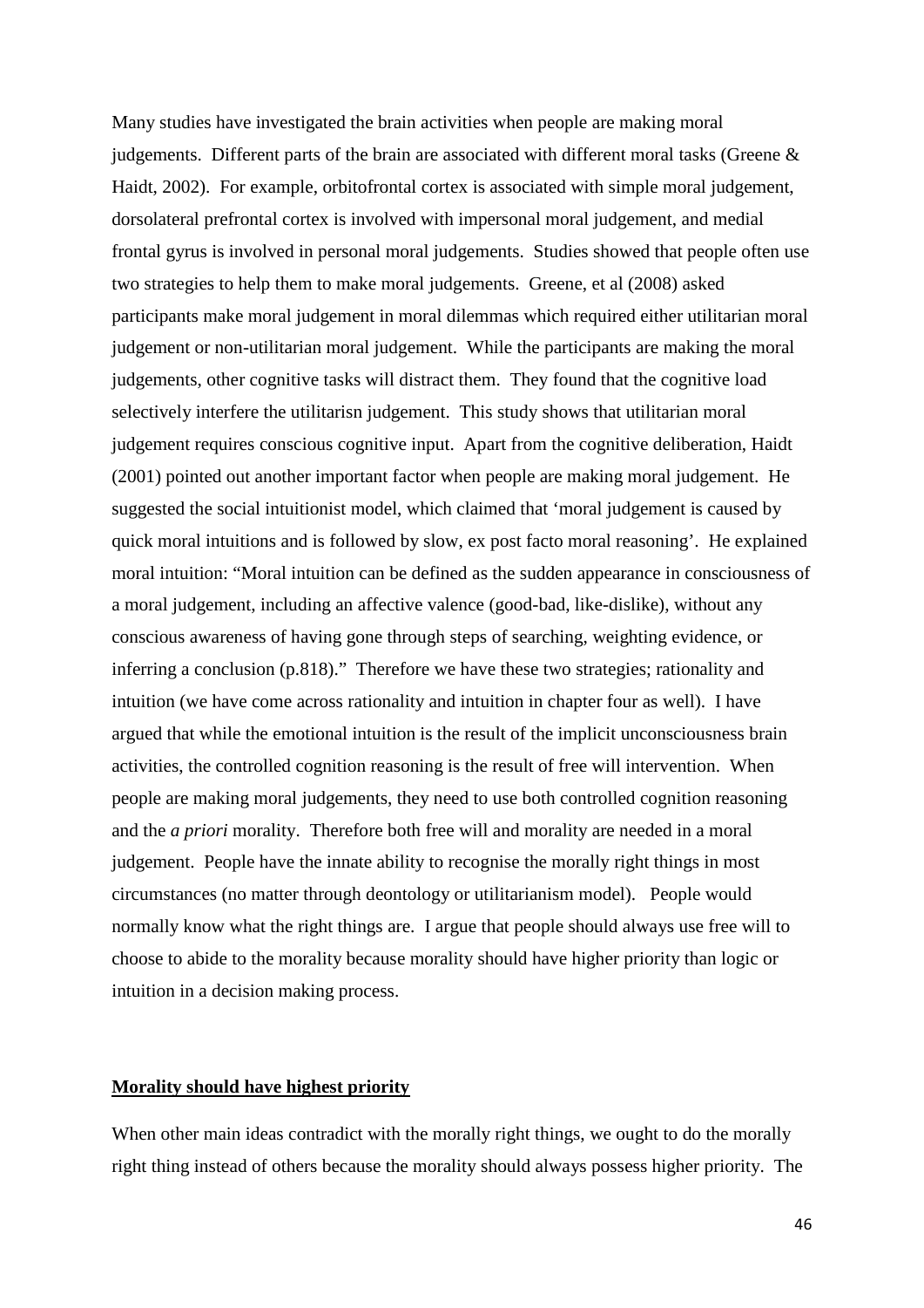Many studies have investigated the brain activities when people are making moral judgements. Different parts of the brain are associated with different moral tasks (Greene & Haidt, 2002). For example, orbitofrontal cortex is associated with simple moral judgement, dorsolateral prefrontal cortex is involved with impersonal moral judgement, and medial frontal gyrus is involved in personal moral judgements. Studies showed that people often use two strategies to help them to make moral judgements. Greene, et al (2008) asked participants make moral judgement in moral dilemmas which required either utilitarian moral judgement or non-utilitarian moral judgement. While the participants are making the moral judgements, other cognitive tasks will distract them. They found that the cognitive load selectively interfere the utilitarisn judgement. This study shows that utilitarian moral judgement requires conscious cognitive input. Apart from the cognitive deliberation, Haidt (2001) pointed out another important factor when people are making moral judgement. He suggested the social intuitionist model, which claimed that 'moral judgement is caused by quick moral intuitions and is followed by slow, ex post facto moral reasoning'. He explained moral intuition: "Moral intuition can be defined as the sudden appearance in consciousness of a moral judgement, including an affective valence (good-bad, like-dislike), without any conscious awareness of having gone through steps of searching, weighting evidence, or inferring a conclusion (p.818)." Therefore we have these two strategies; rationality and intuition (we have come across rationality and intuition in chapter four as well). I have argued that while the emotional intuition is the result of the implicit unconsciousness brain activities, the controlled cognition reasoning is the result of free will intervention. When people are making moral judgements, they need to use both controlled cognition reasoning and the *a priori* morality. Therefore both free will and morality are needed in a moral judgement. People have the innate ability to recognise the morally right things in most circumstances (no matter through deontology or utilitarianism model). People would normally know what the right things are. I argue that people should always use free will to choose to abide to the morality because morality should have higher priority than logic or intuition in a decision making process.

## Morality should have highest priority

When other main ideas contradict with the morally right things, we ought to do the morally right thing instead of others because the morality should always possess higher priority. The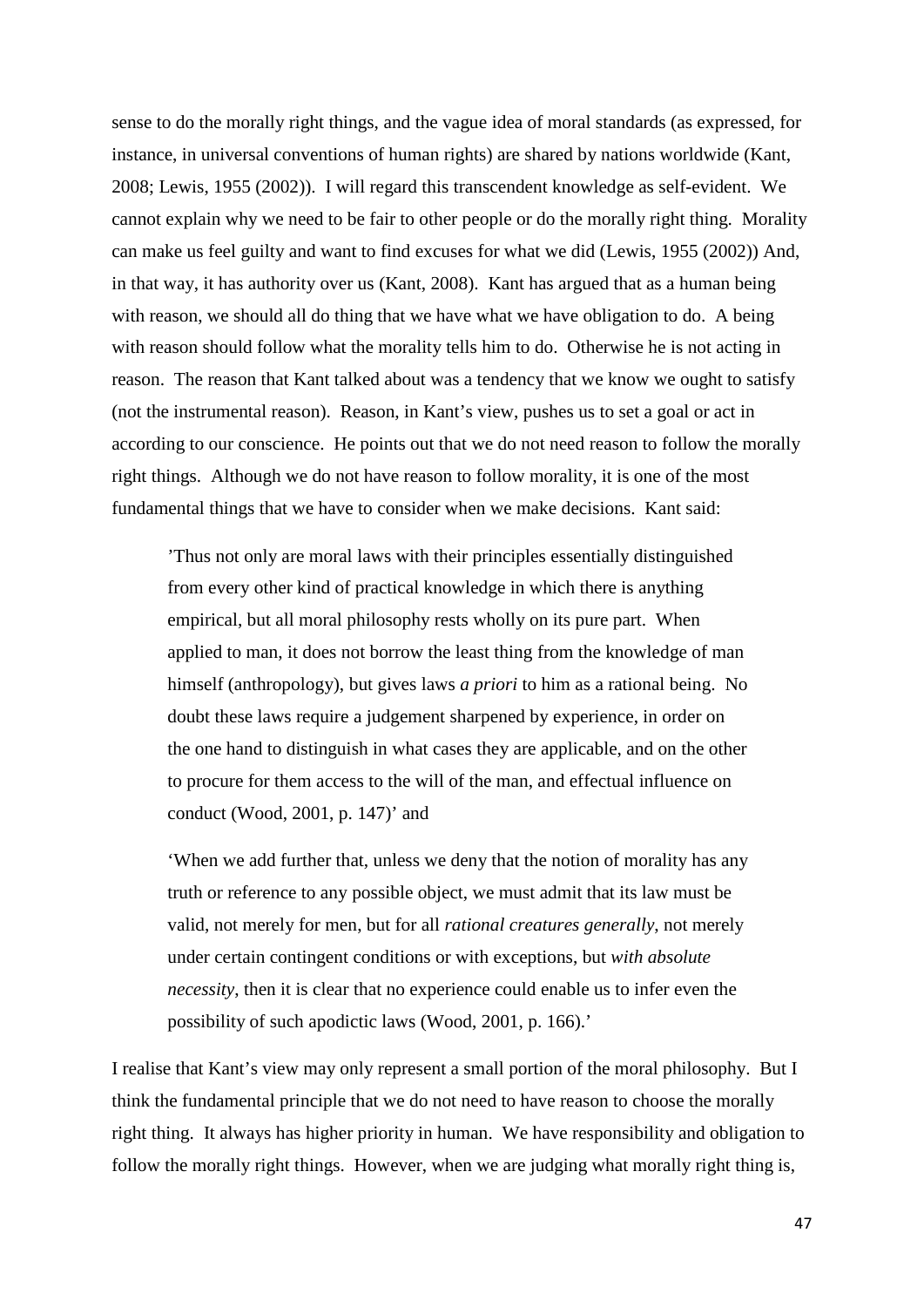sense to do the morally right things, and the vague idea of moral standards (as expressed, for instance, in universal conventions of human rights) are shared by nations worldwide (Kant, 2008; Lewis, 1955 (2002)). I will regard this transcendent knowledge as self-evident. We cannot explain why we need to be fair to other people or do the morally right thing. Morality can make us feel guilty and want to find excuses for what we did (Lewis, 1955 (2002)) And, in that way, it has authority over us (Kant, 2008). Kant has argued that as a human being with reason, we should all do thing that we have what we have obligation to do. A being with reason should follow what the morality tells him to do. Otherwise he is not acting in reason. The reason that Kant talked about was a tendency that we know we ought to satisfy (not the instrumental reason). Reason, in Kant's view, pushes us to set a goal or act in according to our conscience. He points out that we do not need reason to follow the morally right things. Although we do not have reason to follow morality, it is one of the most fundamental things that we have to consider when we make decisions. Kant said:

> 'Thus not only are moral laws with their principles essentially distinguished from every other kind of practical knowledge in which there is anything empirical, but all moral philosophy rests wholly on its pure part. When applied to man, it does not borrow the least thing from the knowledge of man himself (anthropology), but gives laws *a priori* to him as a rational being. No doubt these laws require a judgement sharpened by experience, in order on the one hand to distinguish in what cases they are applicable, and on the other to procure for them access to the will of the man, and effectual influence on conduct (Wood, 2001, p. 147)' and

> 'When we add further that, unless we deny that the notion of morality has any truth or reference to any possible object, we must admit that its law must be valid, not merely for men, but for all *rational creatures generally*, not merely under certain contingent conditions or with exceptions, but *with absolute necessity*, then it is clear that no experience could enable us to infer even the possibility of such apodictic laws (Wood, 2001, p. 166).'

I realise that Kant's view may only represent a small portion of the moral philosophy. But I think the fundamental principle that we do not need to have reason to choose the morally right thing. It always has higher priority in human. We have responsibility and obligation to follow the morally right things. However, when we are judging what morally right thing is,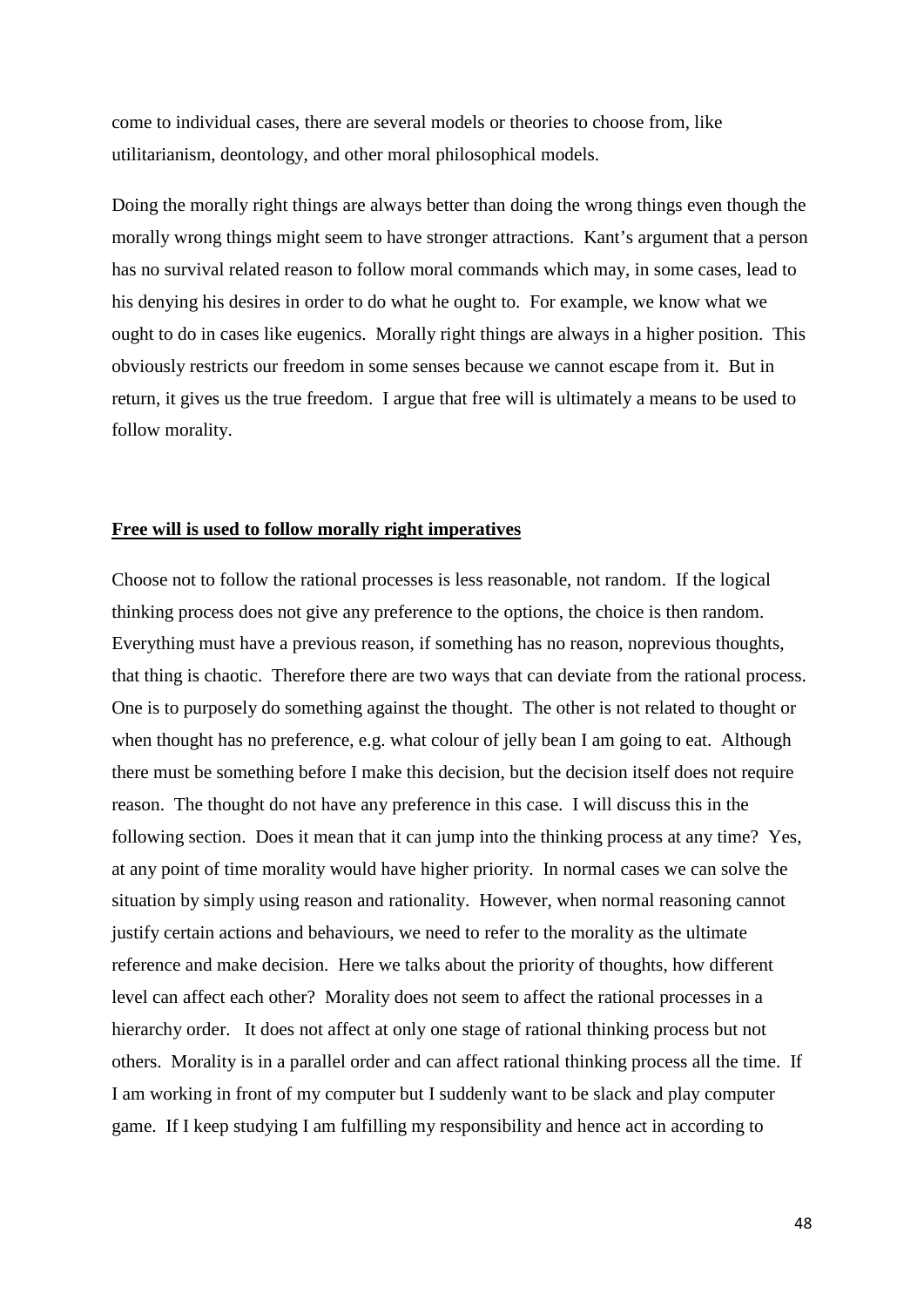come to individual cases, there are several models or theories to choose from, like utilitarianism, deontology, and other moral philosophical models.

Doing the morally right things are always better than doing the wrong things even though the morally wrong things might seem to have stronger attractions. Kant's argument that a person has no survival related reason to follow moral commands which may, in some cases, lead to his denying his desires in order to do what he ought to. For example, we know what we ought to do in cases like eugenics. Morally right things are always in a higher position. This obviously restricts our freedom in some senses because we cannot escape from it. But in return, it gives us the true freedom. I argue that free will is ultimately a means to be used to follow morality.

## **Free will is used to follow morally right imperatives**

Choose not to follow the rational processes is less reasonable, not random. If the logical thinking process does not give any preference to the options, the choice is then random. Everything must have a previous reason, if something has no reason, noprevious thoughts, that thing is chaotic. Therefore there are two ways that can deviate from the rational process. One is to purposely do something against the thought. The other is not related to thought or when thought has no preference, e.g. what colour of jelly bean I am going to eat. Although there must be something before I make this decision, but the decision itself does not require reason. The thought do not have any preference in this case. I will discuss this in the following section. Does it mean that it can jump into the thinking process at any time? Yes, at any point of time morality would have higher priority. In normal cases we can solve the situation by simply using reason and rationality. However, when normal reasoning cannot justify certain actions and behaviours, we need to refer to the morality as the ultimate reference and make decision. Here we talks about the priority of thoughts, how different level can affect each other? Morality does not seem to affect the rational processes in a hierarchy order. It does not affect at only one stage of rational thinking process but not others. Morality is in a parallel order and can affect rational thinking process all the time. If I am working in front of my computer but I suddenly want to be slack and play computer game. If I keep studying I am fulfilling my responsibility and hence act in according to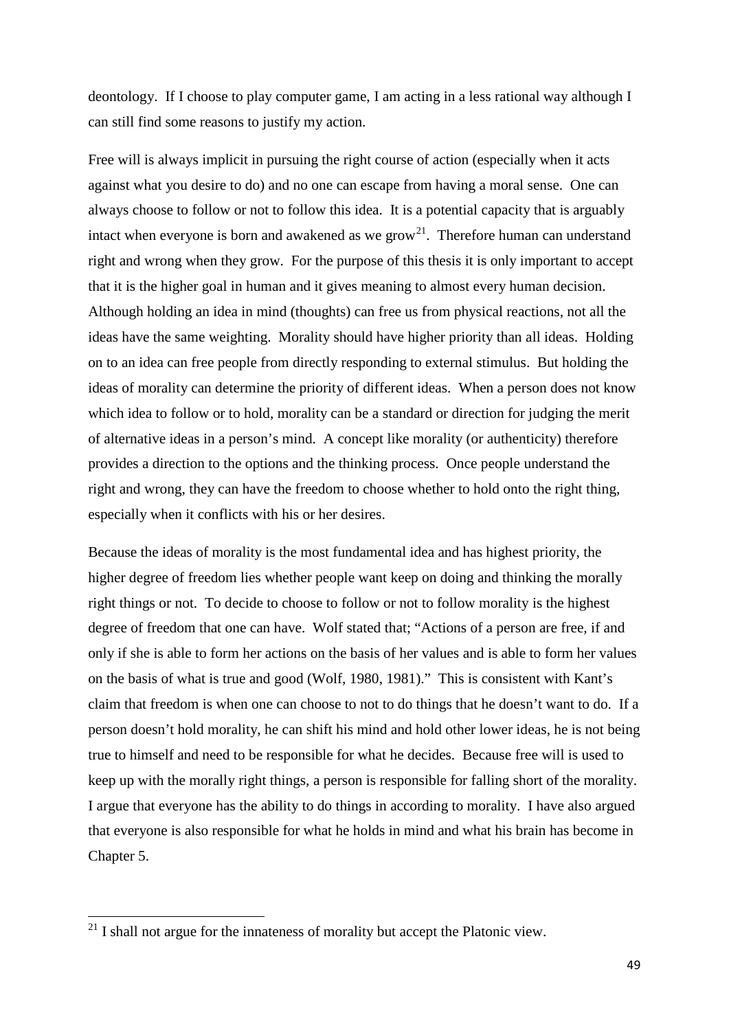deontology. If I choose to play computer game, I am acting in a less rational way although I can still find some reasons to justify my action.

Free will is always implicit in pursuing the right course of action (especially when it acts against what you desire to do) and no one can escape from having a moral sense. One can always choose to follow or not to follow this idea. It is a potential capacity that is arguably intact when everyone is born and awakened as we grow[21]. Therefore human can understand right and wrong when they grow. For the purpose of this thesis it is only important to accept that it is the higher goal in human and it gives meaning to almost every human decision. Although holding an idea in mind (thoughts) can free us from physical reactions, not all the ideas have the same weighting. Morality should have higher priority than all ideas. Holding on to an idea can free people from directly responding to external stimulus. But holding the ideas of morality can determine the priority of different ideas. When a person does not know which idea to follow or to hold, morality can be a standard or direction for judging the merit of alternative ideas in a person's mind. A concept like morality (or authenticity) therefore provides a direction to the options and the thinking process. Once people understand the right and wrong, they can have the freedom to choose whether to hold onto the right thing, especially when it conflicts with his or her desires.

Because the ideas of morality is the most fundamental idea and has highest priority, the higher degree of freedom lies whether people want keep on doing and thinking the morally right things or not. To decide to choose to follow or not to follow morality is the highest degree of freedom that one can have. Wolf stated that; "Actions of a person are free, if and only if she is able to form her actions on the basis of her values and is able to form her values on the basis of what is true and good (Wolf, 1980, 1981)." This is consistent with Kant's claim that freedom is when one can choose to not to do things that he doesn't want to do. If a person doesn't hold morality, he can shift his mind and hold other lower ideas, he is not being true to himself and need to be responsible for what he decides. Because free will is used to keep up with the morally right things, a person is responsible for falling short of the morality. I argue that everyone has the ability to do things in according to morality. I have also argued that everyone is also responsible for what he holds in mind and what his brain has become in Chapter 5.

[21] I shall not argue for the innateness of morality but accept the Platonic view.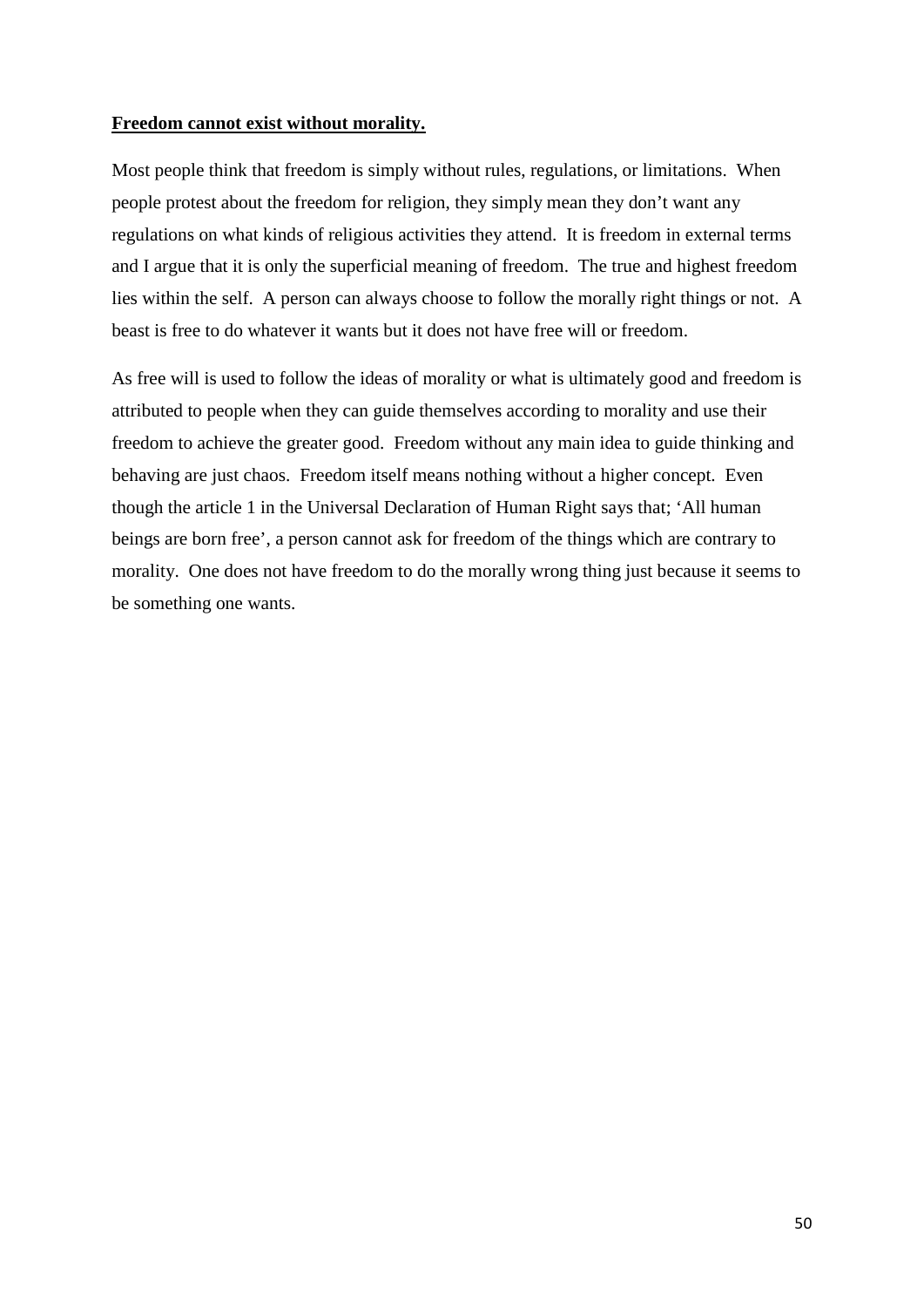**<u>Freedom cannot exist without morality.</u>**

Most people think that freedom is simply without rules, regulations, or limitations. When people protest about the freedom for religion, they simply mean they don't want any regulations on what kinds of religious activities they attend. It is freedom in external terms and I argue that it is only the superficial meaning of freedom. The true and highest freedom lies within the self. A person can always choose to follow the morally right things or not. A beast is free to do whatever it wants but it does not have free will or freedom.

As free will is used to follow the ideas of morality or what is ultimately good and freedom is attributed to people when they can guide themselves according to morality and use their freedom to achieve the greater good. Freedom without any main idea to guide thinking and behaving are just chaos. Freedom itself means nothing without a higher concept. Even though the article 1 in the Universal Declaration of Human Right says that; 'All human beings are born free', a person cannot ask for freedom of the things which are contrary to morality. One does not have freedom to do the morally wrong thing just because it seems to be something one wants.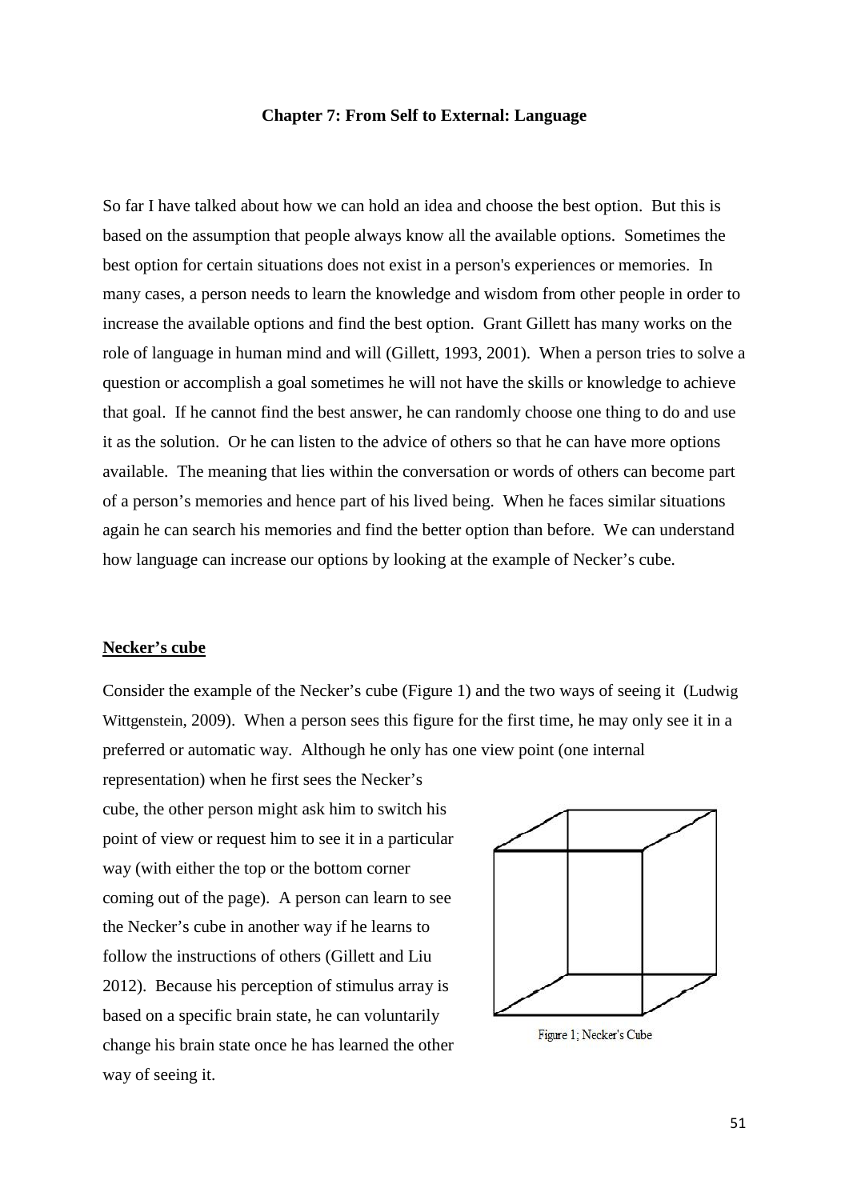## Chapter 7: From Self to External: Language

So far I have talked about how we can hold an idea and choose the best option. But this is based on the assumption that people always know all the available options. Sometimes the best option for certain situations does not exist in a person's experiences or memories. In many cases, a person needs to learn the knowledge and wisdom from other people in order to increase the available options and find the best option. Grant Gillett has many works on the role of language in human mind and will (Gillett, 1993, 2001). When a person tries to solve a question or accomplish a goal sometimes he will not have the skills or knowledge to achieve that goal. If he cannot find the best answer, he can randomly choose one thing to do and use it as the solution. Or he can listen to the advice of others so that he can have more options available. The meaning that lies within the conversation or words of others can become part of a person's memories and hence part of his lived being. When he faces similar situations again he can search his memories and find the better option than before. We can understand how language can increase our options by looking at the example of Necker's cube.

### Necker's cube

Consider the example of the Necker's cube (Figure 1) and the two ways of seeing it (Ludwig Wittgenstein, 2009). When a person sees this figure for the first time, he may only see it in a preferred or automatic way. Although he only has one view point (one internal representation) when he first sees the Necker's cube, the other person might ask him to switch his point of view or request him to see it in a particular way (with either the top or the bottom corner coming out of the page). A person can learn to see the Necker's cube in another way if he learns to follow the instructions of others (Gillett and Liu 2012). Because his perception of stimulus array is based on a specific brain state, he can voluntarily change his brain state once he has learned the other way of seeing it.

Figure 1: Necker's Cube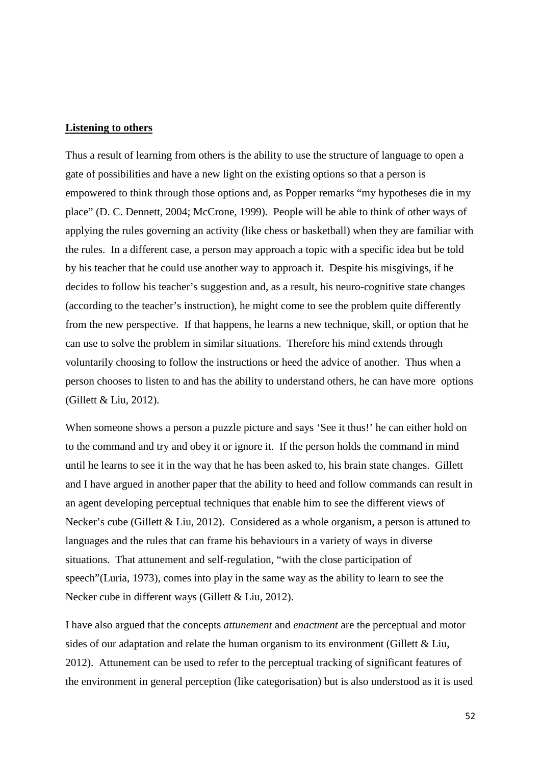**Listening to others**

Thus a result of learning from others is the ability to use the structure of language to open a gate of possibilities and have a new light on the existing options so that a person is empowered to think through those options and, as Popper remarks "my hypotheses die in my place" (D. C. Dennett, 2004; McCrone, 1999). People will be able to think of other ways of applying the rules governing an activity (like chess or basketball) when they are familiar with the rules. In a different case, a person may approach a topic with a specific idea but be told by his teacher that he could use another way to approach it. Despite his misgivings, if he decides to follow his teacher's suggestion and, as a result, his neuro-cognitive state changes (according to the teacher's instruction), he might come to see the problem quite differently from the new perspective. If that happens, he learns a new technique, skill, or option that he can use to solve the problem in similar situations. Therefore his mind extends through voluntarily choosing to follow the instructions or heed the advice of another. Thus when a person chooses to listen to and has the ability to understand others, he can have more options (Gillett & Liu, 2012).

When someone shows a person a puzzle picture and says 'See it thus!' he can either hold on to the command and try and obey it or ignore it. If the person holds the command in mind until he learns to see it in the way that he has been asked to, his brain state changes. Gillett and I have argued in another paper that the ability to heed and follow commands can result in an agent developing perceptual techniques that enable him to see the different views of Necker's cube (Gillett & Liu, 2012). Considered as a whole organism, a person is attuned to languages and the rules that can frame his behaviours in a variety of ways in diverse situations. That attunement and self-regulation, "with the close participation of speech"(Luria, 1973), comes into play in the same way as the ability to learn to see the Necker cube in different ways (Gillett & Liu, 2012).

I have also argued that the concepts *attunement* and *enactment* are the perceptual and motor sides of our adaptation and relate the human organism to its environment (Gillett & Liu, 2012). Attunement can be used to refer to the perceptual tracking of significant features of the environment in general perception (like categorisation) but is also understood as it is used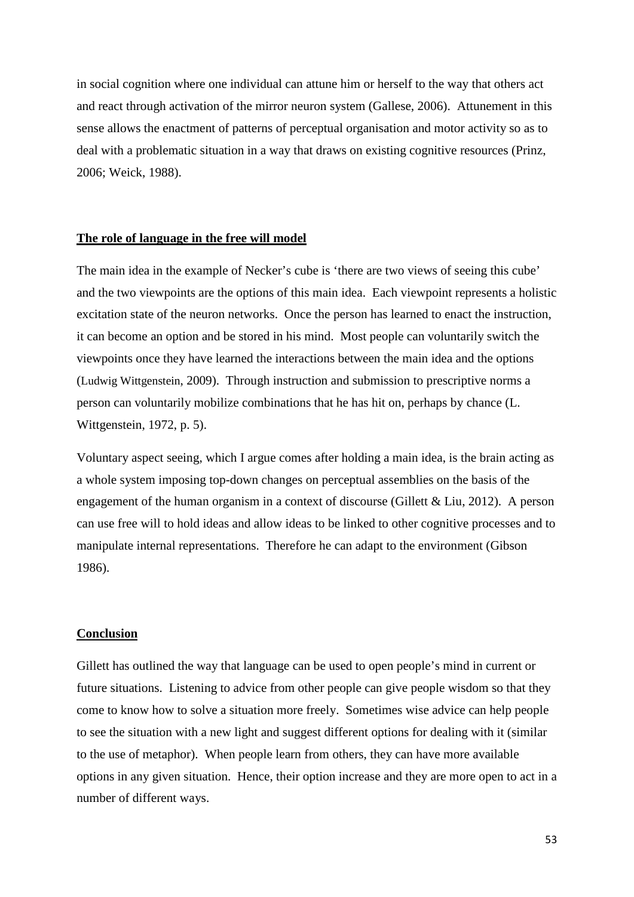in social cognition where one individual can attune him or herself to the way that others act and react through activation of the mirror neuron system (Gallese, 2006). Attunement in this sense allows the enactment of patterns of perceptual organisation and motor activity so as to deal with a problematic situation in a way that draws on existing cognitive resources (Prinz, 2006; Weick, 1988).

## The role of language in the free will model

The main idea in the example of Necker's cube is 'there are two views of seeing this cube' and the two viewpoints are the options of this main idea. Each viewpoint represents a holistic excitation state of the neuron networks. Once the person has learned to enact the instruction, it can become an option and be stored in his mind. Most people can voluntarily switch the viewpoints once they have learned the interactions between the main idea and the options (Ludwig Wittgenstein, 2009). Through instruction and submission to prescriptive norms a person can voluntarily mobilize combinations that he has hit on, perhaps by chance (L. Wittgenstein, 1972, p. 5).

Voluntary aspect seeing, which I argue comes after holding a main idea, is the brain acting as a whole system imposing top-down changes on perceptual assemblies on the basis of the engagement of the human organism in a context of discourse (Gillett & Liu, 2012). A person can use free will to hold ideas and allow ideas to be linked to other cognitive processes and to manipulate internal representations. Therefore he can adapt to the environment (Gibson 1986).

## Conclusion

Gillett has outlined the way that language can be used to open people's mind in current or future situations. Listening to advice from other people can give people wisdom so that they come to know how to solve a situation more freely. Sometimes wise advice can help people to see the situation with a new light and suggest different options for dealing with it (similar to the use of metaphor). When people learn from others, they can have more available options in any given situation. Hence, their option increase and they are more open to act in a number of different ways.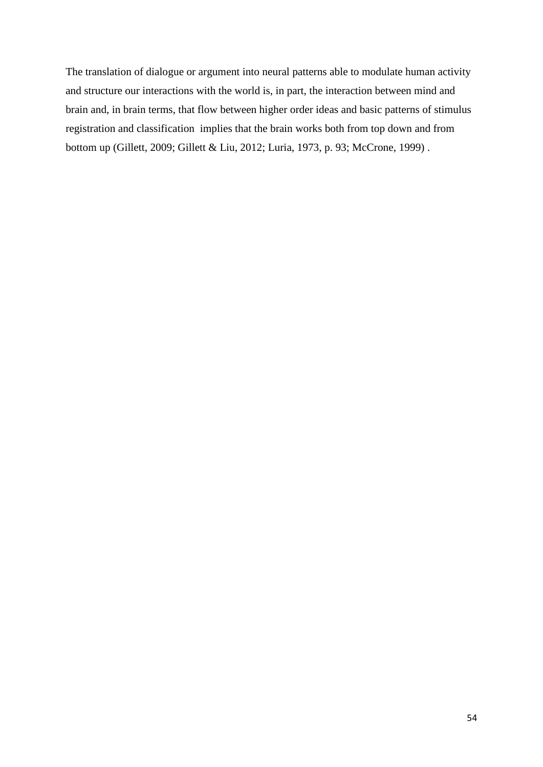The translation of dialogue or argument into neural patterns able to modulate human activity and structure our interactions with the world is, in part, the interaction between mind and brain and, in brain terms, that flow between higher order ideas and basic patterns of stimulus registration and classification implies that the brain works both from top down and from bottom up (Gillett, 2009; Gillett & Liu, 2012; Luria, 1973, p. 93; McCrone, 1999) .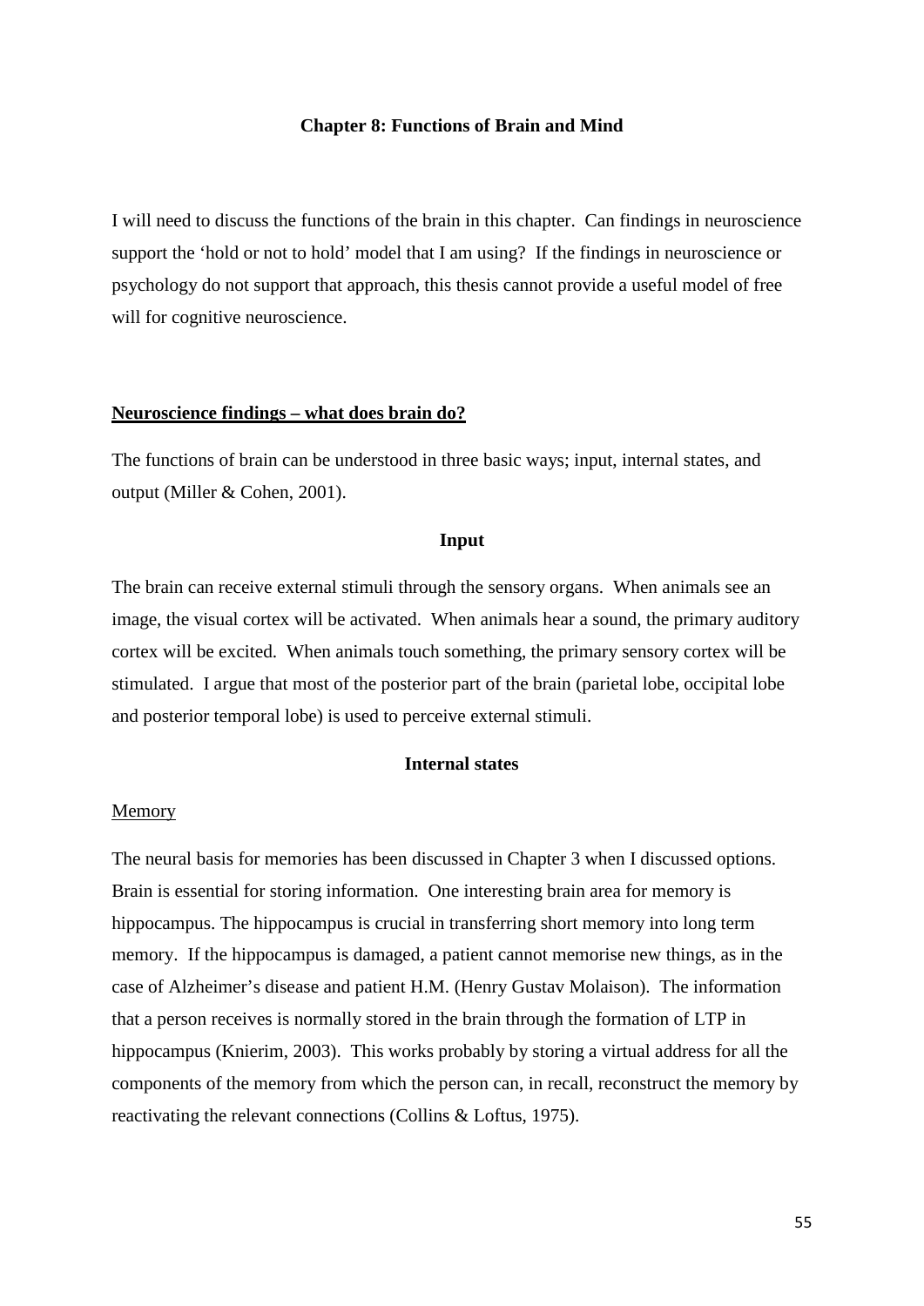**Chapter 8: Functions of Brain and Mind**

I will need to discuss the functions of the brain in this chapter. Can findings in neuroscience support the 'hold or not to hold' model that I am using? If the findings in neuroscience or psychology do not support that approach, this thesis cannot provide a useful model of free will for cognitive neuroscience.

**<u>Neuroscience findings – what does brain do?</u>**

The functions of brain can be understood in three basic ways; input, internal states, and output (Miller & Cohen, 2001).

**Input**

The brain can receive external stimuli through the sensory organs. When animals see an image, the visual cortex will be activated. When animals hear a sound, the primary auditory cortex will be excited. When animals touch something, the primary sensory cortex will be stimulated. I argue that most of the posterior part of the brain (parietal lobe, occipital lobe and posterior temporal lobe) is used to perceive external stimuli.

**Internal states**

<u>Memory</u>

The neural basis for memories has been discussed in Chapter 3 when I discussed options. Brain is essential for storing information. One interesting brain area for memory is hippocampus. The hippocampus is crucial in transferring short memory into long term memory. If the hippocampus is damaged, a patient cannot memorise new things, as in the case of Alzheimer's disease and patient H.M. (Henry Gustav Molaison). The information that a person receives is normally stored in the brain through the formation of LTP in hippocampus (Knierim, 2003). This works probably by storing a virtual address for all the components of the memory from which the person can, in recall, reconstruct the memory by reactivating the relevant connections (Collins & Loftus, 1975).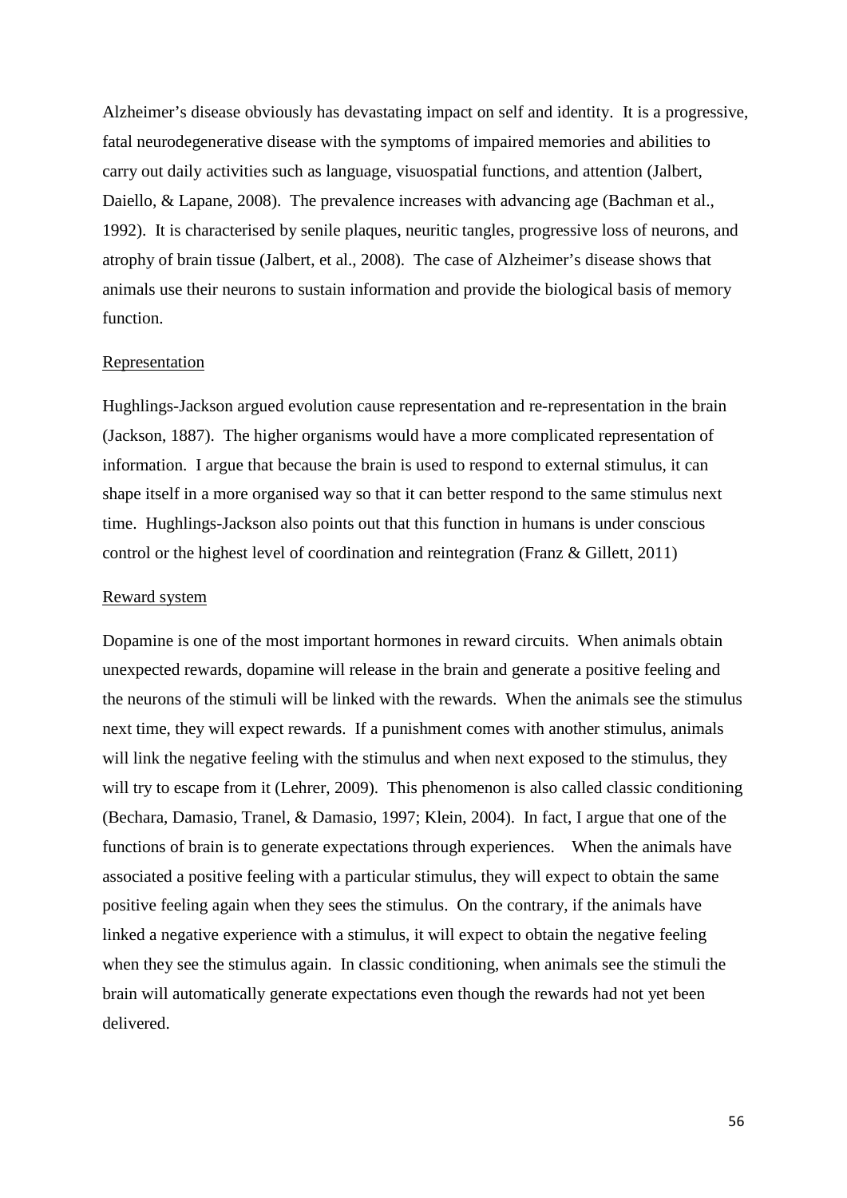Alzheimer's disease obviously has devastating impact on self and identity. It is a progressive, fatal neurodegenerative disease with the symptoms of impaired memories and abilities to carry out daily activities such as language, visuospatial functions, and attention (Jalbert, Daiello, & Lapane, 2008). The prevalence increases with advancing age (Bachman et al., 1992). It is characterised by senile plaques, neuritic tangles, progressive loss of neurons, and atrophy of brain tissue (Jalbert, et al., 2008). The case of Alzheimer's disease shows that animals use their neurons to sustain information and provide the biological basis of memory function.

<u>Representation</u>

Hughlings-Jackson argued evolution cause representation and re-representation in the brain (Jackson, 1887). The higher organisms would have a more complicated representation of information. I argue that because the brain is used to respond to external stimulus, it can shape itself in a more organised way so that it can better respond to the same stimulus next time. Hughlings-Jackson also points out that this function in humans is under conscious control or the highest level of coordination and reintegration (Franz & Gillett, 2011)

<u>Reward system</u>

Dopamine is one of the most important hormones in reward circuits. When animals obtain unexpected rewards, dopamine will release in the brain and generate a positive feeling and the neurons of the stimuli will be linked with the rewards. When the animals see the stimulus next time, they will expect rewards. If a punishment comes with another stimulus, animals will link the negative feeling with the stimulus and when next exposed to the stimulus, they will try to escape from it (Lehrer, 2009). This phenomenon is also called classic conditioning (Bechara, Damasio, Tranel, & Damasio, 1997; Klein, 2004). In fact, I argue that one of the functions of brain is to generate expectations through experiences. When the animals have associated a positive feeling with a particular stimulus, they will expect to obtain the same positive feeling again when they sees the stimulus. On the contrary, if the animals have linked a negative experience with a stimulus, it will expect to obtain the negative feeling when they see the stimulus again. In classic conditioning, when animals see the stimuli the brain will automatically generate expectations even though the rewards had not yet been delivered.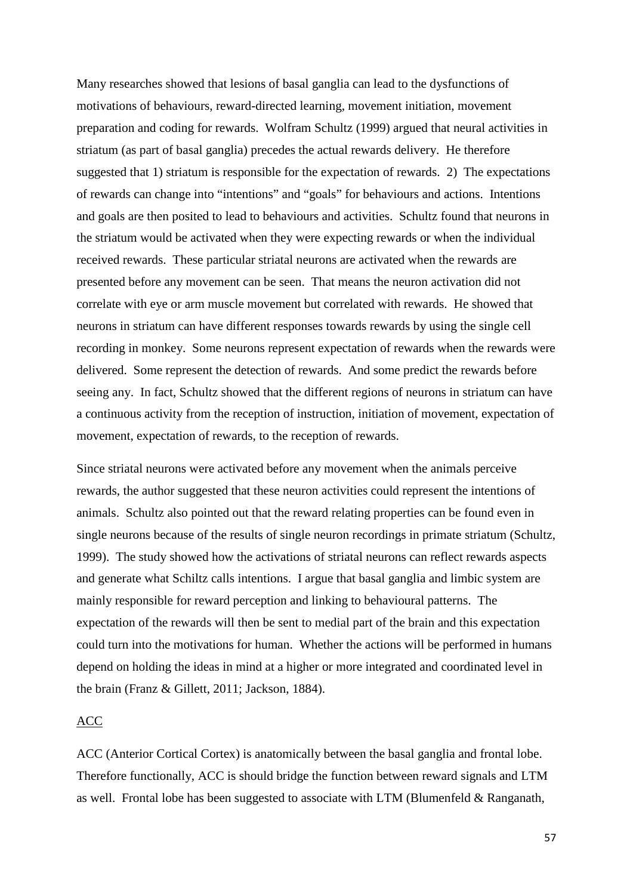Many researches showed that lesions of basal ganglia can lead to the dysfunctions of motivations of behaviours, reward-directed learning, movement initiation, movement preparation and coding for rewards. Wolfram Schultz (1999) argued that neural activities in striatum (as part of basal ganglia) precedes the actual rewards delivery. He therefore suggested that 1) striatum is responsible for the expectation of rewards. 2) The expectations of rewards can change into "intentions" and "goals" for behaviours and actions. Intentions and goals are then posited to lead to behaviours and activities. Schultz found that neurons in the striatum would be activated when they were expecting rewards or when the individual received rewards. These particular striatal neurons are activated when the rewards are presented before any movement can be seen. That means the neuron activation did not correlate with eye or arm muscle movement but correlated with rewards. He showed that neurons in striatum can have different responses towards rewards by using the single cell recording in monkey. Some neurons represent expectation of rewards when the rewards were delivered. Some represent the detection of rewards. And some predict the rewards before seeing any. In fact, Schultz showed that the different regions of neurons in striatum can have a continuous activity from the reception of instruction, initiation of movement, expectation of movement, expectation of rewards, to the reception of rewards.

Since striatal neurons were activated before any movement when the animals perceive rewards, the author suggested that these neuron activities could represent the intentions of animals. Schultz also pointed out that the reward relating properties can be found even in single neurons because of the results of single neuron recordings in primate striatum (Schultz, 1999). The study showed how the activations of striatal neurons can reflect rewards aspects and generate what Schiltz calls intentions. I argue that basal ganglia and limbic system are mainly responsible for reward perception and linking to behavioural patterns. The expectation of the rewards will then be sent to medial part of the brain and this expectation could turn into the motivations for human. Whether the actions will be performed in humans depend on holding the ideas in mind at a higher or more integrated and coordinated level in the brain (Franz & Gillett, 2011; Jackson, 1884).

<u>ACC</u>

ACC (Anterior Cortical Cortex) is anatomically between the basal ganglia and frontal lobe. Therefore functionally, ACC is should bridge the function between reward signals and LTM as well. Frontal lobe has been suggested to associate with LTM (Blumenfeld & Ranganath,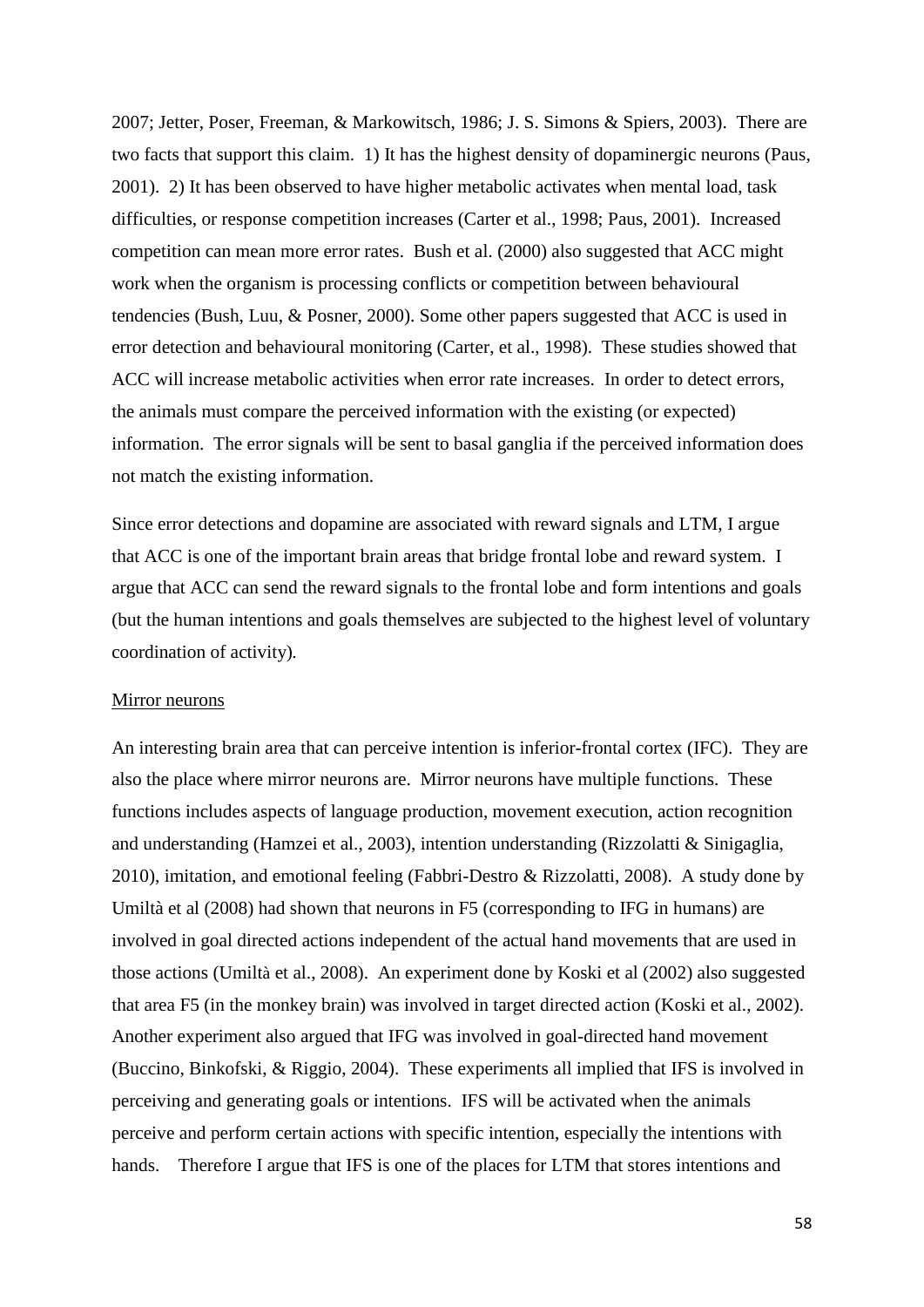2007; Jetter, Poser, Freeman, & Markowitsch, 1986; J. S. Simons & Spiers, 2003). There are two facts that support this claim. 1) It has the highest density of dopaminergic neurons (Paus, 2001). 2) It has been observed to have higher metabolic activates when mental load, task difficulties, or response competition increases (Carter et al., 1998; Paus, 2001). Increased competition can mean more error rates. Bush et al. (2000) also suggested that ACC might work when the organism is processing conflicts or competition between behavioural tendencies (Bush, Luu, & Posner, 2000). Some other papers suggested that ACC is used in error detection and behavioural monitoring (Carter, et al., 1998). These studies showed that ACC will increase metabolic activities when error rate increases. In order to detect errors, the animals must compare the perceived information with the existing (or expected) information. The error signals will be sent to basal ganglia if the perceived information does not match the existing information.

Since error detections and dopamine are associated with reward signals and LTM, I argue that ACC is one of the important brain areas that bridge frontal lobe and reward system. I argue that ACC can send the reward signals to the frontal lobe and form intentions and goals (but the human intentions and goals themselves are subjected to the highest level of voluntary coordination of activity).

Mirror neurons

An interesting brain area that can perceive intention is inferior-frontal cortex (IFC). They are also the place where mirror neurons are. Mirror neurons have multiple functions. These functions includes aspects of language production, movement execution, action recognition and understanding (Hamzei et al., 2003), intention understanding (Rizzolatti & Sinigaglia, 2010), imitation, and emotional feeling (Fabbri-Destro & Rizzolatti, 2008). A study done by Umiltà et al (2008) had shown that neurons in F5 (corresponding to IFG in humans) are involved in goal directed actions independent of the actual hand movements that are used in those actions (Umiltà et al., 2008). An experiment done by Koski et al (2002) also suggested that area F5 (in the monkey brain) was involved in target directed action (Koski et al., 2002). Another experiment also argued that IFG was involved in goal-directed hand movement (Buccino, Binkofski, & Riggio, 2004). These experiments all implied that IFS is involved in perceiving and generating goals or intentions. IFS will be activated when the animals perceive and perform certain actions with specific intention, especially the intentions with hands. Therefore I argue that IFS is one of the places for LTM that stores intentions and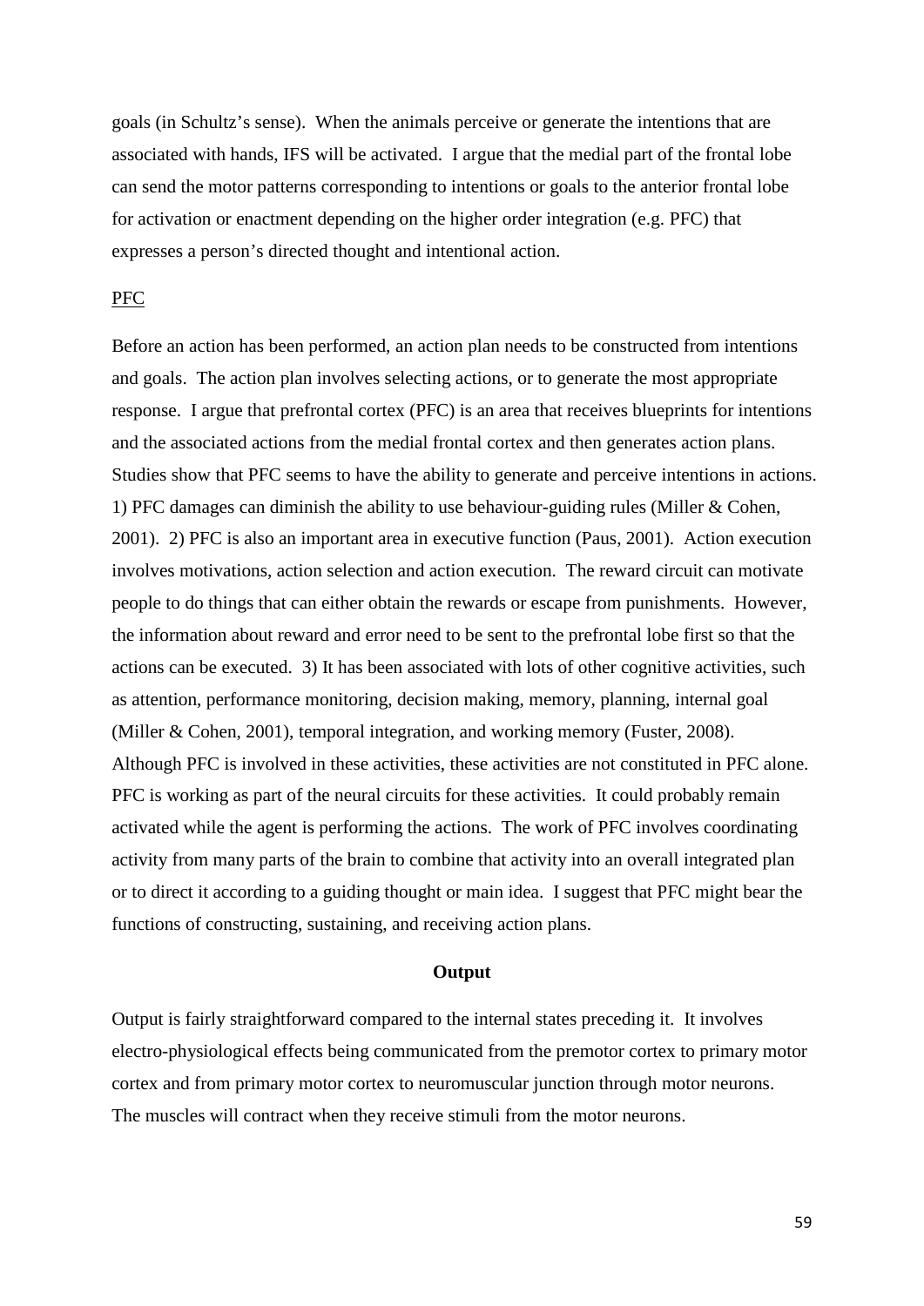goals (in Schultz's sense). When the animals perceive or generate the intentions that are associated with hands, IFS will be activated. I argue that the medial part of the frontal lobe can send the motor patterns corresponding to intentions or goals to the anterior frontal lobe for activation or enactment depending on the higher order integration (e.g. PFC) that expresses a person's directed thought and intentional action.

<u>PFC</u>

Before an action has been performed, an action plan needs to be constructed from intentions and goals. The action plan involves selecting actions, or to generate the most appropriate response. I argue that prefrontal cortex (PFC) is an area that receives blueprints for intentions and the associated actions from the medial frontal cortex and then generates action plans. Studies show that PFC seems to have the ability to generate and perceive intentions in actions. 1) PFC damages can diminish the ability to use behaviour-guiding rules (Miller & Cohen, 2001). 2) PFC is also an important area in executive function (Paus, 2001). Action execution involves motivations, action selection and action execution. The reward circuit can motivate people to do things that can either obtain the rewards or escape from punishments. However, the information about reward and error need to be sent to the prefrontal lobe first so that the actions can be executed. 3) It has been associated with lots of other cognitive activities, such as attention, performance monitoring, decision making, memory, planning, internal goal (Miller & Cohen, 2001), temporal integration, and working memory (Fuster, 2008). Although PFC is involved in these activities, these activities are not constituted in PFC alone. PFC is working as part of the neural circuits for these activities. It could probably remain activated while the agent is performing the actions. The work of PFC involves coordinating activity from many parts of the brain to combine that activity into an overall integrated plan or to direct it according to a guiding thought or main idea. I suggest that PFC might bear the functions of constructing, sustaining, and receiving action plans.

**Output**

Output is fairly straightforward compared to the internal states preceding it. It involves electro-physiological effects being communicated from the premotor cortex to primary motor cortex and from primary motor cortex to neuromuscular junction through motor neurons. The muscles will contract when they receive stimuli from the motor neurons.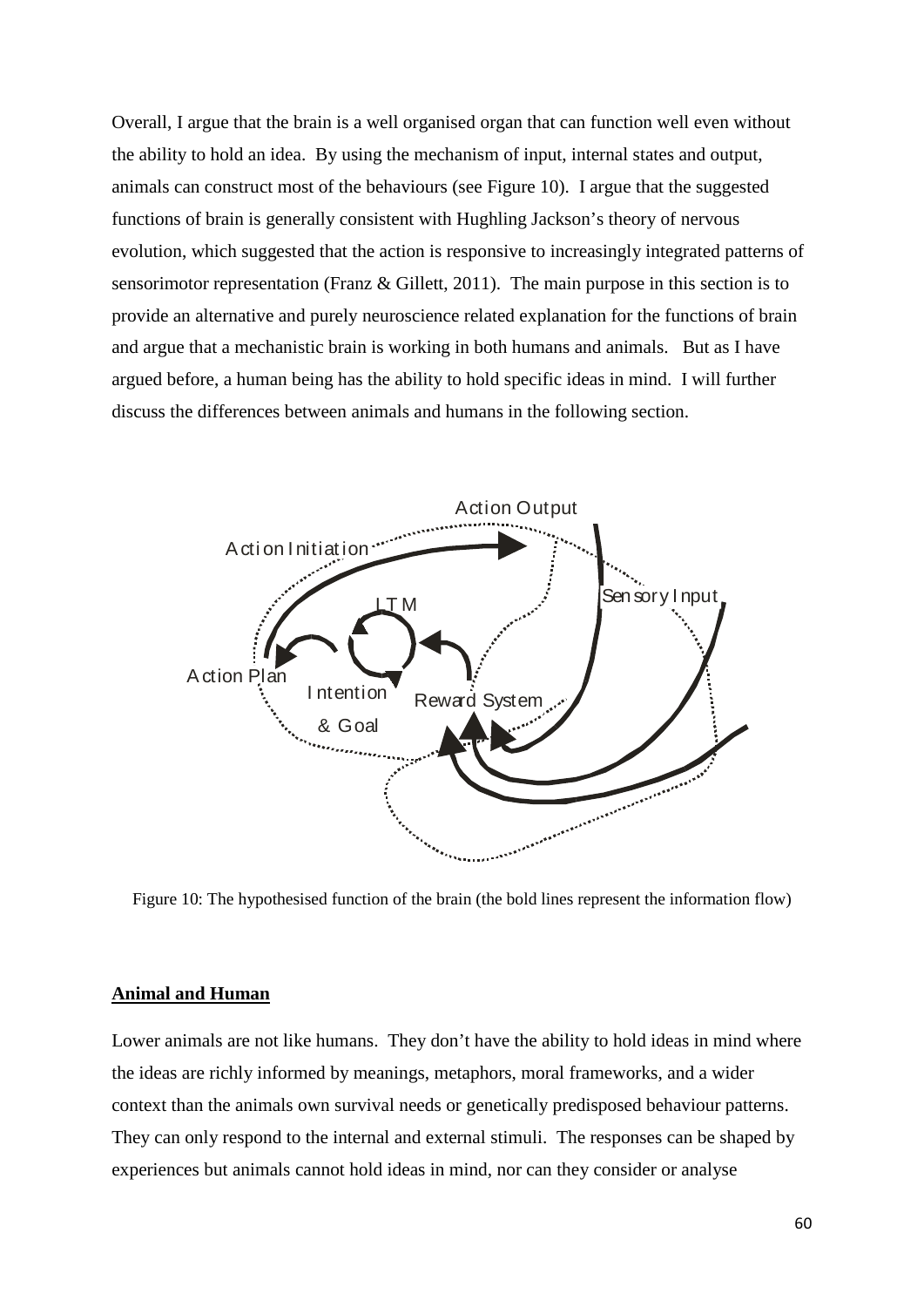Overall, I argue that the brain is a well organised organ that can function well even without the ability to hold an idea. By using the mechanism of input, internal states and output, animals can construct most of the behaviours (see Figure 10). I argue that the suggested functions of brain is generally consistent with Hughling Jackson's theory of nervous evolution, which suggested that the action is responsive to increasingly integrated patterns of sensorimotor representation (Franz & Gillett, 2011). The main purpose in this section is to provide an alternative and purely neuroscience related explanation for the functions of brain and argue that a mechanistic brain is working in both humans and animals. But as I have argued before, a human being has the ability to hold specific ideas in mind. I will further discuss the differences between animals and humans in the following section.

Figure 10: The hypothesised function of the brain (the bold lines represent the information flow)

**Animal and Human**

Lower animals are not like humans. They don't have the ability to hold ideas in mind where the ideas are richly informed by meanings, metaphors, moral frameworks, and a wider context than the animals own survival needs or genetically predisposed behaviour patterns. They can only respond to the internal and external stimuli. The responses can be shaped by experiences but animals cannot hold ideas in mind, nor can they consider or analyse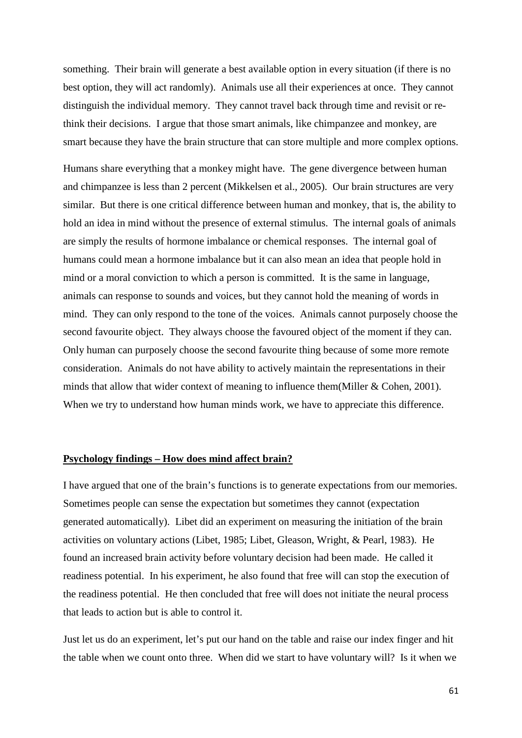something. Their brain will generate a best available option in every situation (if there is no best option, they will act randomly). Animals use all their experiences at once. They cannot distinguish the individual memory. They cannot travel back through time and revisit or re-think their decisions. I argue that those smart animals, like chimpanzee and monkey, are smart because they have the brain structure that can store multiple and more complex options.

Humans share everything that a monkey might have. The gene divergence between human and chimpanzee is less than 2 percent (Mikkelsen et al., 2005). Our brain structures are very similar. But there is one critical difference between human and monkey, that is, the ability to hold an idea in mind without the presence of external stimulus. The internal goals of animals are simply the results of hormone imbalance or chemical responses. The internal goal of humans could mean a hormone imbalance but it can also mean an idea that people hold in mind or a moral conviction to which a person is committed. It is the same in language, animals can response to sounds and voices, but they cannot hold the meaning of words in mind. They can only respond to the tone of the voices. Animals cannot purposely choose the second favourite object. They always choose the favoured object of the moment if they can. Only human can purposely choose the second favourite thing because of some more remote consideration. Animals do not have ability to actively maintain the representations in their minds that allow that wider context of meaning to influence them(Miller & Cohen, 2001). When we try to understand how human minds work, we have to appreciate this difference.

**<u>Psychology findings – How does mind affect brain?</u>**

I have argued that one of the brain's functions is to generate expectations from our memories. Sometimes people can sense the expectation but sometimes they cannot (expectation generated automatically). Libet did an experiment on measuring the initiation of the brain activities on voluntary actions (Libet, 1985; Libet, Gleason, Wright, & Pearl, 1983). He found an increased brain activity before voluntary decision had been made. He called it readiness potential. In his experiment, he also found that free will can stop the execution of the readiness potential. He then concluded that free will does not initiate the neural process that leads to action but is able to control it.

Just let us do an experiment, let's put our hand on the table and raise our index finger and hit the table when we count onto three. When did we start to have voluntary will? Is it when we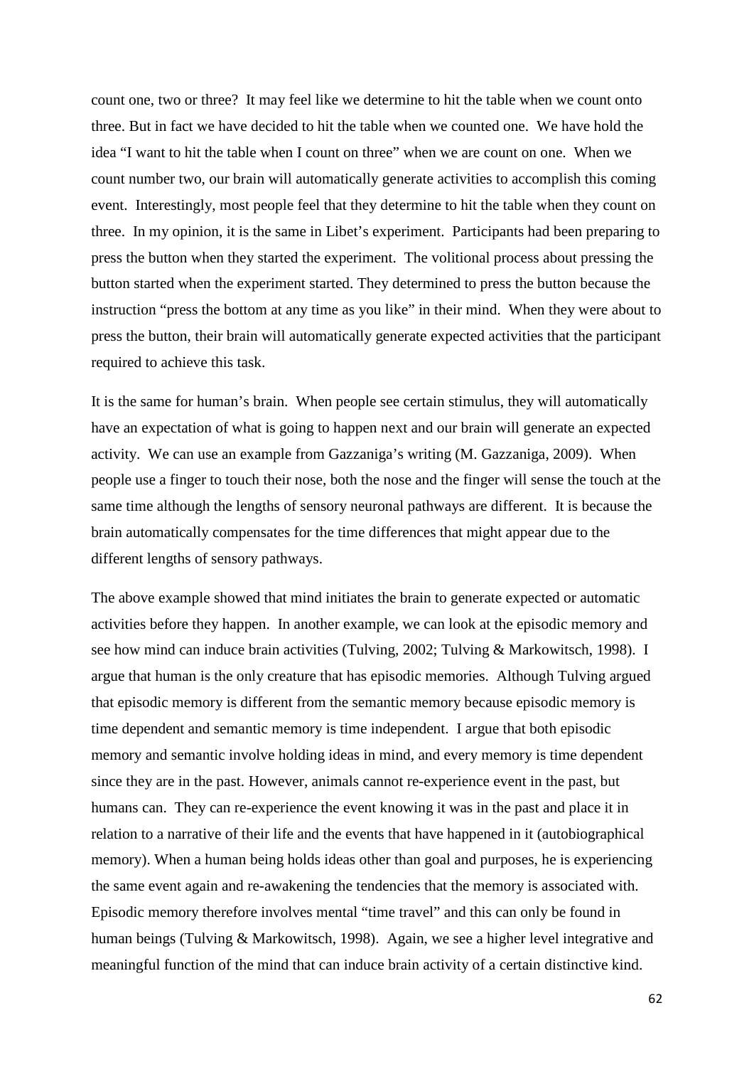count one, two or three? It may feel like we determine to hit the table when we count onto three. But in fact we have decided to hit the table when we counted one. We have hold the idea "I want to hit the table when I count on three" when we are count on one. When we count number two, our brain will automatically generate activities to accomplish this coming event. Interestingly, most people feel that they determine to hit the table when they count on three. In my opinion, it is the same in Libet's experiment. Participants had been preparing to press the button when they started the experiment. The volitional process about pressing the button started when the experiment started. They determined to press the button because the instruction "press the bottom at any time as you like" in their mind. When they were about to press the button, their brain will automatically generate expected activities that the participant required to achieve this task.

It is the same for human's brain. When people see certain stimulus, they will automatically have an expectation of what is going to happen next and our brain will generate an expected activity. We can use an example from Gazzaniga's writing (M. Gazzaniga, 2009). When people use a finger to touch their nose, both the nose and the finger will sense the touch at the same time although the lengths of sensory neuronal pathways are different. It is because the brain automatically compensates for the time differences that might appear due to the different lengths of sensory pathways.

The above example showed that mind initiates the brain to generate expected or automatic activities before they happen. In another example, we can look at the episodic memory and see how mind can induce brain activities (Tulving, 2002; Tulving & Markowitsch, 1998). I argue that human is the only creature that has episodic memories. Although Tulving argued that episodic memory is different from the semantic memory because episodic memory is time dependent and semantic memory is time independent. I argue that both episodic memory and semantic involve holding ideas in mind, and every memory is time dependent since they are in the past. However, animals cannot re-experience event in the past, but humans can. They can re-experience the event knowing it was in the past and place it in relation to a narrative of their life and the events that have happened in it (autobiographical memory). When a human being holds ideas other than goal and purposes, he is experiencing the same event again and re-awakening the tendencies that the memory is associated with. Episodic memory therefore involves mental "time travel" and this can only be found in human beings (Tulving & Markowitsch, 1998). Again, we see a higher level integrative and meaningful function of the mind that can induce brain activity of a certain distinctive kind.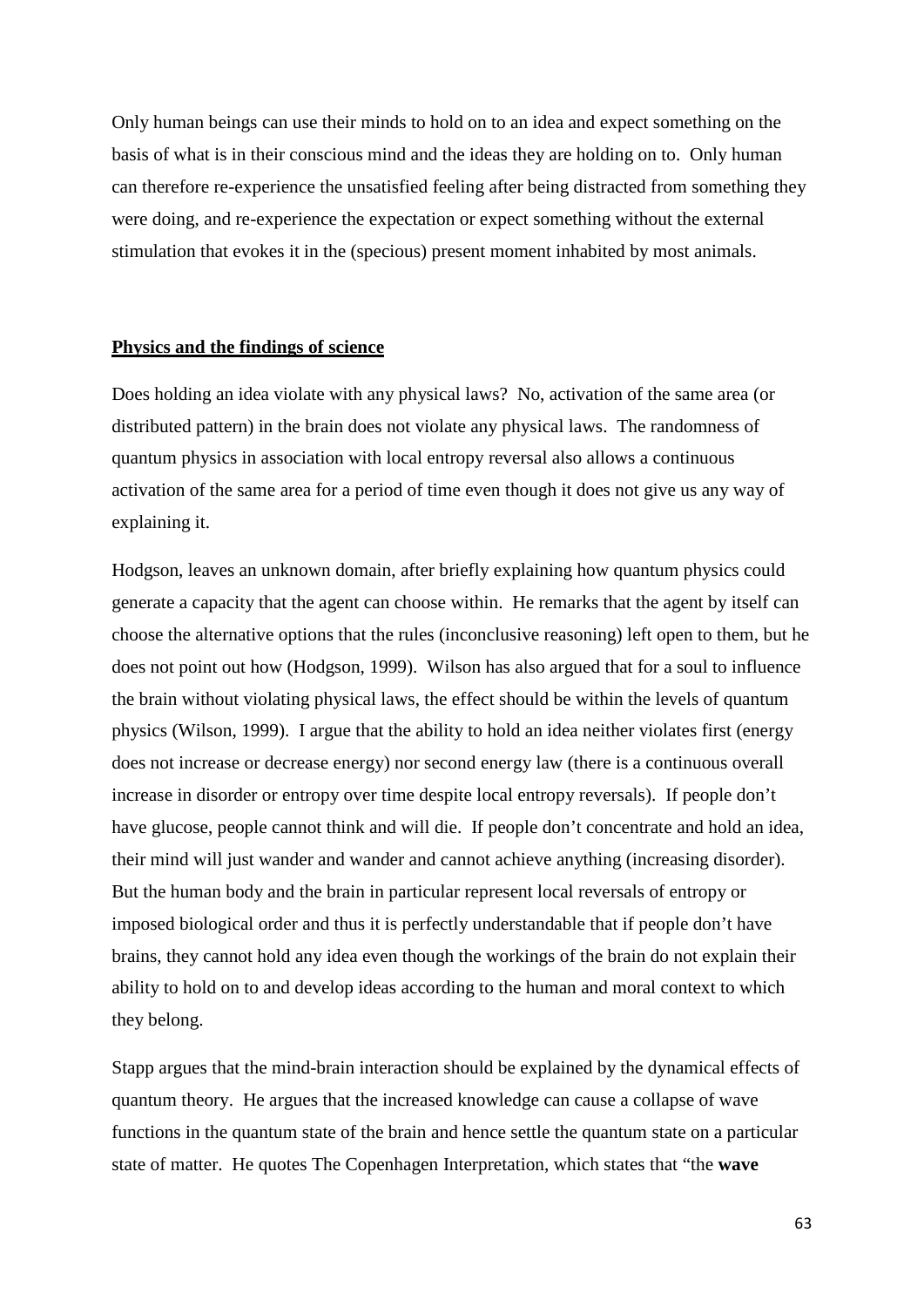Only human beings can use their minds to hold on to an idea and expect something on the basis of what is in their conscious mind and the ideas they are holding on to. Only human can therefore re-experience the unsatisfied feeling after being distracted from something they were doing, and re-experience the expectation or expect something without the external stimulation that evokes it in the (specious) present moment inhabited by most animals.

## Physics and the findings of science

Does holding an idea violate with any physical laws? No, activation of the same area (or distributed pattern) in the brain does not violate any physical laws. The randomness of quantum physics in association with local entropy reversal also allows a continuous activation of the same area for a period of time even though it does not give us any way of explaining it.

Hodgson, leaves an unknown domain, after briefly explaining how quantum physics could generate a capacity that the agent can choose within. He remarks that the agent by itself can choose the alternative options that the rules (inconclusive reasoning) left open to them, but he does not point out how (Hodgson, 1999). Wilson has also argued that for a soul to influence the brain without violating physical laws, the effect should be within the levels of quantum physics (Wilson, 1999). I argue that the ability to hold an idea neither violates first (energy does not increase or decrease energy) nor second energy law (there is a continuous overall increase in disorder or entropy over time despite local entropy reversals). If people don't have glucose, people cannot think and will die. If people don't concentrate and hold an idea, their mind will just wander and wander and cannot achieve anything (increasing disorder). But the human body and the brain in particular represent local reversals of entropy or imposed biological order and thus it is perfectly understandable that if people don't have brains, they cannot hold any idea even though the workings of the brain do not explain their ability to hold on to and develop ideas according to the human and moral context to which they belong.

Stapp argues that the mind-brain interaction should be explained by the dynamical effects of quantum theory. He argues that the increased knowledge can cause a collapse of wave functions in the quantum state of the brain and hence settle the quantum state on a particular state of matter. He quotes The Copenhagen Interpretation, which states that "the **wave**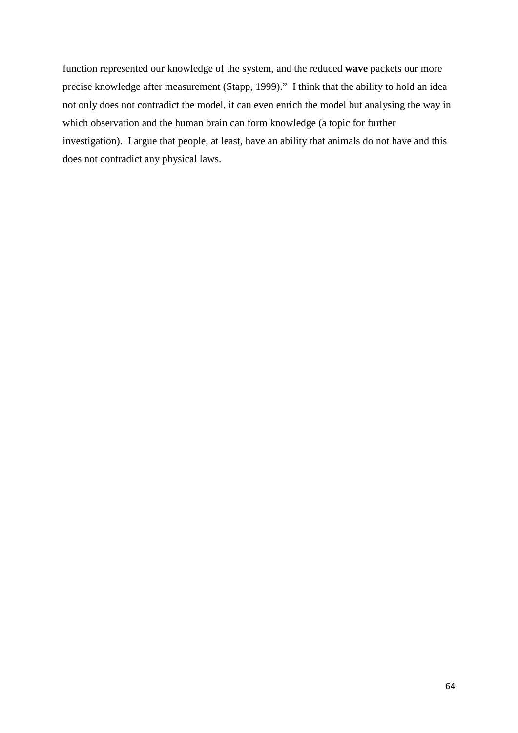function represented our knowledge of the system, and the reduced **wave** packets our more precise knowledge after measurement (Stapp, 1999)." I think that the ability to hold an idea not only does not contradict the model, it can even enrich the model but analysing the way in which observation and the human brain can form knowledge (a topic for further investigation). I argue that people, at least, have an ability that animals do not have and this does not contradict any physical laws.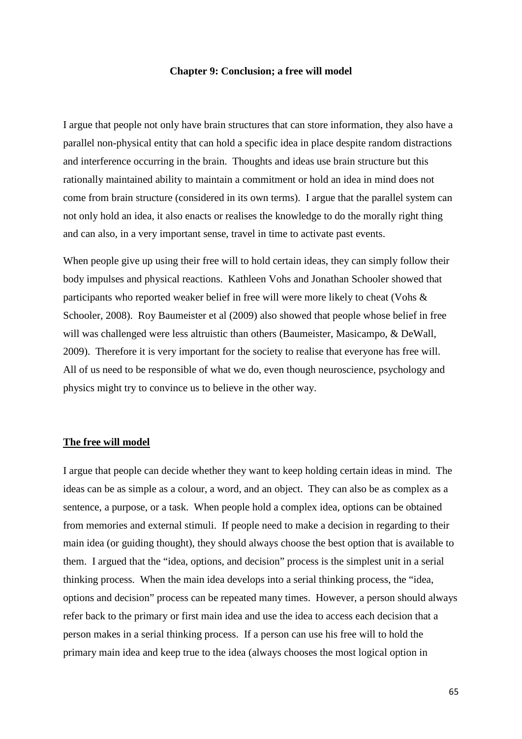## Chapter 9: Conclusion; a free will model

I argue that people not only have brain structures that can store information, they also have a parallel non-physical entity that can hold a specific idea in place despite random distractions and interference occurring in the brain. Thoughts and ideas use brain structure but this rationally maintained ability to maintain a commitment or hold an idea in mind does not come from brain structure (considered in its own terms). I argue that the parallel system can not only hold an idea, it also enacts or realises the knowledge to do the morally right thing and can also, in a very important sense, travel in time to activate past events.

When people give up using their free will to hold certain ideas, they can simply follow their body impulses and physical reactions. Kathleen Vohs and Jonathan Schooler showed that participants who reported weaker belief in free will were more likely to cheat (Vohs & Schooler, 2008). Roy Baumeister et al (2009) also showed that people whose belief in free will was challenged were less altruistic than others (Baumeister, Masicampo, & DeWall, 2009). Therefore it is very important for the society to realise that everyone has free will. All of us need to be responsible of what we do, even though neuroscience, psychology and physics might try to convince us to believe in the other way.

### The free will model

I argue that people can decide whether they want to keep holding certain ideas in mind. The ideas can be as simple as a colour, a word, and an object. They can also be as complex as a sentence, a purpose, or a task. When people hold a complex idea, options can be obtained from memories and external stimuli. If people need to make a decision in regarding to their main idea (or guiding thought), they should always choose the best option that is available to them. I argued that the "idea, options, and decision" process is the simplest unit in a serial thinking process. When the main idea develops into a serial thinking process, the "idea, options and decision" process can be repeated many times. However, a person should always refer back to the primary or first main idea and use the idea to access each decision that a person makes in a serial thinking process. If a person can use his free will to hold the primary main idea and keep true to the idea (always chooses the most logical option in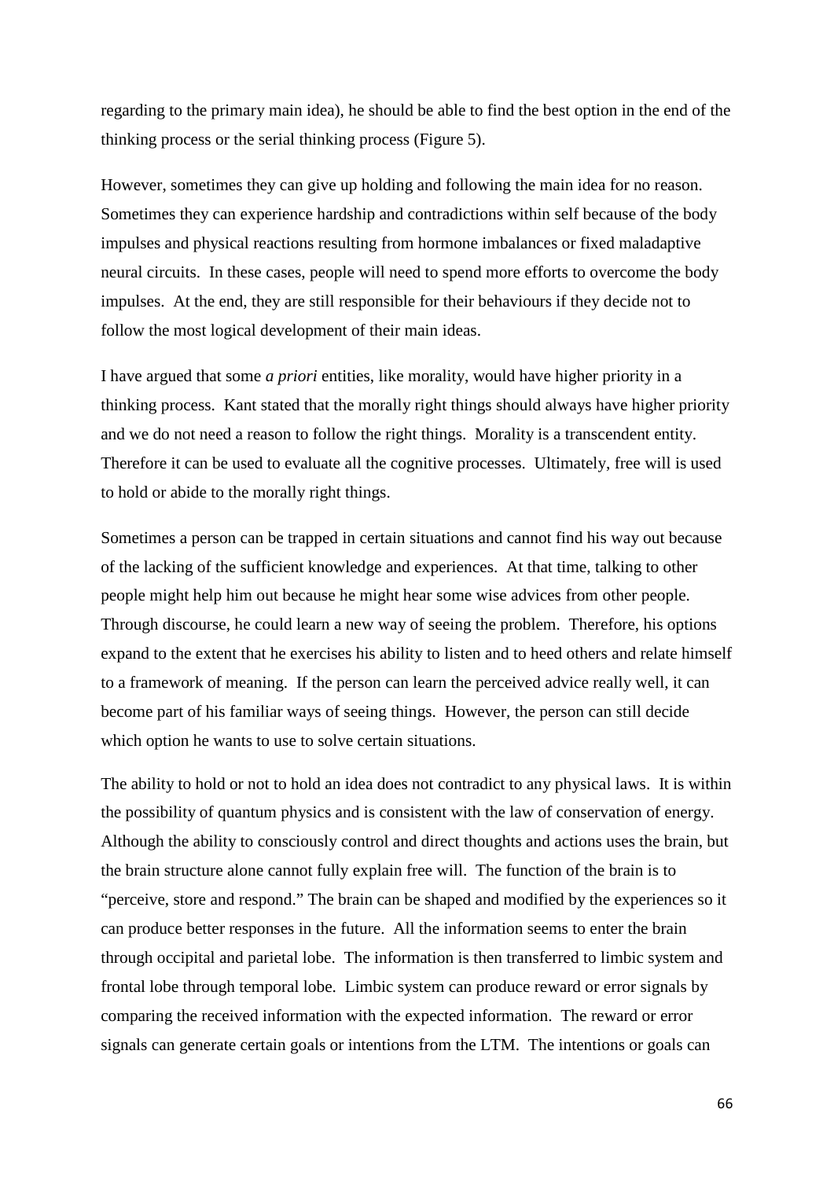regarding to the primary main idea), he should be able to find the best option in the end of the thinking process or the serial thinking process (Figure 5).

However, sometimes they can give up holding and following the main idea for no reason. Sometimes they can experience hardship and contradictions within self because of the body impulses and physical reactions resulting from hormone imbalances or fixed maladaptive neural circuits. In these cases, people will need to spend more efforts to overcome the body impulses. At the end, they are still responsible for their behaviours if they decide not to follow the most logical development of their main ideas.

I have argued that some *a priori* entities, like morality, would have higher priority in a thinking process. Kant stated that the morally right things should always have higher priority and we do not need a reason to follow the right things. Morality is a transcendent entity. Therefore it can be used to evaluate all the cognitive processes. Ultimately, free will is used to hold or abide to the morally right things.

Sometimes a person can be trapped in certain situations and cannot find his way out because of the lacking of the sufficient knowledge and experiences. At that time, talking to other people might help him out because he might hear some wise advices from other people. Through discourse, he could learn a new way of seeing the problem. Therefore, his options expand to the extent that he exercises his ability to listen and to heed others and relate himself to a framework of meaning. If the person can learn the perceived advice really well, it can become part of his familiar ways of seeing things. However, the person can still decide which option he wants to use to solve certain situations.

The ability to hold or not to hold an idea does not contradict to any physical laws. It is within the possibility of quantum physics and is consistent with the law of conservation of energy. Although the ability to consciously control and direct thoughts and actions uses the brain, but the brain structure alone cannot fully explain free will. The function of the brain is to "perceive, store and respond." The brain can be shaped and modified by the experiences so it can produce better responses in the future. All the information seems to enter the brain through occipital and parietal lobe. The information is then transferred to limbic system and frontal lobe through temporal lobe. Limbic system can produce reward or error signals by comparing the received information with the expected information. The reward or error signals can generate certain goals or intentions from the LTM. The intentions or goals can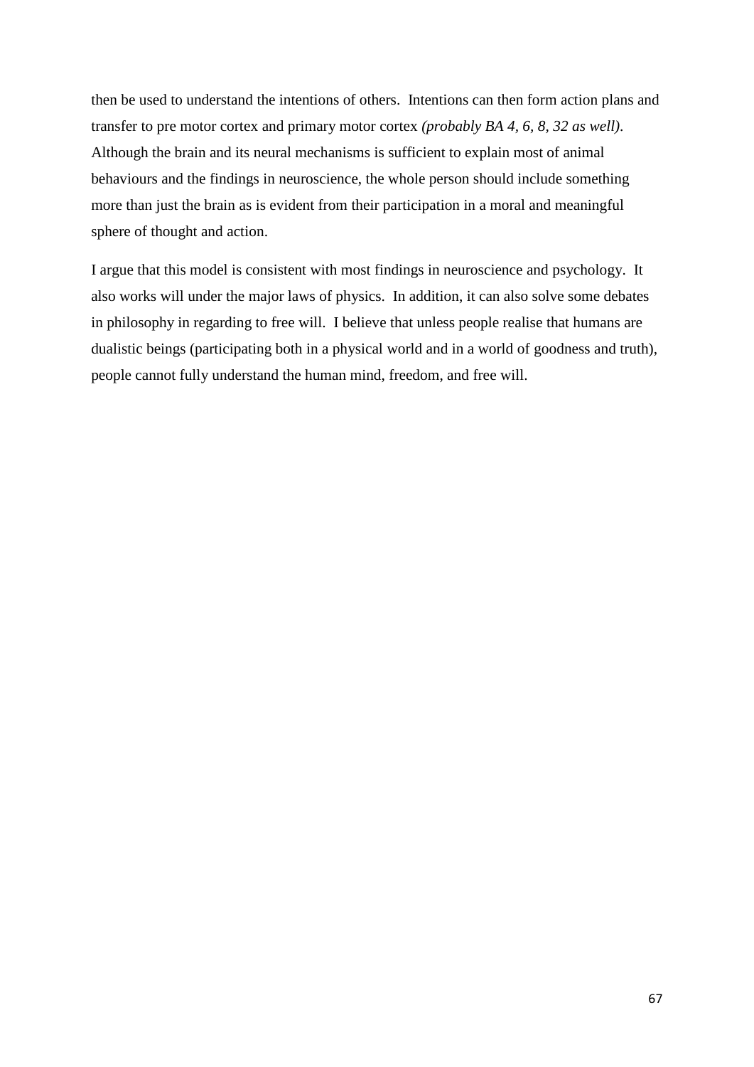then be used to understand the intentions of others. Intentions can then form action plans and transfer to pre motor cortex and primary motor cortex *(probably BA 4, 6, 8, 32 as well)*. Although the brain and its neural mechanisms is sufficient to explain most of animal behaviours and the findings in neuroscience, the whole person should include something more than just the brain as is evident from their participation in a moral and meaningful sphere of thought and action.

I argue that this model is consistent with most findings in neuroscience and psychology. It also works will under the major laws of physics. In addition, it can also solve some debates in philosophy in regarding to free will. I believe that unless people realise that humans are dualistic beings (participating both in a physical world and in a world of goodness and truth), people cannot fully understand the human mind, freedom, and free will.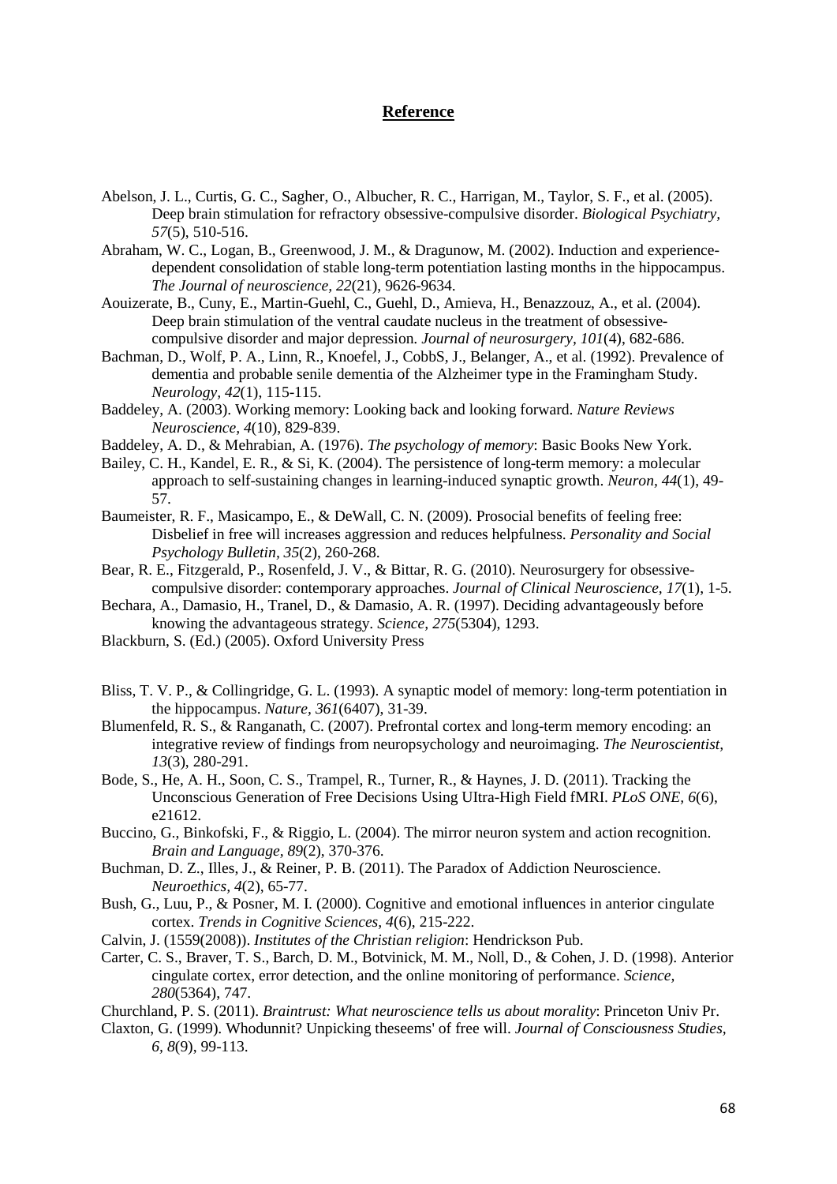# Reference

Abelson, J. L., Curtis, G. C., Sagher, O., Albucher, R. C., Harrigan, M., Taylor, S. F., et al. (2005). Deep brain stimulation for refractory obsessive-compulsive disorder. *Biological Psychiatry, 57*(5), 510-516.

Abraham, W. C., Logan, B., Greenwood, J. M., & Dragunow, M. (2002). Induction and experience-dependent consolidation of stable long-term potentiation lasting months in the hippocampus. *The Journal of neuroscience, 22*(21), 9626-9634.

Aouizerate, B., Cuny, E., Martin-Guehl, C., Guehl, D., Amieva, H., Benazzouz, A., et al. (2004). Deep brain stimulation of the ventral caudate nucleus in the treatment of obsessive-compulsive disorder and major depression. *Journal of neurosurgery, 101*(4), 682-686.

Bachman, D., Wolf, P. A., Linn, R., Knoefel, J., CobbS, J., Belanger, A., et al. (1992). Prevalence of dementia and probable senile dementia of the Alzheimer type in the Framingham Study. *Neurology, 42*(1), 115-115.

Baddeley, A. (2003). Working memory: Looking back and looking forward. *Nature Reviews Neuroscience, 4*(10), 829-839.

Baddeley, A. D., & Mehrabian, A. (1976). *The psychology of memory*: Basic Books New York.

Bailey, C. H., Kandel, E. R., & Si, K. (2004). The persistence of long-term memory: a molecular approach to self-sustaining changes in learning-induced synaptic growth. *Neuron, 44*(1), 49-57.

Baumeister, R. F., Masicampo, E., & DeWall, C. N. (2009). Prosocial benefits of feeling free: Disbelief in free will increases aggression and reduces helpfulness. *Personality and Social Psychology Bulletin, 35*(2), 260-268.

Bear, R. E., Fitzgerald, P., Rosenfeld, J. V., & Bittar, R. G. (2010). Neurosurgery for obsessive-compulsive disorder: contemporary approaches. *Journal of Clinical Neuroscience, 17*(1), 1-5.

Bechara, A., Damasio, H., Tranel, D., & Damasio, A. R. (1997). Deciding advantageously before knowing the advantageous strategy. *Science, 275*(5304), 1293.

Blackburn, S. (Ed.) (2005). Oxford University Press

Bliss, T. V. P., & Collingridge, G. L. (1993). A synaptic model of memory: long-term potentiation in the hippocampus. *Nature, 361*(6407), 31-39.

Blumenfeld, R. S., & Ranganath, C. (2007). Prefrontal cortex and long-term memory encoding: an integrative review of findings from neuropsychology and neuroimaging. *The Neuroscientist, 13*(3), 280-291.

Bode, S., He, A. H., Soon, C. S., Trampel, R., Turner, R., & Haynes, J. D. (2011). Tracking the Unconscious Generation of Free Decisions Using UItra-High Field fMRI. *PLoS ONE, 6*(6), e21612.

Buccino, G., Binkofski, F., & Riggio, L. (2004). The mirror neuron system and action recognition. *Brain and Language, 89*(2), 370-376.

Buchman, D. Z., Illes, J., & Reiner, P. B. (2011). The Paradox of Addiction Neuroscience. *Neuroethics, 4*(2), 65-77.

Bush, G., Luu, P., & Posner, M. I. (2000). Cognitive and emotional influences in anterior cingulate cortex. *Trends in Cognitive Sciences, 4*(6), 215-222.

Calvin, J. (1559(2008)). *Institutes of the Christian religion*: Hendrickson Pub.

Carter, C. S., Braver, T. S., Barch, D. M., Botvinick, M. M., Noll, D., & Cohen, J. D. (1998). Anterior cingulate cortex, error detection, and the online monitoring of performance. *Science, 280*(5364), 747.

Churchland, P. S. (2011). *Braintrust: What neuroscience tells us about morality*: Princeton Univ Pr.

Claxton, G. (1999). Whodunnit? Unpicking theseems' of free will. *Journal of Consciousness Studies, 6, 8*(9), 99-113.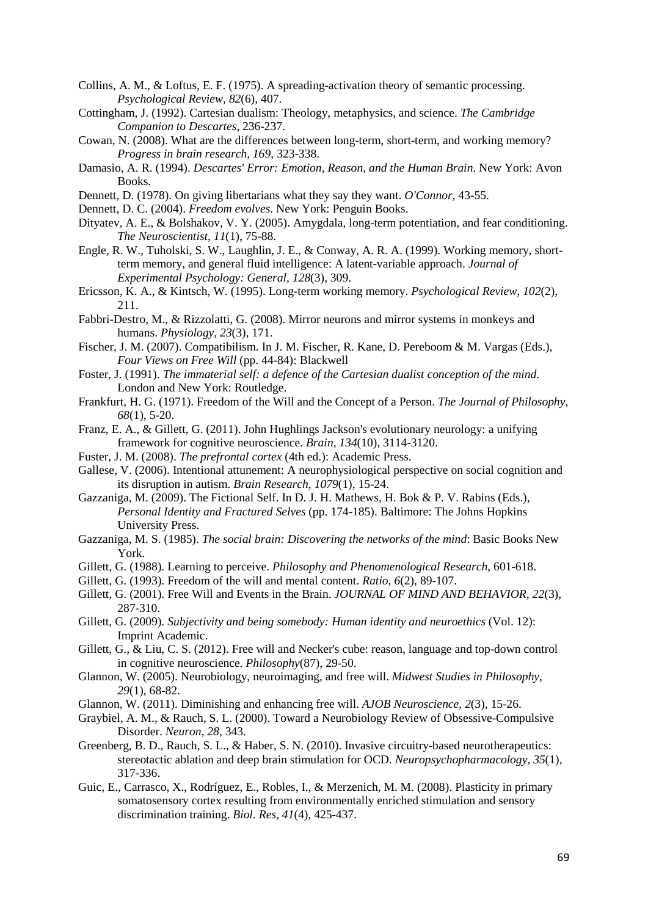Collins, A. M., & Loftus, E. F. (1975). A spreading-activation theory of semantic processing. *Psychological Review, 82*(6), 407.

Cottingham, J. (1992). Cartesian dualism: Theology, metaphysics, and science. *The Cambridge Companion to Descartes*, 236-237.

Cowan, N. (2008). What are the differences between long-term, short-term, and working memory? *Progress in brain research, 169*, 323-338.

Damasio, A. R. (1994). *Descartes' Error: Emotion, Reason, and the Human Brain*. New York: Avon Books.

Dennett, D. (1978). On giving libertarians what they say they want. *O'Connor*, 43-55.

Dennett, D. C. (2004). *Freedom evolves*. New York: Penguin Books.

Dityatev, A. E., & Bolshakov, V. Y. (2005). Amygdala, long-term potentiation, and fear conditioning. *The Neuroscientist, 11*(1), 75-88.

Engle, R. W., Tuholski, S. W., Laughlin, J. E., & Conway, A. R. A. (1999). Working memory, short-term memory, and general fluid intelligence: A latent-variable approach. *Journal of Experimental Psychology: General, 128*(3), 309.

Ericsson, K. A., & Kintsch, W. (1995). Long-term working memory. *Psychological Review, 102*(2), 211.

Fabbri-Destro, M., & Rizzolatti, G. (2008). Mirror neurons and mirror systems in monkeys and humans. *Physiology, 23*(3), 171.

Fischer, J. M. (2007). Compatibilism. In J. M. Fischer, R. Kane, D. Pereboom & M. Vargas (Eds.), *Four Views on Free Will* (pp. 44-84): Blackwell

Foster, J. (1991). *The immaterial self: a defence of the Cartesian dualist conception of the mind*. London and New York: Routledge.

Frankfurt, H. G. (1971). Freedom of the Will and the Concept of a Person. *The Journal of Philosophy, 68*(1), 5-20.

Franz, E. A., & Gillett, G. (2011). John Hughlings Jackson's evolutionary neurology: a unifying framework for cognitive neuroscience. *Brain, 134*(10), 3114-3120.

Fuster, J. M. (2008). *The prefrontal cortex* (4th ed.): Academic Press.

Gallese, V. (2006). Intentional attunement: A neurophysiological perspective on social cognition and its disruption in autism. *Brain Research, 1079*(1), 15-24.

Gazzaniga, M. (2009). The Fictional Self. In D. J. H. Mathews, H. Bok & P. V. Rabins (Eds.), *Personal Identity and Fractured Selves* (pp. 174-185). Baltimore: The Johns Hopkins University Press.

Gazzaniga, M. S. (1985). *The social brain: Discovering the networks of the mind*: Basic Books New York.

Gillett, G. (1988). Learning to perceive. *Philosophy and Phenomenological Research*, 601-618.

Gillett, G. (1993). Freedom of the will and mental content. *Ratio, 6*(2), 89-107.

Gillett, G. (2001). Free Will and Events in the Brain. *JOURNAL OF MIND AND BEHAVIOR, 22*(3), 287-310.

Gillett, G. (2009). *Subjectivity and being somebody: Human identity and neuroethics* (Vol. 12): Imprint Academic.

Gillett, G., & Liu, C. S. (2012). Free will and Necker's cube: reason, language and top-down control in cognitive neuroscience. *Philosophy*(87), 29-50.

Glannon, W. (2005). Neurobiology, neuroimaging, and free will. *Midwest Studies in Philosophy, 29*(1), 68-82.

Glannon, W. (2011). Diminishing and enhancing free will. *AJOB Neuroscience, 2*(3), 15-26.

Graybiel, A. M., & Rauch, S. L. (2000). Toward a Neurobiology Review of Obsessive-Compulsive Disorder. *Neuron, 28*, 343.

Greenberg, B. D., Rauch, S. L., & Haber, S. N. (2010). Invasive circuitry-based neurotherapeutics: stereotactic ablation and deep brain stimulation for OCD. *Neuropsychopharmacology, 35*(1), 317-336.

Guic, E., Carrasco, X., Rodríguez, E., Robles, I., & Merzenich, M. M. (2008). Plasticity in primary somatosensory cortex resulting from environmentally enriched stimulation and sensory discrimination training. *Biol. Res, 41*(4), 425-437.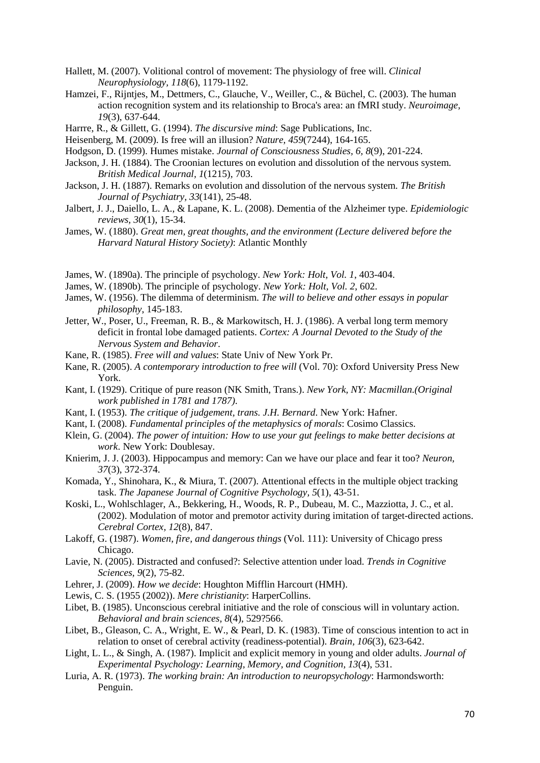Hallett, M. (2007). Volitional control of movement: The physiology of free will. *Clinical Neurophysiology, 118*(6), 1179-1192.

Hamzei, F., Rijntjes, M., Dettmers, C., Glauche, V., Weiller, C., & Büchel, C. (2003). The human action recognition system and its relationship to Broca's area: an fMRI study. *Neuroimage, 19*(3), 637-644.

Harrre, R., & Gillett, G. (1994). *The discursive mind*: Sage Publications, Inc.

Heisenberg, M. (2009). Is free will an illusion? *Nature, 459*(7244), 164-165.

Hodgson, D. (1999). Humes mistake. *Journal of Consciousness Studies, 6, 8*(9), 201-224.

Jackson, J. H. (1884). The Croonian lectures on evolution and dissolution of the nervous system. *British Medical Journal, 1*(1215), 703.

Jackson, J. H. (1887). Remarks on evolution and dissolution of the nervous system. *The British Journal of Psychiatry, 33*(141), 25-48.

Jalbert, J. J., Daiello, L. A., & Lapane, K. L. (2008). Dementia of the Alzheimer type. *Epidemiologic reviews, 30*(1), 15-34.

James, W. (1880). *Great men, great thoughts, and the environment (Lecture delivered before the Harvard Natural History Society)*: Atlantic Monthly

James, W. (1890a). The principle of psychology. *New York: Holt, Vol. 1*, 403-404.

James, W. (1890b). The principle of psychology. *New York: Holt, Vol. 2*, 602.

James, W. (1956). The dilemma of determinism. *The will to believe and other essays in popular philosophy*, 145-183.

Jetter, W., Poser, U., Freeman, R. B., & Markowitsch, H. J. (1986). A verbal long term memory deficit in frontal lobe damaged patients. *Cortex: A Journal Devoted to the Study of the Nervous System and Behavior*.

Kane, R. (1985). *Free will and values*: State Univ of New York Pr.

Kane, R. (2005). *A contemporary introduction to free will* (Vol. 70): Oxford University Press New York.

Kant, I. (1929). Critique of pure reason (NK Smith, Trans.). *New York, NY: Macmillan.(Original work published in 1781 and 1787)*.

Kant, I. (1953). *The critique of judgement, trans. J.H. Bernard*. New York: Hafner.

Kant, I. (2008). *Fundamental principles of the metaphysics of morals*: Cosimo Classics.

Klein, G. (2004). *The power of intuition: How to use your gut feelings to make better decisions at work*. New York: Doublesay.

Knierim, J. J. (2003). Hippocampus and memory: Can we have our place and fear it too? *Neuron, 37*(3), 372-374.

Komada, Y., Shinohara, K., & Miura, T. (2007). Attentional effects in the multiple object tracking task. *The Japanese Journal of Cognitive Psychology, 5*(1), 43-51.

Koski, L., Wohlschlager, A., Bekkering, H., Woods, R. P., Dubeau, M. C., Mazziotta, J. C., et al. (2002). Modulation of motor and premotor activity during imitation of target-directed actions. *Cerebral Cortex, 12*(8), 847.

Lakoff, G. (1987). *Women, fire, and dangerous things* (Vol. 111): University of Chicago press Chicago.

Lavie, N. (2005). Distracted and confused?: Selective attention under load. *Trends in Cognitive Sciences, 9*(2), 75-82.

Lehrer, J. (2009). *How we decide*: Houghton Mifflin Harcourt (HMH).

Lewis, C. S. (1955 (2002)). *Mere christianity*: HarperCollins.

Libet, B. (1985). Unconscious cerebral initiative and the role of conscious will in voluntary action. *Behavioral and brain sciences, 8*(4), 529?566.

Libet, B., Gleason, C. A., Wright, E. W., & Pearl, D. K. (1983). Time of conscious intention to act in relation to onset of cerebral activity (readiness-potential). *Brain, 106*(3), 623-642.

Light, L. L., & Singh, A. (1987). Implicit and explicit memory in young and older adults. *Journal of Experimental Psychology: Learning, Memory, and Cognition, 13*(4), 531.

Luria, A. R. (1973). *The working brain: An introduction to neuropsychology*: Harmondsworth: Penguin.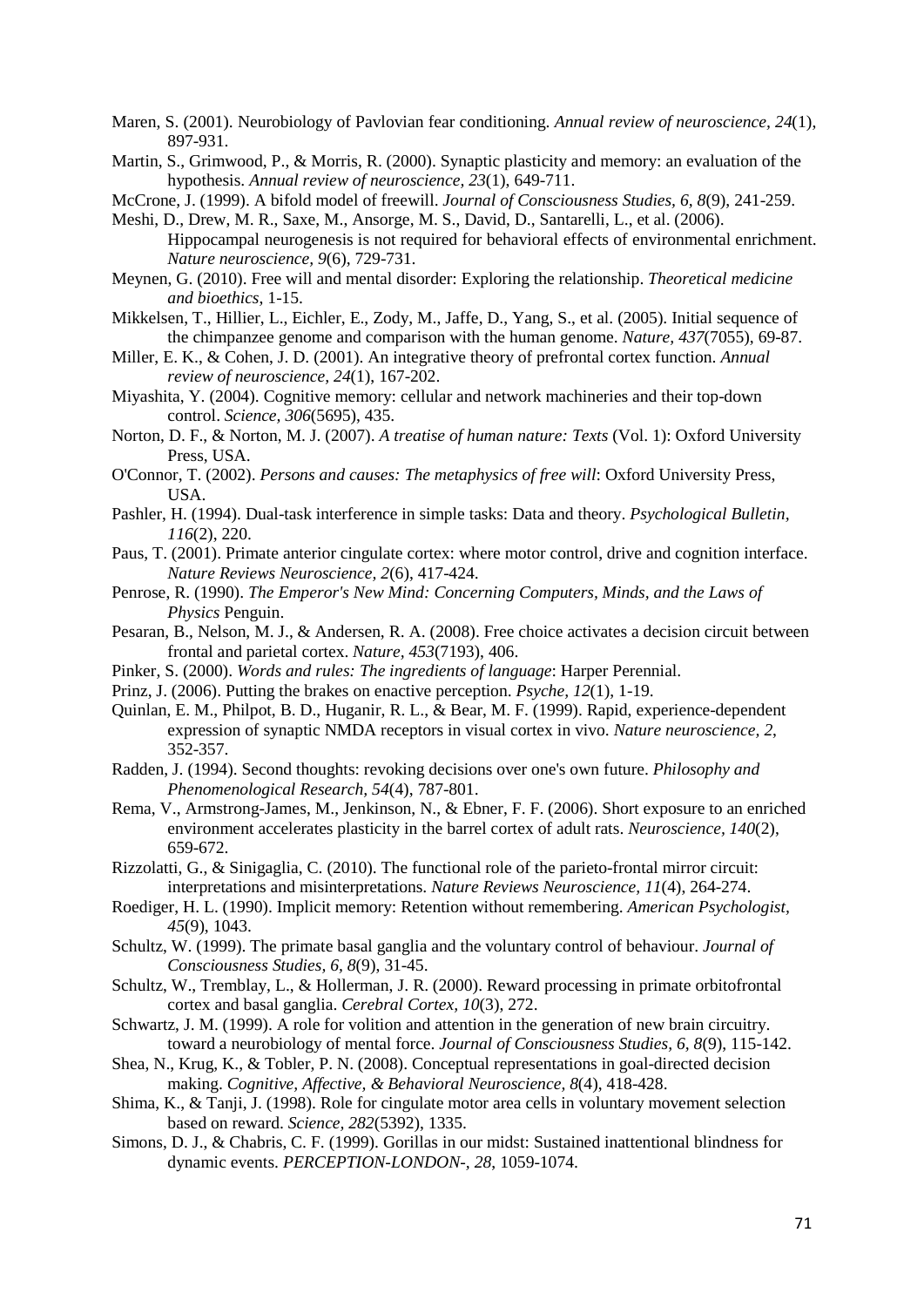Maren, S. (2001). Neurobiology of Pavlovian fear conditioning. *Annual review of neuroscience, 24*(1), 897-931.

Martin, S., Grimwood, P., & Morris, R. (2000). Synaptic plasticity and memory: an evaluation of the hypothesis. *Annual review of neuroscience, 23*(1), 649-711.

McCrone, J. (1999). A bifold model of freewill. *Journal of Consciousness Studies, 6, 8*(9), 241-259.

Meshi, D., Drew, M. R., Saxe, M., Ansorge, M. S., David, D., Santarelli, L., et al. (2006). Hippocampal neurogenesis is not required for behavioral effects of environmental enrichment. *Nature neuroscience, 9*(6), 729-731.

Meynen, G. (2010). Free will and mental disorder: Exploring the relationship. *Theoretical medicine and bioethics*, 1-15.

Mikkelsen, T., Hillier, L., Eichler, E., Zody, M., Jaffe, D., Yang, S., et al. (2005). Initial sequence of the chimpanzee genome and comparison with the human genome. *Nature, 437*(7055), 69-87.

Miller, E. K., & Cohen, J. D. (2001). An integrative theory of prefrontal cortex function. *Annual review of neuroscience, 24*(1), 167-202.

Miyashita, Y. (2004). Cognitive memory: cellular and network machineries and their top-down control. *Science, 306*(5695), 435.

Norton, D. F., & Norton, M. J. (2007). *A treatise of human nature: Texts* (Vol. 1): Oxford University Press, USA.

O'Connor, T. (2002). *Persons and causes: The metaphysics of free will*: Oxford University Press, USA.

Pashler, H. (1994). Dual-task interference in simple tasks: Data and theory. *Psychological Bulletin, 116*(2), 220.

Paus, T. (2001). Primate anterior cingulate cortex: where motor control, drive and cognition interface. *Nature Reviews Neuroscience, 2*(6), 417-424.

Penrose, R. (1990). *The Emperor's New Mind: Concerning Computers, Minds, and the Laws of Physics* Penguin.

Pesaran, B., Nelson, M. J., & Andersen, R. A. (2008). Free choice activates a decision circuit between frontal and parietal cortex. *Nature, 453*(7193), 406.

Pinker, S. (2000). *Words and rules: The ingredients of language*: Harper Perennial.

Prinz, J. (2006). Putting the brakes on enactive perception. *Psyche, 12*(1), 1-19.

Quinlan, E. M., Philpot, B. D., Huganir, R. L., & Bear, M. F. (1999). Rapid, experience-dependent expression of synaptic NMDA receptors in visual cortex in vivo. *Nature neuroscience, 2*, 352-357.

Radden, J. (1994). Second thoughts: revoking decisions over one's own future. *Philosophy and Phenomenological Research, 54*(4), 787-801.

Rema, V., Armstrong-James, M., Jenkinson, N., & Ebner, F. F. (2006). Short exposure to an enriched environment accelerates plasticity in the barrel cortex of adult rats. *Neuroscience, 140*(2), 659-672.

Rizzolatti, G., & Sinigaglia, C. (2010). The functional role of the parieto-frontal mirror circuit: interpretations and misinterpretations. *Nature Reviews Neuroscience, 11*(4), 264-274.

Roediger, H. L. (1990). Implicit memory: Retention without remembering. *American Psychologist, 45*(9), 1043.

Schultz, W. (1999). The primate basal ganglia and the voluntary control of behaviour. *Journal of Consciousness Studies, 6, 8*(9), 31-45.

Schultz, W., Tremblay, L., & Hollerman, J. R. (2000). Reward processing in primate orbitofrontal cortex and basal ganglia. *Cerebral Cortex, 10*(3), 272.

Schwartz, J. M. (1999). A role for volition and attention in the generation of new brain circuitry. toward a neurobiology of mental force. *Journal of Consciousness Studies, 6, 8*(9), 115-142.

Shea, N., Krug, K., & Tobler, P. N. (2008). Conceptual representations in goal-directed decision making. *Cognitive, Affective, & Behavioral Neuroscience, 8*(4), 418-428.

Shima, K., & Tanji, J. (1998). Role for cingulate motor area cells in voluntary movement selection based on reward. *Science, 282*(5392), 1335.

Simons, D. J., & Chabris, C. F. (1999). Gorillas in our midst: Sustained inattentional blindness for dynamic events. *PERCEPTION-LONDON-, 28*, 1059-1074.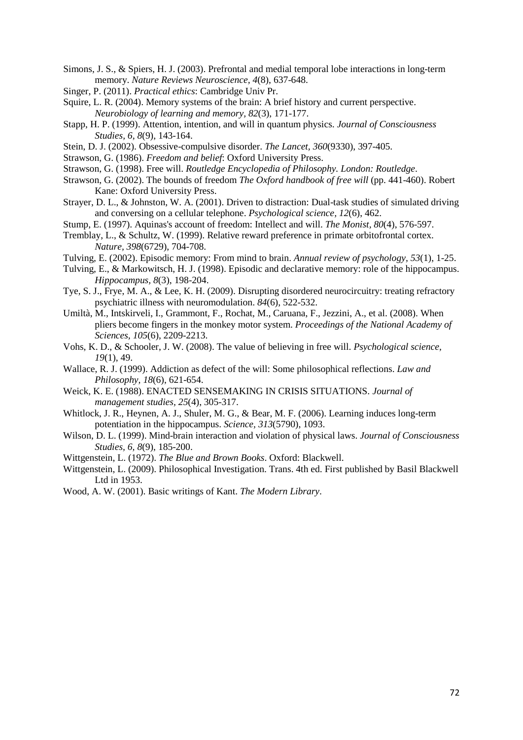Simons, J. S., & Spiers, H. J. (2003). Prefrontal and medial temporal lobe interactions in long-term memory. *Nature Reviews Neuroscience, 4*(8), 637-648.

Singer, P. (2011). *Practical ethics*: Cambridge Univ Pr.

Squire, L. R. (2004). Memory systems of the brain: A brief history and current perspective. *Neurobiology of learning and memory, 82*(3), 171-177.

Stapp, H. P. (1999). Attention, intention, and will in quantum physics. *Journal of Consciousness Studies, 6, 8*(9), 143-164.

Stein, D. J. (2002). Obsessive-compulsive disorder. *The Lancet, 360*(9330), 397-405.

Strawson, G. (1986). *Freedom and belief*: Oxford University Press.

Strawson, G. (1998). Free will. *Routledge Encyclopedia of Philosophy. London: Routledge*.

Strawson, G. (2002). The bounds of freedom *The Oxford handbook of free will* (pp. 441-460). Robert Kane: Oxford University Press.

Strayer, D. L., & Johnston, W. A. (2001). Driven to distraction: Dual-task studies of simulated driving and conversing on a cellular telephone. *Psychological science, 12*(6), 462.

Stump, E. (1997). Aquinas's account of freedom: Intellect and will. *The Monist, 80*(4), 576-597.

Tremblay, L., & Schultz, W. (1999). Relative reward preference in primate orbitofrontal cortex. *Nature, 398*(6729), 704-708.

Tulving, E. (2002). Episodic memory: From mind to brain. *Annual review of psychology, 53*(1), 1-25.

Tulving, E., & Markowitsch, H. J. (1998). Episodic and declarative memory: role of the hippocampus. *Hippocampus, 8*(3), 198-204.

Tye, S. J., Frye, M. A., & Lee, K. H. (2009). Disrupting disordered neurocircuitry: treating refractory psychiatric illness with neuromodulation. *84*(6), 522-532.

Umiltà, M., Intskirveli, I., Grammont, F., Rochat, M., Caruana, F., Jezzini, A., et al. (2008). When pliers become fingers in the monkey motor system. *Proceedings of the National Academy of Sciences, 105*(6), 2209-2213.

Vohs, K. D., & Schooler, J. W. (2008). The value of believing in free will. *Psychological science, 19*(1), 49.

Wallace, R. J. (1999). Addiction as defect of the will: Some philosophical reflections. *Law and Philosophy, 18*(6), 621-654.

Weick, K. E. (1988). ENACTED SENSEMAKING IN CRISIS SITUATIONS. *Journal of management studies, 25*(4), 305-317.

Whitlock, J. R., Heynen, A. J., Shuler, M. G., & Bear, M. F. (2006). Learning induces long-term potentiation in the hippocampus. *Science, 313*(5790), 1093.

Wilson, D. L. (1999). Mind-brain interaction and violation of physical laws. *Journal of Consciousness Studies, 6, 8*(9), 185-200.

Wittgenstein, L. (1972). *The Blue and Brown Books*. Oxford: Blackwell.

Wittgenstein, L. (2009). Philosophical Investigation. Trans. 4th ed. First published by Basil Blackwell Ltd in 1953.

Wood, A. W. (2001). Basic writings of Kant. *The Modern Library*.